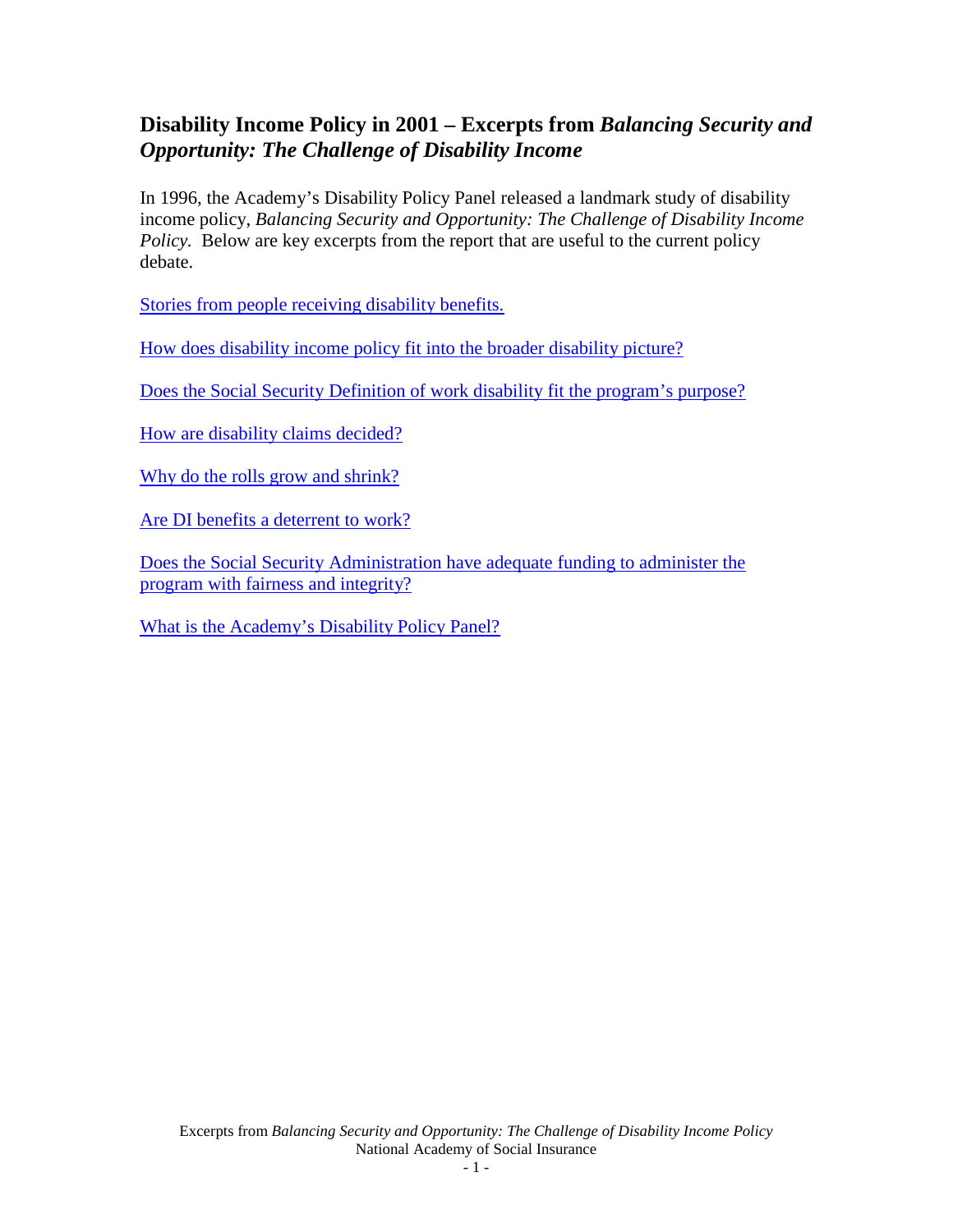## Disability Income Policy in 2001 – Excerpts from *Balancing Security and Opportunity: The Challenge of Disability Income*

In 1996, the Academy's Disability Policy Panel released a landmark study of disability income policy, *Balancing Security and Opportunity: The Challenge of Disability Income Policy.* Below are key excerpts from the report that are useful to the current policy debate.

Stories from people receiving disability benefits.

How does disability income policy fit into the broader disability picture?

Does the Social Security Definition of work disability fit the program's purpose?

How are disability claims decided?

Why do the rolls grow and shrink?

Are DI benefits a deterrent to work?

Does the Social Security Administration have adequate funding to administer the program with fairness and integrity?

What is the Academy's Disability Policy Panel?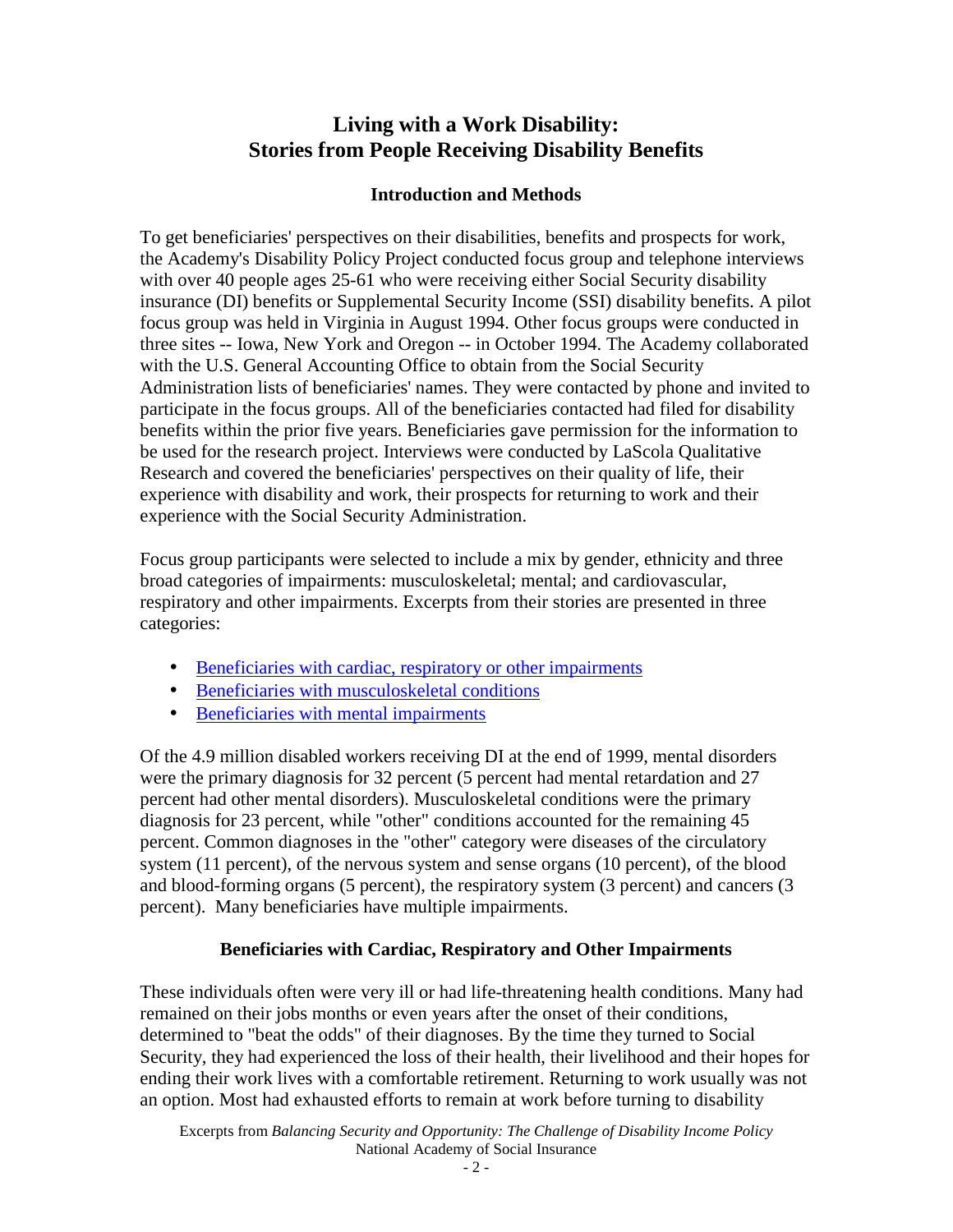# Living with a Work Disability: Stories from People Receiving Disability Benefits

## Introduction and Methods

To get beneficiaries' perspectives on their disabilities, benefits and prospects for work, the Academy's Disability Policy Project conducted focus group and telephone interviews with over 40 people ages 25-61 who were receiving either Social Security disability insurance (DI) benefits or Supplemental Security Income (SSI) disability benefits. A pilot focus group was held in Virginia in August 1994. Other focus groups were conducted in three sites -- Iowa, New York and Oregon -- in October 1994. The Academy collaborated with the U.S. General Accounting Office to obtain from the Social Security Administration lists of beneficiaries' names. They were contacted by phone and invited to participate in the focus groups. All of the beneficiaries contacted had filed for disability benefits within the prior five years. Beneficiaries gave permission for the information to be used for the research project. Interviews were conducted by LaScola Qualitative Research and covered the beneficiaries' perspectives on their quality of life, their experience with disability and work, their prospects for returning to work and their experience with the Social Security Administration.

Focus group participants were selected to include a mix by gender, ethnicity and three broad categories of impairments: musculoskeletal; mental; and cardiovascular, respiratory and other impairments. Excerpts from their stories are presented in three categories:

- Beneficiaries with cardiac, respiratory or other impairments
- Beneficiaries with musculoskeletal conditions
- Beneficiaries with mental impairments

Of the 4.9 million disabled workers receiving DI at the end of 1999, mental disorders were the primary diagnosis for 32 percent (5 percent had mental retardation and 27 percent had other mental disorders). Musculoskeletal conditions were the primary diagnosis for 23 percent, while "other" conditions accounted for the remaining 45 percent. Common diagnoses in the "other" category were diseases of the circulatory system (11 percent), of the nervous system and sense organs (10 percent), of the blood and blood-forming organs (5 percent), the respiratory system (3 percent) and cancers (3 percent). Many beneficiaries have multiple impairments.

## Beneficiaries with Cardiac, Respiratory and Other Impairments

These individuals often were very ill or had life-threatening health conditions. Many had remained on their jobs months or even years after the onset of their conditions, determined to "beat the odds" of their diagnoses. By the time they turned to Social Security, they had experienced the loss of their health, their livelihood and their hopes for ending their work lives with a comfortable retirement. Returning to work usually was not an option. Most had exhausted efforts to remain at work before turning to disability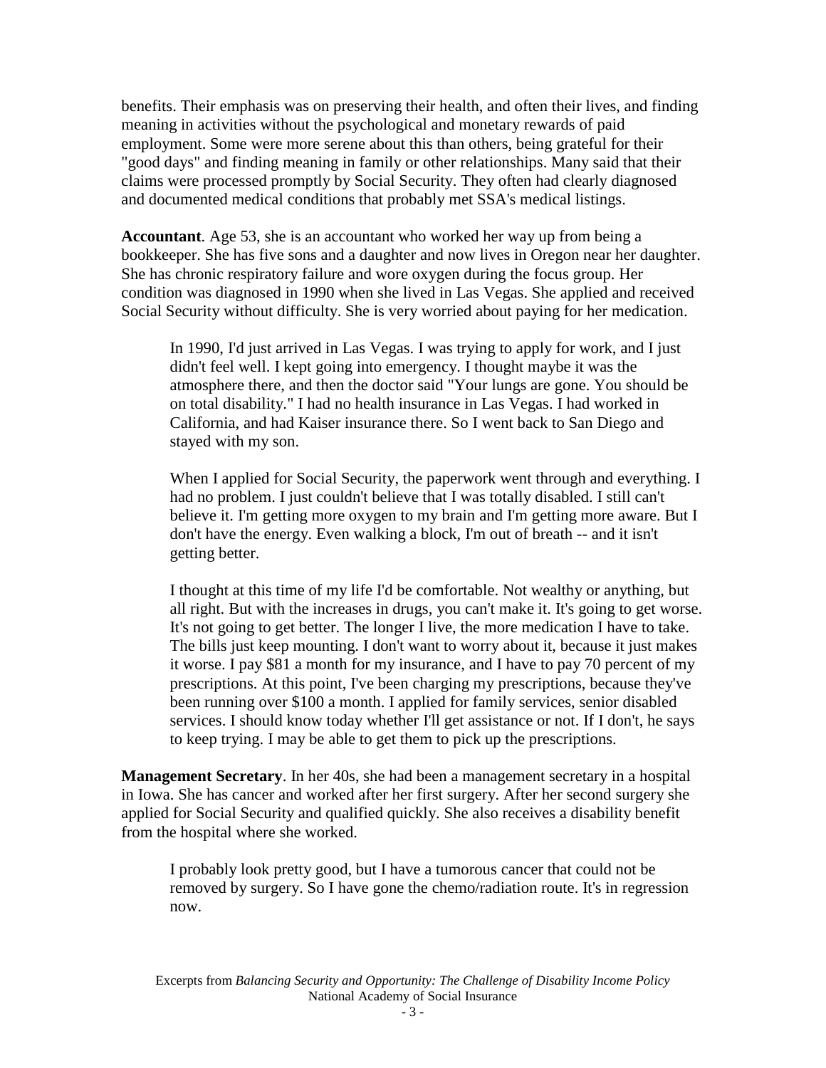benefits. Their emphasis was on preserving their health, and often their lives, and finding meaning in activities without the psychological and monetary rewards of paid employment. Some were more serene about this than others, being grateful for their "good days" and finding meaning in family or other relationships. Many said that their claims were processed promptly by Social Security. They often had clearly diagnosed and documented medical conditions that probably met SSA's medical listings.

**Accountant**. Age 53, she is an accountant who worked her way up from being a bookkeeper. She has five sons and a daughter and now lives in Oregon near her daughter. She has chronic respiratory failure and wore oxygen during the focus group. Her condition was diagnosed in 1990 when she lived in Las Vegas. She applied and received Social Security without difficulty. She is very worried about paying for her medication.

> In 1990, I'd just arrived in Las Vegas. I was trying to apply for work, and I just didn't feel well. I kept going into emergency. I thought maybe it was the atmosphere there, and then the doctor said "Your lungs are gone. You should be on total disability." I had no health insurance in Las Vegas. I had worked in California, and had Kaiser insurance there. So I went back to San Diego and stayed with my son.
>
> When I applied for Social Security, the paperwork went through and everything. I had no problem. I just couldn't believe that I was totally disabled. I still can't believe it. I'm getting more oxygen to my brain and I'm getting more aware. But I don't have the energy. Even walking a block, I'm out of breath -- and it isn't getting better.
>
> I thought at this time of my life I'd be comfortable. Not wealthy or anything, but all right. But with the increases in drugs, you can't make it. It's going to get worse. It's not going to get better. The longer I live, the more medication I have to take. The bills just keep mounting. I don't want to worry about it, because it just makes it worse. I pay $81 a month for my insurance, and I have to pay 70 percent of my prescriptions. At this point, I've been charging my prescriptions, because they've been running over $100 a month. I applied for family services, senior disabled services. I should know today whether I'll get assistance or not. If I don't, he says to keep trying. I may be able to get them to pick up the prescriptions.

**Management Secretary**. In her 40s, she had been a management secretary in a hospital in Iowa. She has cancer and worked after her first surgery. After her second surgery she applied for Social Security and qualified quickly. She also receives a disability benefit from the hospital where she worked.

> I probably look pretty good, but I have a tumorous cancer that could not be removed by surgery. So I have gone the chemo/radiation route. It's in regression now.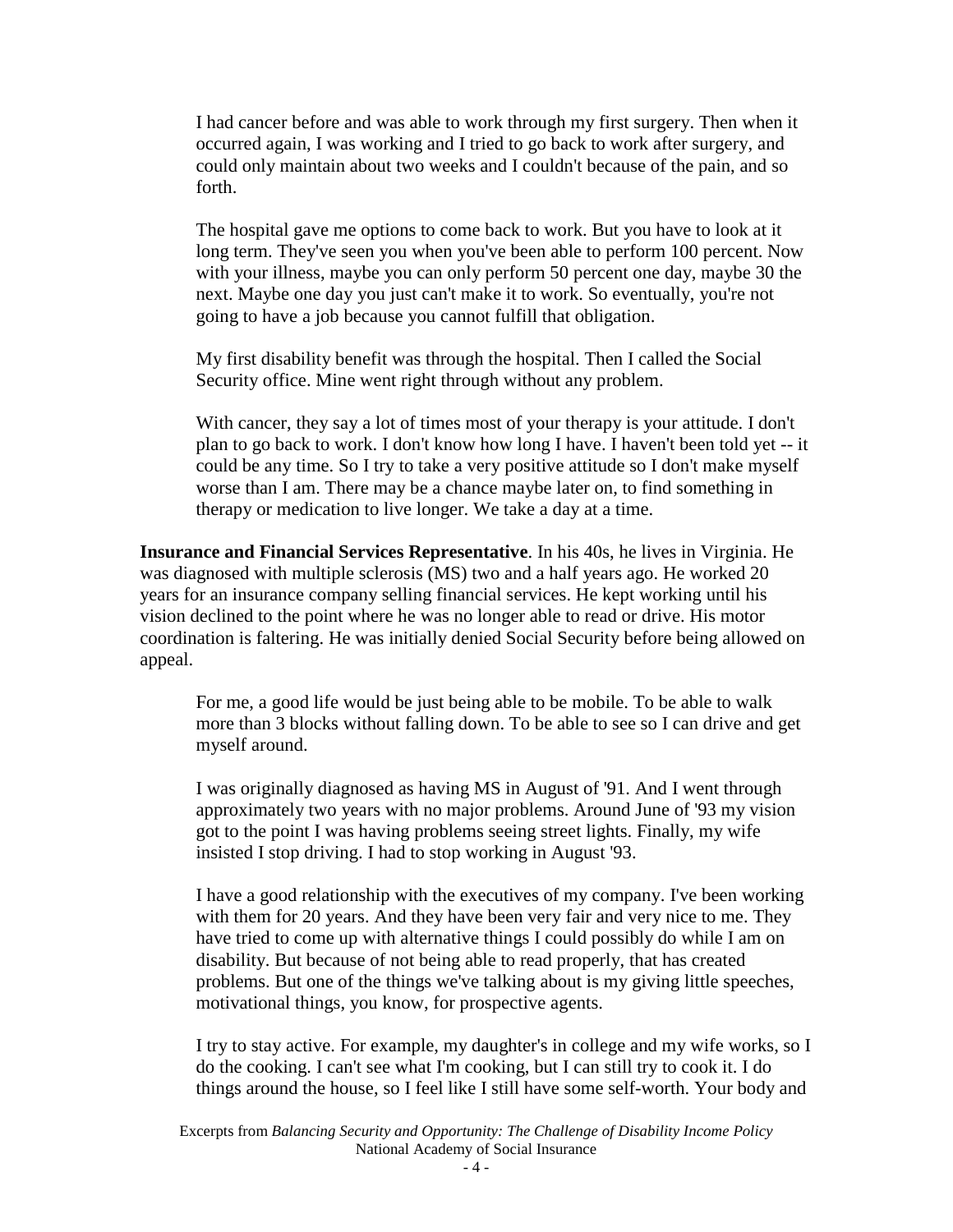> I had cancer before and was able to work through my first surgery. Then when it occurred again, I was working and I tried to go back to work after surgery, and could only maintain about two weeks and I couldn't because of the pain, and so forth.
>
> The hospital gave me options to come back to work. But you have to look at it long term. They've seen you when you've been able to perform 100 percent. Now with your illness, maybe you can only perform 50 percent one day, maybe 30 the next. Maybe one day you just can't make it to work. So eventually, you're not going to have a job because you cannot fulfill that obligation.
>
> My first disability benefit was through the hospital. Then I called the Social Security office. Mine went right through without any problem.
>
> With cancer, they say a lot of times most of your therapy is your attitude. I don't plan to go back to work. I don't know how long I have. I haven't been told yet -- it could be any time. So I try to take a very positive attitude so I don't make myself worse than I am. There may be a chance maybe later on, to find something in therapy or medication to live longer. We take a day at a time.

**Insurance and Financial Services Representative**. In his 40s, he lives in Virginia. He was diagnosed with multiple sclerosis (MS) two and a half years ago. He worked 20 years for an insurance company selling financial services. He kept working until his vision declined to the point where he was no longer able to read or drive. His motor coordination is faltering. He was initially denied Social Security before being allowed on appeal.

> For me, a good life would be just being able to be mobile. To be able to walk more than 3 blocks without falling down. To be able to see so I can drive and get myself around.
>
> I was originally diagnosed as having MS in August of '91. And I went through approximately two years with no major problems. Around June of '93 my vision got to the point I was having problems seeing street lights. Finally, my wife insisted I stop driving. I had to stop working in August '93.
>
> I have a good relationship with the executives of my company. I've been working with them for 20 years. And they have been very fair and very nice to me. They have tried to come up with alternative things I could possibly do while I am on disability. But because of not being able to read properly, that has created problems. But one of the things we've talking about is my giving little speeches, motivational things, you know, for prospective agents.
>
> I try to stay active. For example, my daughter's in college and my wife works, so I do the cooking. I can't see what I'm cooking, but I can still try to cook it. I do things around the house, so I feel like I still have some self-worth. Your body and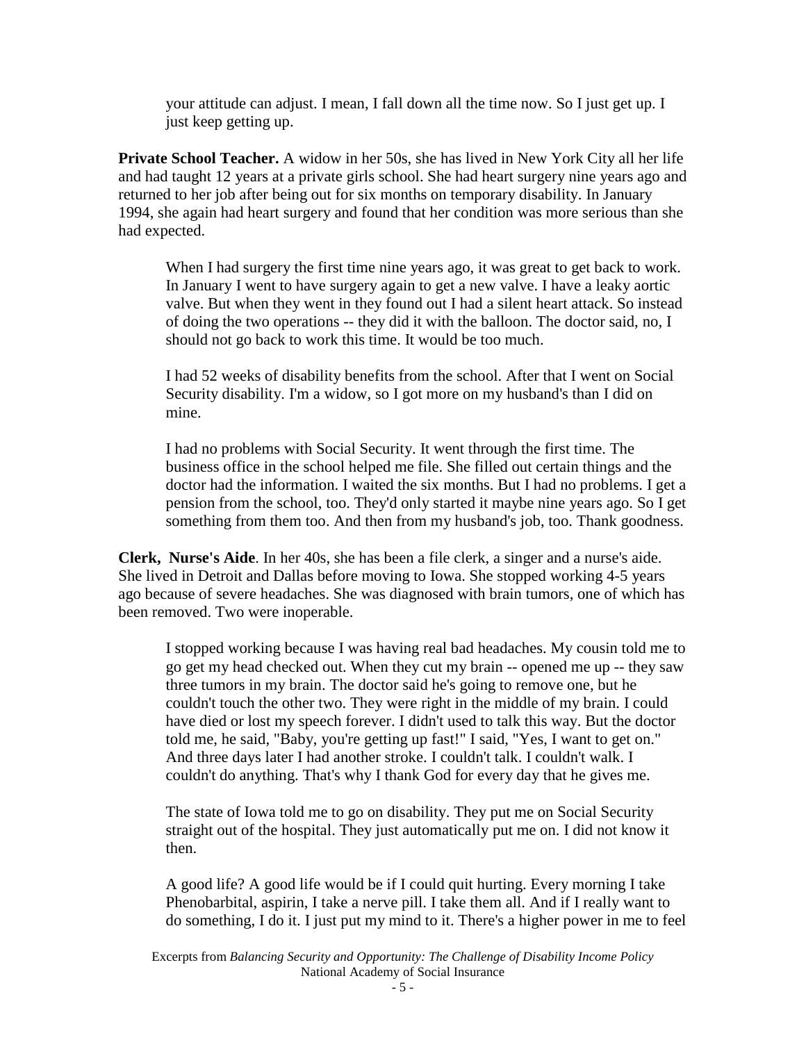your attitude can adjust. I mean, I fall down all the time now. So I just get up. I just keep getting up.

**Private School Teacher.** A widow in her 50s, she has lived in New York City all her life and had taught 12 years at a private girls school. She had heart surgery nine years ago and returned to her job after being out for six months on temporary disability. In January 1994, she again had heart surgery and found that her condition was more serious than she had expected.

> When I had surgery the first time nine years ago, it was great to get back to work. In January I went to have surgery again to get a new valve. I have a leaky aortic valve. But when they went in they found out I had a silent heart attack. So instead of doing the two operations -- they did it with the balloon. The doctor said, no, I should not go back to work this time. It would be too much.
>
> I had 52 weeks of disability benefits from the school. After that I went on Social Security disability. I'm a widow, so I got more on my husband's than I did on mine.
>
> I had no problems with Social Security. It went through the first time. The business office in the school helped me file. She filled out certain things and the doctor had the information. I waited the six months. But I had no problems. I get a pension from the school, too. They'd only started it maybe nine years ago. So I get something from them too. And then from my husband's job, too. Thank goodness.

**Clerk, Nurse's Aide**. In her 40s, she has been a file clerk, a singer and a nurse's aide. She lived in Detroit and Dallas before moving to Iowa. She stopped working 4-5 years ago because of severe headaches. She was diagnosed with brain tumors, one of which has been removed. Two were inoperable.

> I stopped working because I was having real bad headaches. My cousin told me to go get my head checked out. When they cut my brain -- opened me up -- they saw three tumors in my brain. The doctor said he's going to remove one, but he couldn't touch the other two. They were right in the middle of my brain. I could have died or lost my speech forever. I didn't used to talk this way. But the doctor told me, he said, "Baby, you're getting up fast!" I said, "Yes, I want to get on." And three days later I had another stroke. I couldn't talk. I couldn't walk. I couldn't do anything. That's why I thank God for every day that he gives me.
>
> The state of Iowa told me to go on disability. They put me on Social Security straight out of the hospital. They just automatically put me on. I did not know it then.
>
> A good life? A good life would be if I could quit hurting. Every morning I take Phenobarbital, aspirin, I take a nerve pill. I take them all. And if I really want to do something, I do it. I just put my mind to it. There's a higher power in me to feel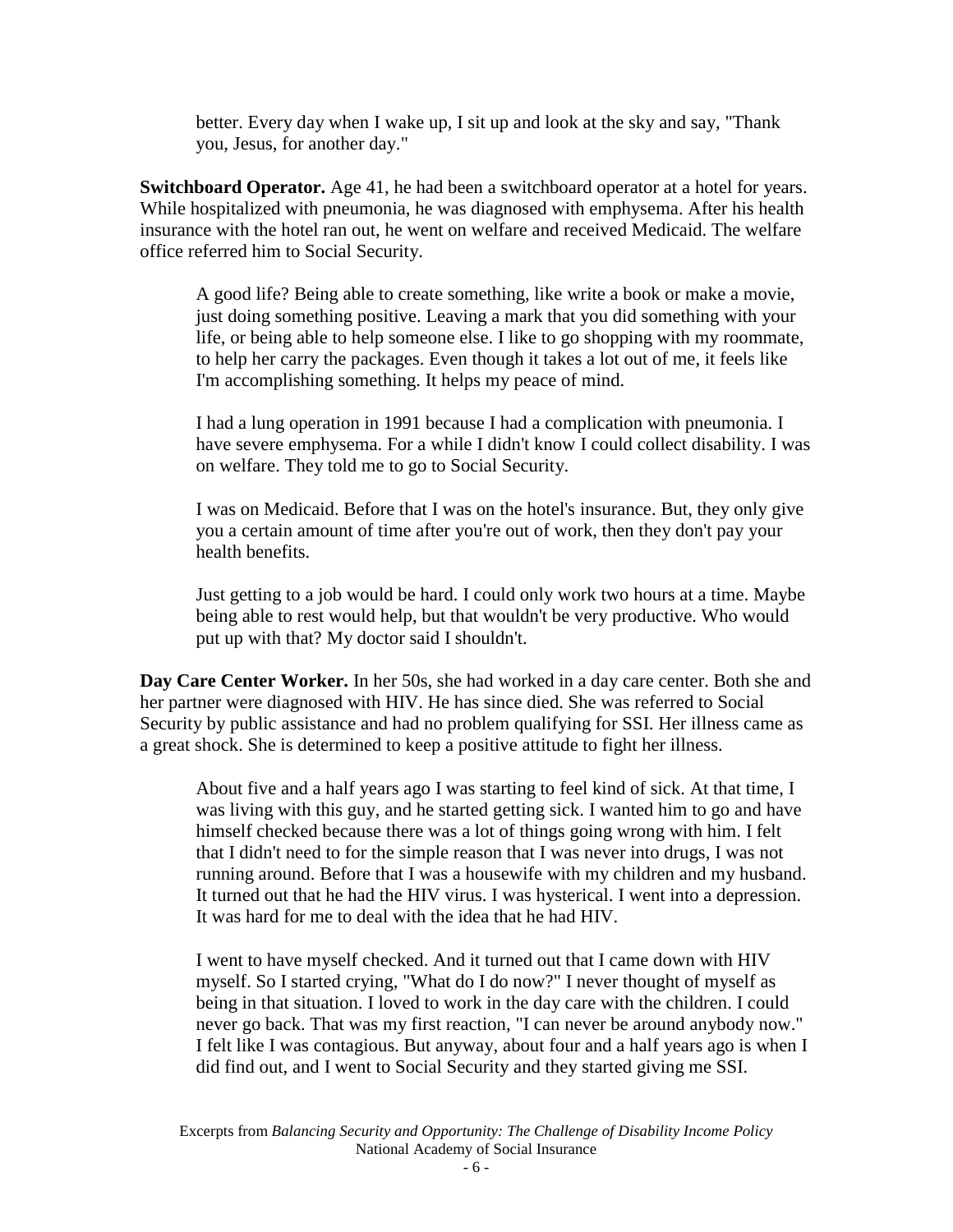> better. Every day when I wake up, I sit up and look at the sky and say, "Thank you, Jesus, for another day."

**Switchboard Operator.** Age 41, he had been a switchboard operator at a hotel for years. While hospitalized with pneumonia, he was diagnosed with emphysema. After his health insurance with the hotel ran out, he went on welfare and received Medicaid. The welfare office referred him to Social Security.

> A good life? Being able to create something, like write a book or make a movie, just doing something positive. Leaving a mark that you did something with your life, or being able to help someone else. I like to go shopping with my roommate, to help her carry the packages. Even though it takes a lot out of me, it feels like I'm accomplishing something. It helps my peace of mind.
>
> I had a lung operation in 1991 because I had a complication with pneumonia. I have severe emphysema. For a while I didn't know I could collect disability. I was on welfare. They told me to go to Social Security.
>
> I was on Medicaid. Before that I was on the hotel's insurance. But, they only give you a certain amount of time after you're out of work, then they don't pay your health benefits.
>
> Just getting to a job would be hard. I could only work two hours at a time. Maybe being able to rest would help, but that wouldn't be very productive. Who would put up with that? My doctor said I shouldn't.

**Day Care Center Worker.** In her 50s, she had worked in a day care center. Both she and her partner were diagnosed with HIV. He has since died. She was referred to Social Security by public assistance and had no problem qualifying for SSI. Her illness came as a great shock. She is determined to keep a positive attitude to fight her illness.

> About five and a half years ago I was starting to feel kind of sick. At that time, I was living with this guy, and he started getting sick. I wanted him to go and have himself checked because there was a lot of things going wrong with him. I felt that I didn't need to for the simple reason that I was never into drugs, I was not running around. Before that I was a housewife with my children and my husband. It turned out that he had the HIV virus. I was hysterical. I went into a depression. It was hard for me to deal with the idea that he had HIV.
>
> I went to have myself checked. And it turned out that I came down with HIV myself. So I started crying, "What do I do now?" I never thought of myself as being in that situation. I loved to work in the day care with the children. I could never go back. That was my first reaction, "I can never be around anybody now." I felt like I was contagious. But anyway, about four and a half years ago is when I did find out, and I went to Social Security and they started giving me SSI.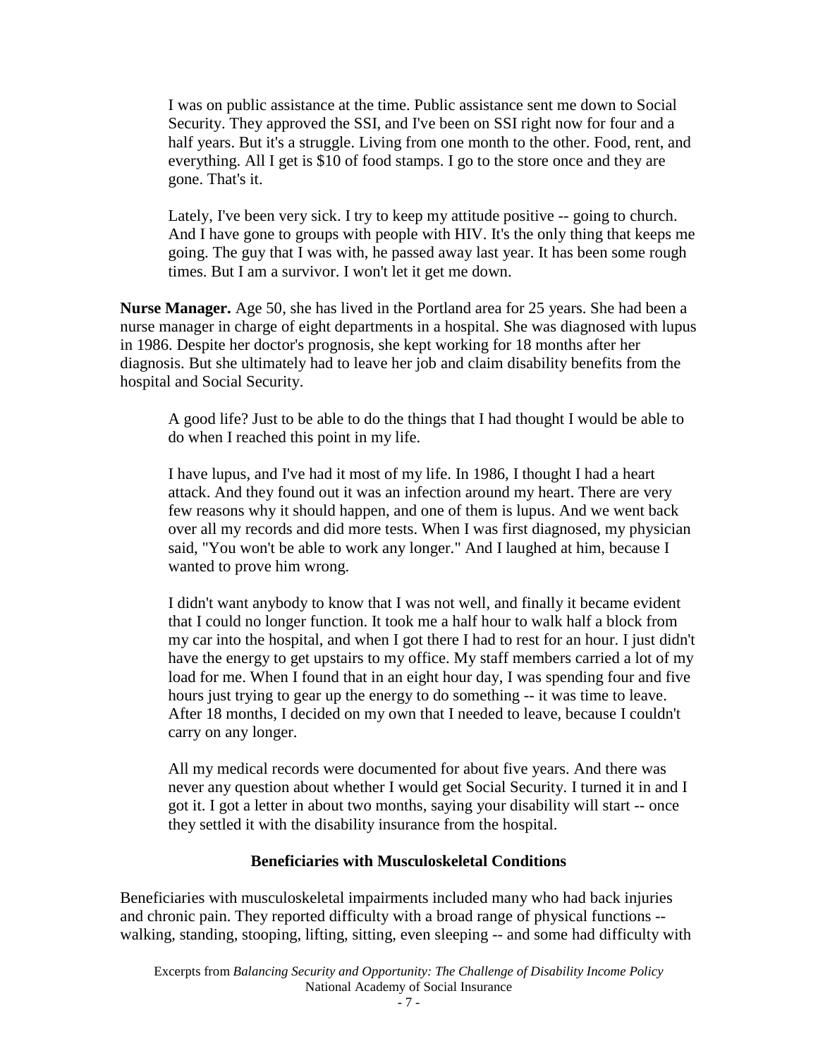> I was on public assistance at the time. Public assistance sent me down to Social Security. They approved the SSI, and I've been on SSI right now for four and a half years. But it's a struggle. Living from one month to the other. Food, rent, and everything. All I get is $10 of food stamps. I go to the store once and they are gone. That's it.
>
> Lately, I've been very sick. I try to keep my attitude positive -- going to church. And I have gone to groups with people with HIV. It's the only thing that keeps me going. The guy that I was with, he passed away last year. It has been some rough times. But I am a survivor. I won't let it get me down.

**Nurse Manager.** Age 50, she has lived in the Portland area for 25 years. She had been a nurse manager in charge of eight departments in a hospital. She was diagnosed with lupus in 1986. Despite her doctor's prognosis, she kept working for 18 months after her diagnosis. But she ultimately had to leave her job and claim disability benefits from the hospital and Social Security.

> A good life? Just to be able to do the things that I had thought I would be able to do when I reached this point in my life.
>
> I have lupus, and I've had it most of my life. In 1986, I thought I had a heart attack. And they found out it was an infection around my heart. There are very few reasons why it should happen, and one of them is lupus. And we went back over all my records and did more tests. When I was first diagnosed, my physician said, "You won't be able to work any longer." And I laughed at him, because I wanted to prove him wrong.
>
> I didn't want anybody to know that I was not well, and finally it became evident that I could no longer function. It took me a half hour to walk half a block from my car into the hospital, and when I got there I had to rest for an hour. I just didn't have the energy to get upstairs to my office. My staff members carried a lot of my load for me. When I found that in an eight hour day, I was spending four and five hours just trying to gear up the energy to do something -- it was time to leave. After 18 months, I decided on my own that I needed to leave, because I couldn't carry on any longer.
>
> All my medical records were documented for about five years. And there was never any question about whether I would get Social Security. I turned it in and I got it. I got a letter in about two months, saying your disability will start -- once they settled it with the disability insurance from the hospital.

### Beneficiaries with Musculoskeletal Conditions

Beneficiaries with musculoskeletal impairments included many who had back injuries and chronic pain. They reported difficulty with a broad range of physical functions -- walking, standing, stooping, lifting, sitting, even sleeping -- and some had difficulty with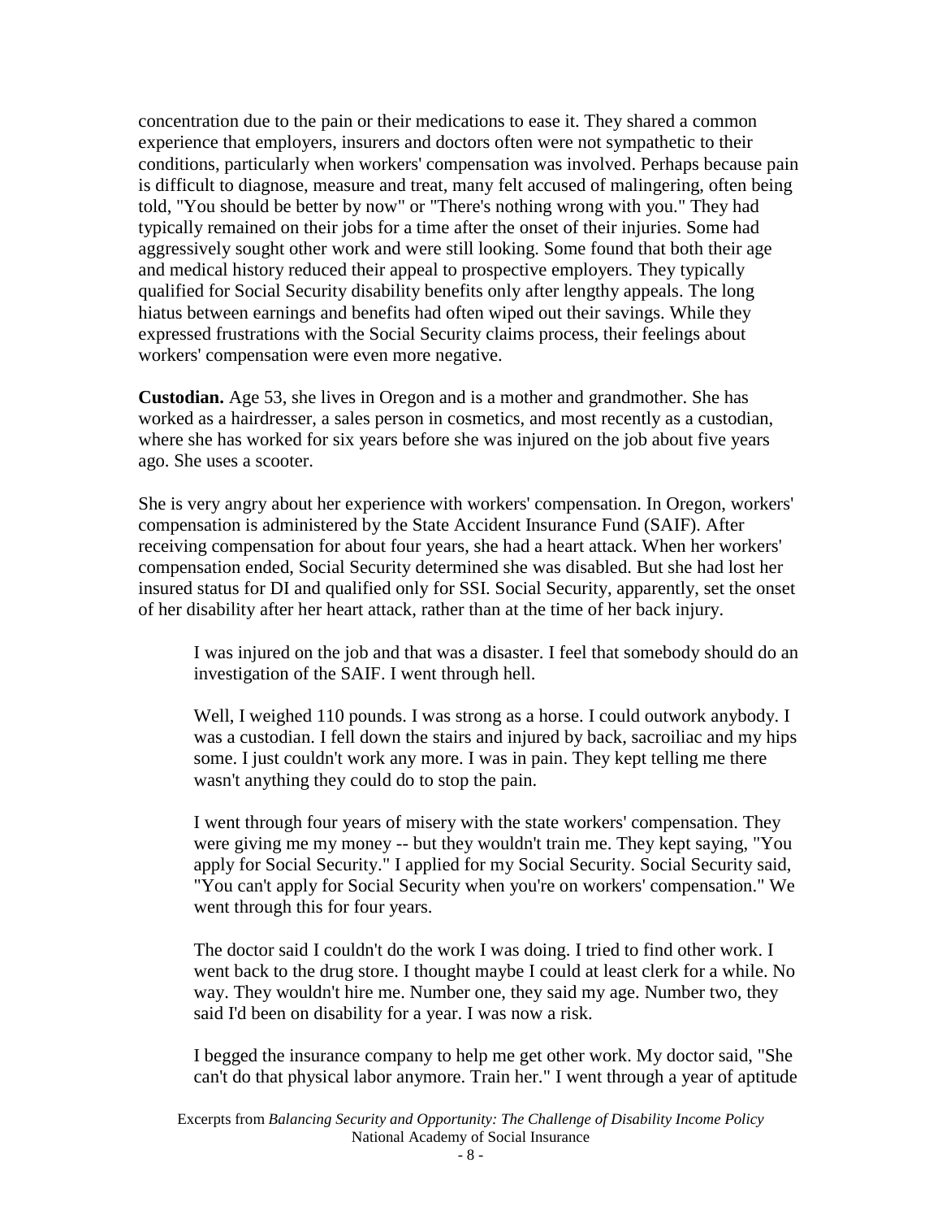concentration due to the pain or their medications to ease it. They shared a common experience that employers, insurers and doctors often were not sympathetic to their conditions, particularly when workers' compensation was involved. Perhaps because pain is difficult to diagnose, measure and treat, many felt accused of malingering, often being told, "You should be better by now" or "There's nothing wrong with you." They had typically remained on their jobs for a time after the onset of their injuries. Some had aggressively sought other work and were still looking. Some found that both their age and medical history reduced their appeal to prospective employers. They typically qualified for Social Security disability benefits only after lengthy appeals. The long hiatus between earnings and benefits had often wiped out their savings. While they expressed frustrations with the Social Security claims process, their feelings about workers' compensation were even more negative.

**Custodian.** Age 53, she lives in Oregon and is a mother and grandmother. She has worked as a hairdresser, a sales person in cosmetics, and most recently as a custodian, where she has worked for six years before she was injured on the job about five years ago. She uses a scooter.

She is very angry about her experience with workers' compensation. In Oregon, workers' compensation is administered by the State Accident Insurance Fund (SAIF). After receiving compensation for about four years, she had a heart attack. When her workers' compensation ended, Social Security determined she was disabled. But she had lost her insured status for DI and qualified only for SSI. Social Security, apparently, set the onset of her disability after her heart attack, rather than at the time of her back injury.

> I was injured on the job and that was a disaster. I feel that somebody should do an investigation of the SAIF. I went through hell.
>
> Well, I weighed 110 pounds. I was strong as a horse. I could outwork anybody. I was a custodian. I fell down the stairs and injured by back, sacroiliac and my hips some. I just couldn't work any more. I was in pain. They kept telling me there wasn't anything they could do to stop the pain.
>
> I went through four years of misery with the state workers' compensation. They were giving me my money -- but they wouldn't train me. They kept saying, "You apply for Social Security." I applied for my Social Security. Social Security said, "You can't apply for Social Security when you're on workers' compensation." We went through this for four years.
>
> The doctor said I couldn't do the work I was doing. I tried to find other work. I went back to the drug store. I thought maybe I could at least clerk for a while. No way. They wouldn't hire me. Number one, they said my age. Number two, they said I'd been on disability for a year. I was now a risk.
>
> I begged the insurance company to help me get other work. My doctor said, "She can't do that physical labor anymore. Train her." I went through a year of aptitude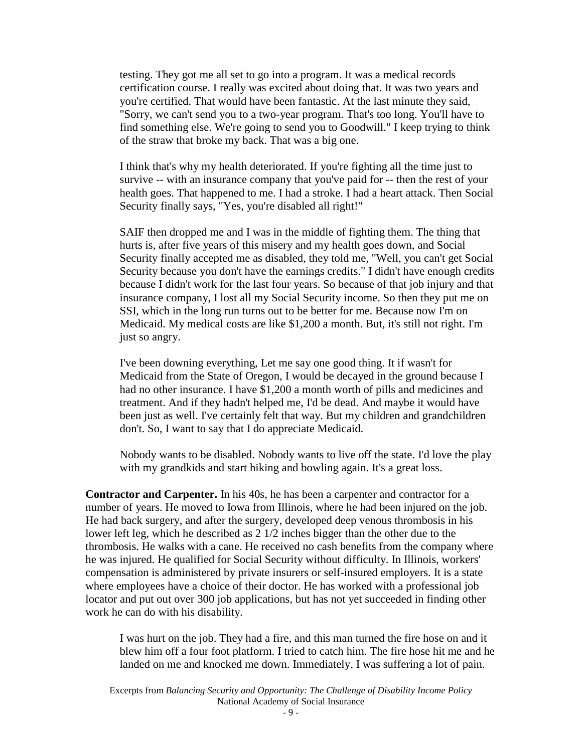testing. They got me all set to go into a program. It was a medical records certification course. I really was excited about doing that. It was two years and you're certified. That would have been fantastic. At the last minute they said, "Sorry, we can't send you to a two-year program. That's too long. You'll have to find something else. We're going to send you to Goodwill." I keep trying to think of the straw that broke my back. That was a big one.

I think that's why my health deteriorated. If you're fighting all the time just to survive -- with an insurance company that you've paid for -- then the rest of your health goes. That happened to me. I had a stroke. I had a heart attack. Then Social Security finally says, "Yes, you're disabled all right!"

SAIF then dropped me and I was in the middle of fighting them. The thing that hurts is, after five years of this misery and my health goes down, and Social Security finally accepted me as disabled, they told me, "Well, you can't get Social Security because you don't have the earnings credits." I didn't have enough credits because I didn't work for the last four years. So because of that job injury and that insurance company, I lost all my Social Security income. So then they put me on SSI, which in the long run turns out to be better for me. Because now I'm on Medicaid. My medical costs are like $1,200 a month. But, it's still not right. I'm just so angry.

I've been downing everything, Let me say one good thing. It if wasn't for Medicaid from the State of Oregon, I would be decayed in the ground because I had no other insurance. I have $1,200 a month worth of pills and medicines and treatment. And if they hadn't helped me, I'd be dead. And maybe it would have been just as well. I've certainly felt that way. But my children and grandchildren don't. So, I want to say that I do appreciate Medicaid.

Nobody wants to be disabled. Nobody wants to live off the state. I'd love the play with my grandkids and start hiking and bowling again. It's a great loss.

**Contractor and Carpenter.** In his 40s, he has been a carpenter and contractor for a number of years. He moved to Iowa from Illinois, where he had been injured on the job. He had back surgery, and after the surgery, developed deep venous thrombosis in his lower left leg, which he described as 2 1/2 inches bigger than the other due to the thrombosis. He walks with a cane. He received no cash benefits from the company where he was injured. He qualified for Social Security without difficulty. In Illinois, workers' compensation is administered by private insurers or self-insured employers. It is a state where employees have a choice of their doctor. He has worked with a professional job locator and put out over 300 job applications, but has not yet succeeded in finding other work he can do with his disability.

I was hurt on the job. They had a fire, and this man turned the fire hose on and it blew him off a four foot platform. I tried to catch him. The fire hose hit me and he landed on me and knocked me down. Immediately, I was suffering a lot of pain.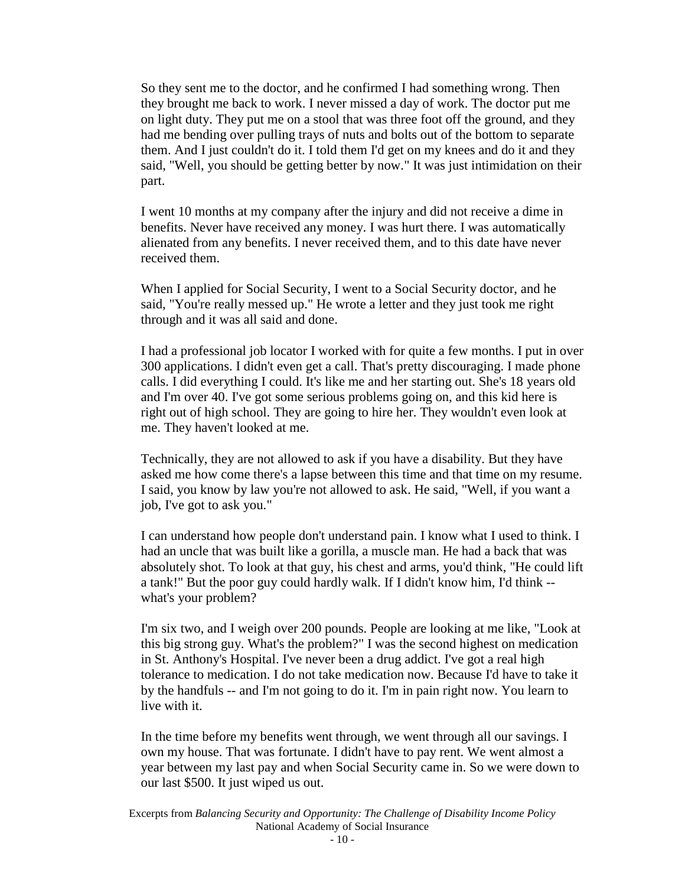So they sent me to the doctor, and he confirmed I had something wrong. Then they brought me back to work. I never missed a day of work. The doctor put me on light duty. They put me on a stool that was three foot off the ground, and they had me bending over pulling trays of nuts and bolts out of the bottom to separate them. And I just couldn't do it. I told them I'd get on my knees and do it and they said, "Well, you should be getting better by now." It was just intimidation on their part.

I went 10 months at my company after the injury and did not receive a dime in benefits. Never have received any money. I was hurt there. I was automatically alienated from any benefits. I never received them, and to this date have never received them.

When I applied for Social Security, I went to a Social Security doctor, and he said, "You're really messed up." He wrote a letter and they just took me right through and it was all said and done.

I had a professional job locator I worked with for quite a few months. I put in over 300 applications. I didn't even get a call. That's pretty discouraging. I made phone calls. I did everything I could. It's like me and her starting out. She's 18 years old and I'm over 40. I've got some serious problems going on, and this kid here is right out of high school. They are going to hire her. They wouldn't even look at me. They haven't looked at me.

Technically, they are not allowed to ask if you have a disability. But they have asked me how come there's a lapse between this time and that time on my resume. I said, you know by law you're not allowed to ask. He said, "Well, if you want a job, I've got to ask you."

I can understand how people don't understand pain. I know what I used to think. I had an uncle that was built like a gorilla, a muscle man. He had a back that was absolutely shot. To look at that guy, his chest and arms, you'd think, "He could lift a tank!" But the poor guy could hardly walk. If I didn't know him, I'd think -- what's your problem?

I'm six two, and I weigh over 200 pounds. People are looking at me like, "Look at this big strong guy. What's the problem?" I was the second highest on medication in St. Anthony's Hospital. I've never been a drug addict. I've got a real high tolerance to medication. I do not take medication now. Because I'd have to take it by the handfuls -- and I'm not going to do it. I'm in pain right now. You learn to live with it.

In the time before my benefits went through, we went through all our savings. I own my house. That was fortunate. I didn't have to pay rent. We went almost a year between my last pay and when Social Security came in. So we were down to our last $500. It just wiped us out.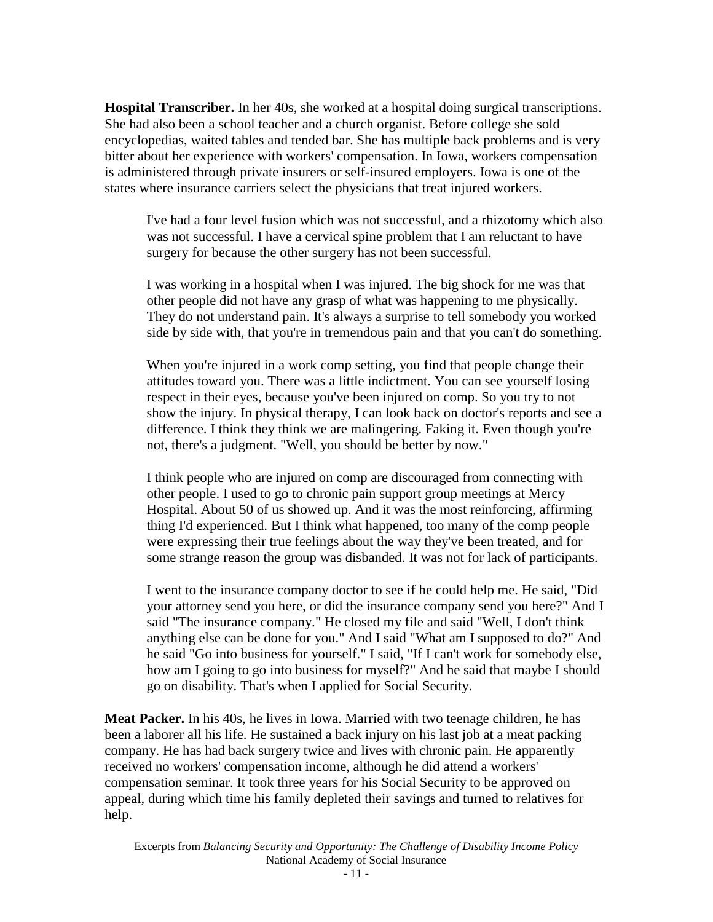**Hospital Transcriber.** In her 40s, she worked at a hospital doing surgical transcriptions. She had also been a school teacher and a church organist. Before college she sold encyclopedias, waited tables and tended bar. She has multiple back problems and is very bitter about her experience with workers' compensation. In Iowa, workers compensation is administered through private insurers or self-insured employers. Iowa is one of the states where insurance carriers select the physicians that treat injured workers.

> I've had a four level fusion which was not successful, and a rhizotomy which also was not successful. I have a cervical spine problem that I am reluctant to have surgery for because the other surgery has not been successful.
>
> I was working in a hospital when I was injured. The big shock for me was that other people did not have any grasp of what was happening to me physically. They do not understand pain. It's always a surprise to tell somebody you worked side by side with, that you're in tremendous pain and that you can't do something.
>
> When you're injured in a work comp setting, you find that people change their attitudes toward you. There was a little indictment. You can see yourself losing respect in their eyes, because you've been injured on comp. So you try to not show the injury. In physical therapy, I can look back on doctor's reports and see a difference. I think they think we are malingering. Faking it. Even though you're not, there's a judgment. "Well, you should be better by now."
>
> I think people who are injured on comp are discouraged from connecting with other people. I used to go to chronic pain support group meetings at Mercy Hospital. About 50 of us showed up. And it was the most reinforcing, affirming thing I'd experienced. But I think what happened, too many of the comp people were expressing their true feelings about the way they've been treated, and for some strange reason the group was disbanded. It was not for lack of participants.
>
> I went to the insurance company doctor to see if he could help me. He said, "Did your attorney send you here, or did the insurance company send you here?" And I said "The insurance company." He closed my file and said "Well, I don't think anything else can be done for you." And I said "What am I supposed to do?" And he said "Go into business for yourself." I said, "If I can't work for somebody else, how am I going to go into business for myself?" And he said that maybe I should go on disability. That's when I applied for Social Security.

**Meat Packer.** In his 40s, he lives in Iowa. Married with two teenage children, he has been a laborer all his life. He sustained a back injury on his last job at a meat packing company. He has had back surgery twice and lives with chronic pain. He apparently received no workers' compensation income, although he did attend a workers' compensation seminar. It took three years for his Social Security to be approved on appeal, during which time his family depleted their savings and turned to relatives for help.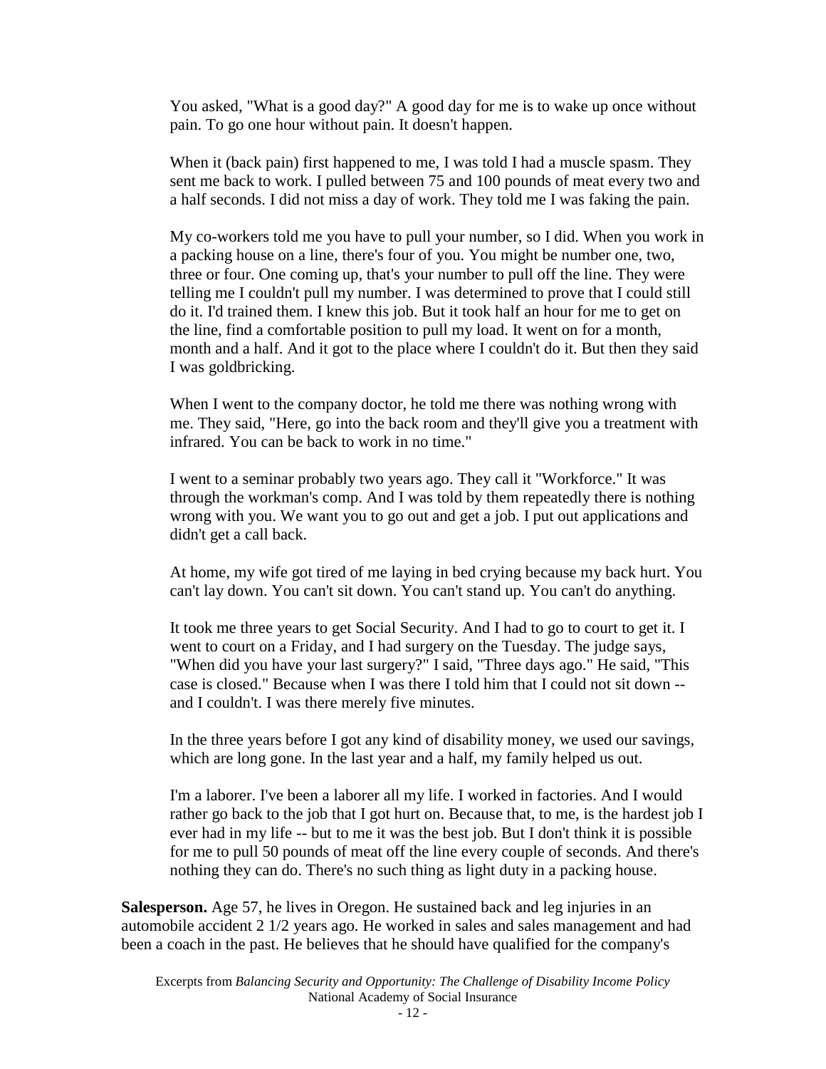You asked, "What is a good day?" A good day for me is to wake up once without pain. To go one hour without pain. It doesn't happen.

When it (back pain) first happened to me, I was told I had a muscle spasm. They sent me back to work. I pulled between 75 and 100 pounds of meat every two and a half seconds. I did not miss a day of work. They told me I was faking the pain.

My co-workers told me you have to pull your number, so I did. When you work in a packing house on a line, there's four of you. You might be number one, two, three or four. One coming up, that's your number to pull off the line. They were telling me I couldn't pull my number. I was determined to prove that I could still do it. I'd trained them. I knew this job. But it took half an hour for me to get on the line, find a comfortable position to pull my load. It went on for a month, month and a half. And it got to the place where I couldn't do it. But then they said I was goldbricking.

When I went to the company doctor, he told me there was nothing wrong with me. They said, "Here, go into the back room and they'll give you a treatment with infrared. You can be back to work in no time."

I went to a seminar probably two years ago. They call it "Workforce." It was through the workman's comp. And I was told by them repeatedly there is nothing wrong with you. We want you to go out and get a job. I put out applications and didn't get a call back.

At home, my wife got tired of me laying in bed crying because my back hurt. You can't lay down. You can't sit down. You can't stand up. You can't do anything.

It took me three years to get Social Security. And I had to go to court to get it. I went to court on a Friday, and I had surgery on the Tuesday. The judge says, "When did you have your last surgery?" I said, "Three days ago." He said, "This case is closed." Because when I was there I told him that I could not sit down -- and I couldn't. I was there merely five minutes.

In the three years before I got any kind of disability money, we used our savings, which are long gone. In the last year and a half, my family helped us out.

I'm a laborer. I've been a laborer all my life. I worked in factories. And I would rather go back to the job that I got hurt on. Because that, to me, is the hardest job I ever had in my life -- but to me it was the best job. But I don't think it is possible for me to pull 50 pounds of meat off the line every couple of seconds. And there's nothing they can do. There's no such thing as light duty in a packing house.

**Salesperson.** Age 57, he lives in Oregon. He sustained back and leg injuries in an automobile accident 2 1/2 years ago. He worked in sales and sales management and had been a coach in the past. He believes that he should have qualified for the company's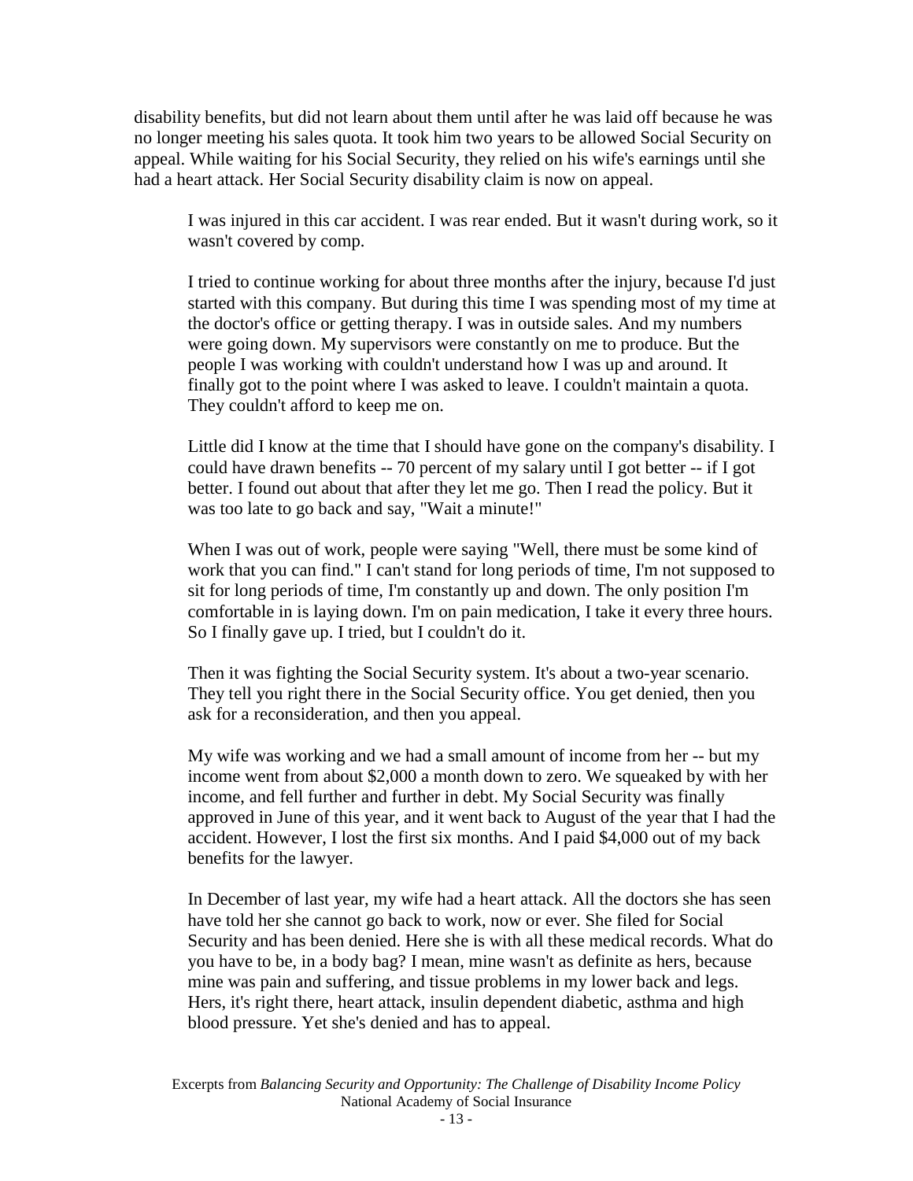disability benefits, but did not learn about them until after he was laid off because he was no longer meeting his sales quota. It took him two years to be allowed Social Security on appeal. While waiting for his Social Security, they relied on his wife's earnings until she had a heart attack. Her Social Security disability claim is now on appeal.

> I was injured in this car accident. I was rear ended. But it wasn't during work, so it wasn't covered by comp.
>
> I tried to continue working for about three months after the injury, because I'd just started with this company. But during this time I was spending most of my time at the doctor's office or getting therapy. I was in outside sales. And my numbers were going down. My supervisors were constantly on me to produce. But the people I was working with couldn't understand how I was up and around. It finally got to the point where I was asked to leave. I couldn't maintain a quota. They couldn't afford to keep me on.
>
> Little did I know at the time that I should have gone on the company's disability. I could have drawn benefits -- 70 percent of my salary until I got better -- if I got better. I found out about that after they let me go. Then I read the policy. But it was too late to go back and say, "Wait a minute!"
>
> When I was out of work, people were saying "Well, there must be some kind of work that you can find." I can't stand for long periods of time, I'm not supposed to sit for long periods of time, I'm constantly up and down. The only position I'm comfortable in is laying down. I'm on pain medication, I take it every three hours. So I finally gave up. I tried, but I couldn't do it.
>
> Then it was fighting the Social Security system. It's about a two-year scenario. They tell you right there in the Social Security office. You get denied, then you ask for a reconsideration, and then you appeal.
>
> My wife was working and we had a small amount of income from her -- but my income went from about $2,000 a month down to zero. We squeaked by with her income, and fell further and further in debt. My Social Security was finally approved in June of this year, and it went back to August of the year that I had the accident. However, I lost the first six months. And I paid $4,000 out of my back benefits for the lawyer.
>
> In December of last year, my wife had a heart attack. All the doctors she has seen have told her she cannot go back to work, now or ever. She filed for Social Security and has been denied. Here she is with all these medical records. What do you have to be, in a body bag? I mean, mine wasn't as definite as hers, because mine was pain and suffering, and tissue problems in my lower back and legs. Hers, it's right there, heart attack, insulin dependent diabetic, asthma and high blood pressure. Yet she's denied and has to appeal.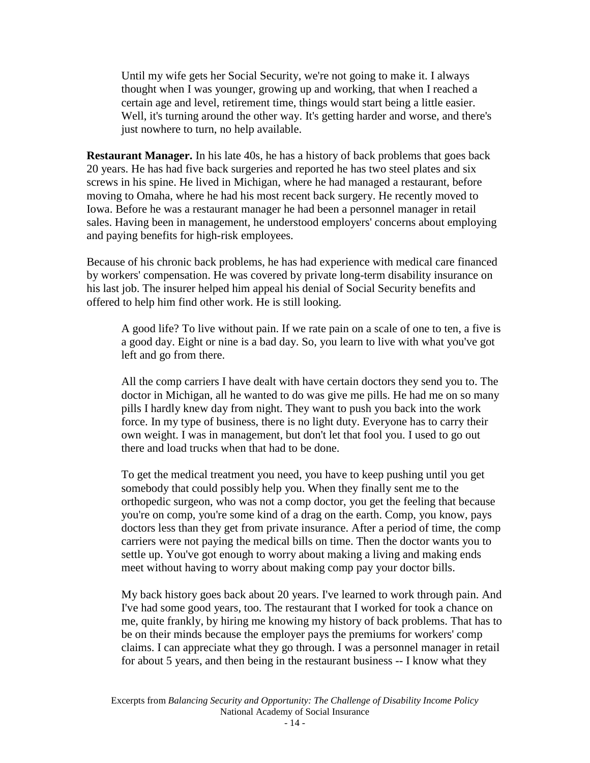> Until my wife gets her Social Security, we're not going to make it. I always thought when I was younger, growing up and working, that when I reached a certain age and level, retirement time, things would start being a little easier. Well, it's turning around the other way. It's getting harder and worse, and there's just nowhere to turn, no help available.

**Restaurant Manager.** In his late 40s, he has a history of back problems that goes back 20 years. He has had five back surgeries and reported he has two steel plates and six screws in his spine. He lived in Michigan, where he had managed a restaurant, before moving to Omaha, where he had his most recent back surgery. He recently moved to Iowa. Before he was a restaurant manager he had been a personnel manager in retail sales. Having been in management, he understood employers' concerns about employing and paying benefits for high-risk employees.

Because of his chronic back problems, he has had experience with medical care financed by workers' compensation. He was covered by private long-term disability insurance on his last job. The insurer helped him appeal his denial of Social Security benefits and offered to help him find other work. He is still looking.

> A good life? To live without pain. If we rate pain on a scale of one to ten, a five is a good day. Eight or nine is a bad day. So, you learn to live with what you've got left and go from there.
>
> All the comp carriers I have dealt with have certain doctors they send you to. The doctor in Michigan, all he wanted to do was give me pills. He had me on so many pills I hardly knew day from night. They want to push you back into the work force. In my type of business, there is no light duty. Everyone has to carry their own weight. I was in management, but don't let that fool you. I used to go out there and load trucks when that had to be done.
>
> To get the medical treatment you need, you have to keep pushing until you get somebody that could possibly help you. When they finally sent me to the orthopedic surgeon, who was not a comp doctor, you get the feeling that because you're on comp, you're some kind of a drag on the earth. Comp, you know, pays doctors less than they get from private insurance. After a period of time, the comp carriers were not paying the medical bills on time. Then the doctor wants you to settle up. You've got enough to worry about making a living and making ends meet without having to worry about making comp pay your doctor bills.
>
> My back history goes back about 20 years. I've learned to work through pain. And I've had some good years, too. The restaurant that I worked for took a chance on me, quite frankly, by hiring me knowing my history of back problems. That has to be on their minds because the employer pays the premiums for workers' comp claims. I can appreciate what they go through. I was a personnel manager in retail for about 5 years, and then being in the restaurant business -- I know what they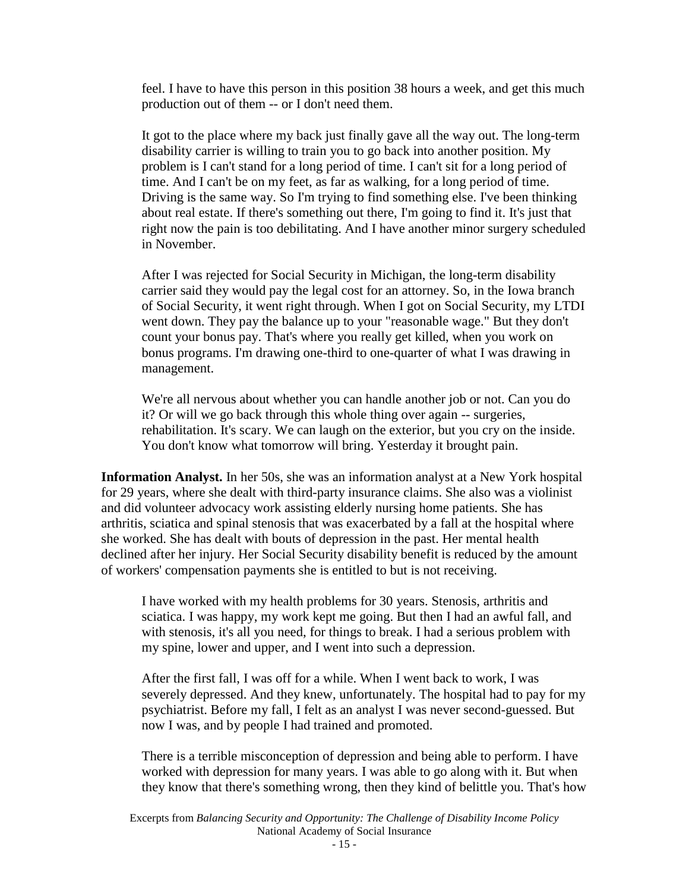feel. I have to have this person in this position 38 hours a week, and get this much production out of them -- or I don't need them.

It got to the place where my back just finally gave all the way out. The long-term disability carrier is willing to train you to go back into another position. My problem is I can't stand for a long period of time. I can't sit for a long period of time. And I can't be on my feet, as far as walking, for a long period of time. Driving is the same way. So I'm trying to find something else. I've been thinking about real estate. If there's something out there, I'm going to find it. It's just that right now the pain is too debilitating. And I have another minor surgery scheduled in November.

After I was rejected for Social Security in Michigan, the long-term disability carrier said they would pay the legal cost for an attorney. So, in the Iowa branch of Social Security, it went right through. When I got on Social Security, my LTDI went down. They pay the balance up to your "reasonable wage." But they don't count your bonus pay. That's where you really get killed, when you work on bonus programs. I'm drawing one-third to one-quarter of what I was drawing in management.

We're all nervous about whether you can handle another job or not. Can you do it? Or will we go back through this whole thing over again -- surgeries, rehabilitation. It's scary. We can laugh on the exterior, but you cry on the inside. You don't know what tomorrow will bring. Yesterday it brought pain.

**Information Analyst.** In her 50s, she was an information analyst at a New York hospital for 29 years, where she dealt with third-party insurance claims. She also was a violinist and did volunteer advocacy work assisting elderly nursing home patients. She has arthritis, sciatica and spinal stenosis that was exacerbated by a fall at the hospital where she worked. She has dealt with bouts of depression in the past. Her mental health declined after her injury. Her Social Security disability benefit is reduced by the amount of workers' compensation payments she is entitled to but is not receiving.

I have worked with my health problems for 30 years. Stenosis, arthritis and sciatica. I was happy, my work kept me going. But then I had an awful fall, and with stenosis, it's all you need, for things to break. I had a serious problem with my spine, lower and upper, and I went into such a depression.

After the first fall, I was off for a while. When I went back to work, I was severely depressed. And they knew, unfortunately. The hospital had to pay for my psychiatrist. Before my fall, I felt as an analyst I was never second-guessed. But now I was, and by people I had trained and promoted.

There is a terrible misconception of depression and being able to perform. I have worked with depression for many years. I was able to go along with it. But when they know that there's something wrong, then they kind of belittle you. That's how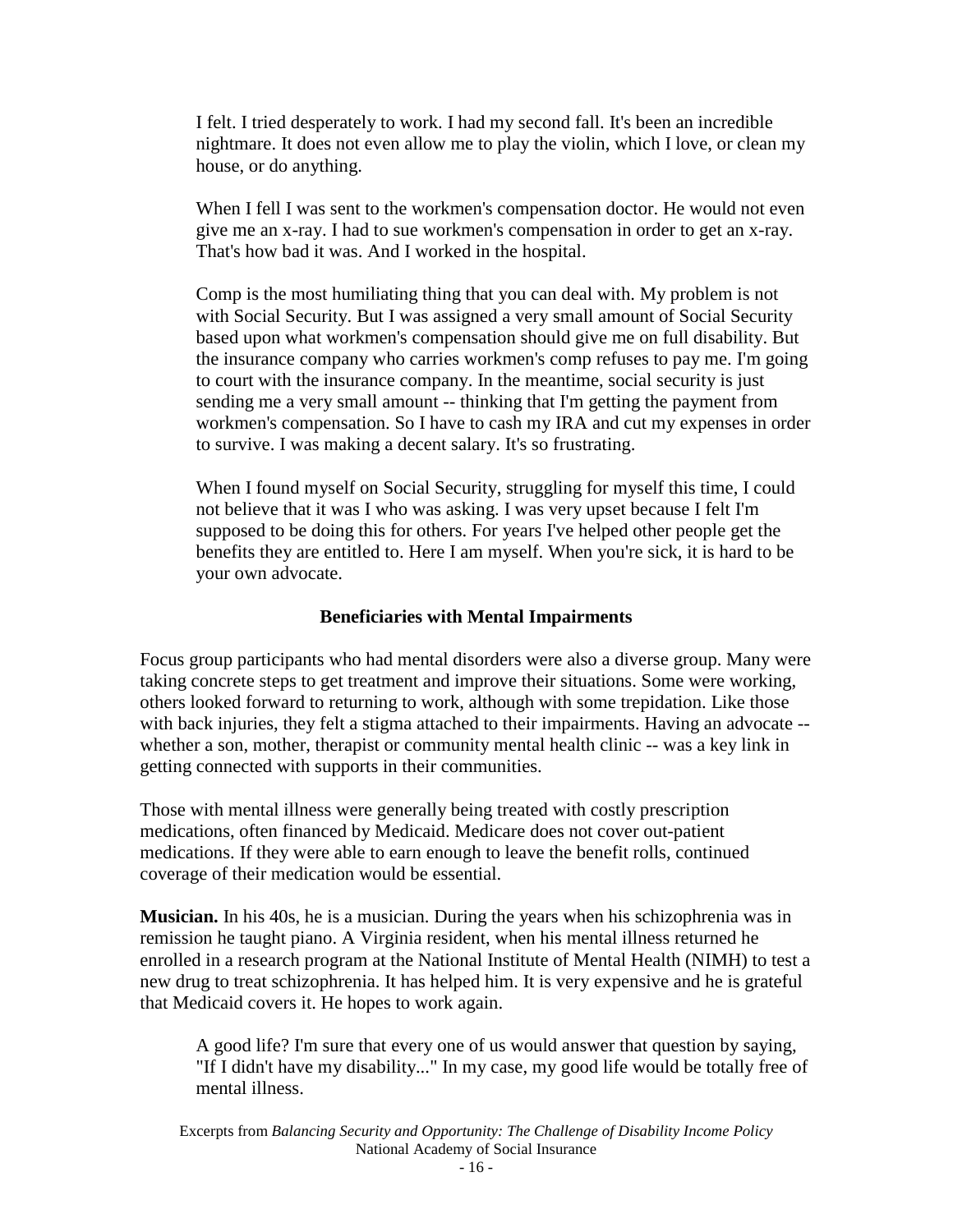> I felt. I tried desperately to work. I had my second fall. It's been an incredible nightmare. It does not even allow me to play the violin, which I love, or clean my house, or do anything.
>
> When I fell I was sent to the workmen's compensation doctor. He would not even give me an x-ray. I had to sue workmen's compensation in order to get an x-ray. That's how bad it was. And I worked in the hospital.
>
> Comp is the most humiliating thing that you can deal with. My problem is not with Social Security. But I was assigned a very small amount of Social Security based upon what workmen's compensation should give me on full disability. But the insurance company who carries workmen's comp refuses to pay me. I'm going to court with the insurance company. In the meantime, social security is just sending me a very small amount -- thinking that I'm getting the payment from workmen's compensation. So I have to cash my IRA and cut my expenses in order to survive. I was making a decent salary. It's so frustrating.
>
> When I found myself on Social Security, struggling for myself this time, I could not believe that it was I who was asking. I was very upset because I felt I'm supposed to be doing this for others. For years I've helped other people get the benefits they are entitled to. Here I am myself. When you're sick, it is hard to be your own advocate.

### Beneficiaries with Mental Impairments

Focus group participants who had mental disorders were also a diverse group. Many were taking concrete steps to get treatment and improve their situations. Some were working, others looked forward to returning to work, although with some trepidation. Like those with back injuries, they felt a stigma attached to their impairments. Having an advocate -- whether a son, mother, therapist or community mental health clinic -- was a key link in getting connected with supports in their communities.

Those with mental illness were generally being treated with costly prescription medications, often financed by Medicaid. Medicare does not cover out-patient medications. If they were able to earn enough to leave the benefit rolls, continued coverage of their medication would be essential.

**Musician.** In his 40s, he is a musician. During the years when his schizophrenia was in remission he taught piano. A Virginia resident, when his mental illness returned he enrolled in a research program at the National Institute of Mental Health (NIMH) to test a new drug to treat schizophrenia. It has helped him. It is very expensive and he is grateful that Medicaid covers it. He hopes to work again.

> A good life? I'm sure that every one of us would answer that question by saying, "If I didn't have my disability..." In my case, my good life would be totally free of mental illness.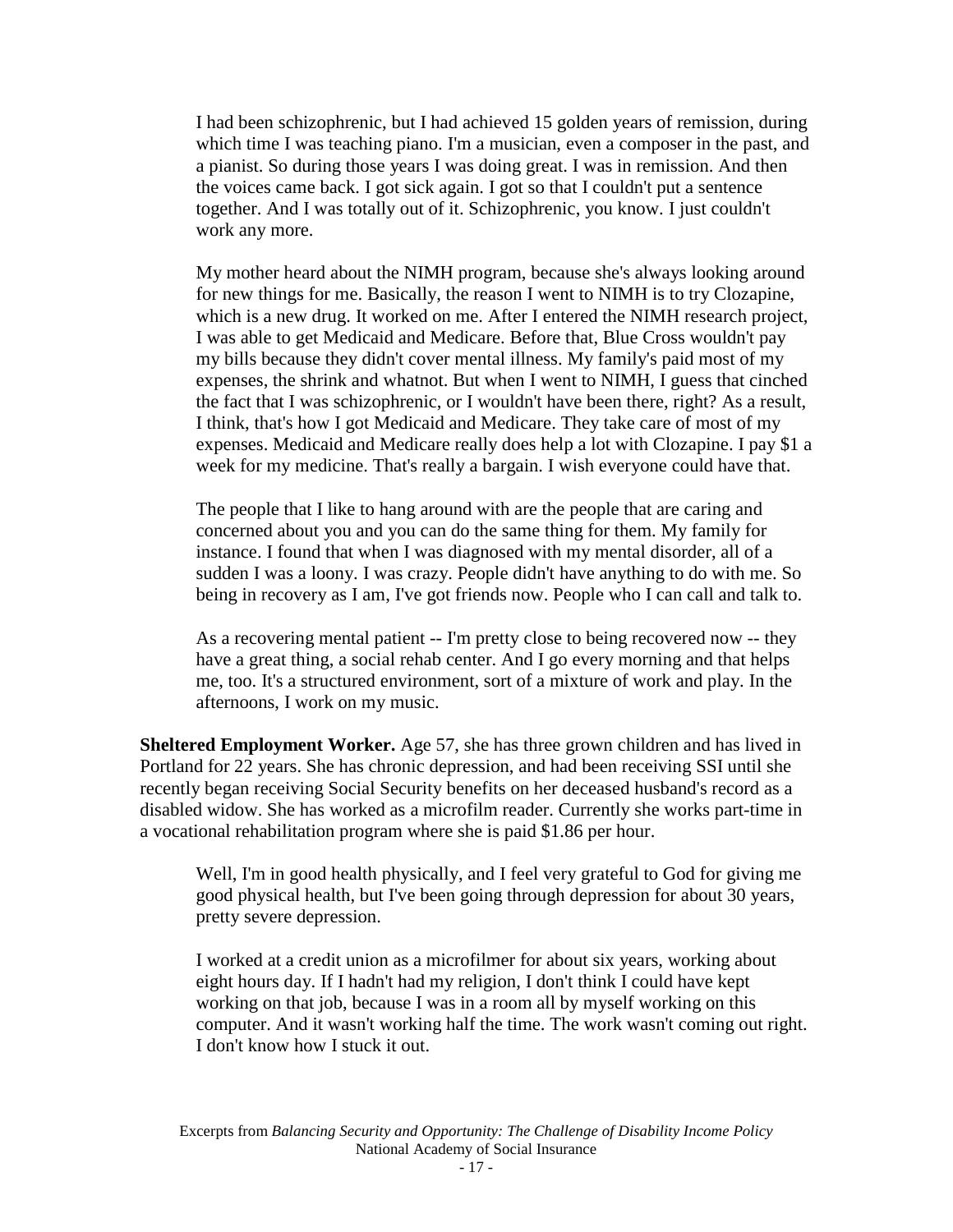I had been schizophrenic, but I had achieved 15 golden years of remission, during which time I was teaching piano. I'm a musician, even a composer in the past, and a pianist. So during those years I was doing great. I was in remission. And then the voices came back. I got sick again. I got so that I couldn't put a sentence together. And I was totally out of it. Schizophrenic, you know. I just couldn't work any more.

My mother heard about the NIMH program, because she's always looking around for new things for me. Basically, the reason I went to NIMH is to try Clozapine, which is a new drug. It worked on me. After I entered the NIMH research project, I was able to get Medicaid and Medicare. Before that, Blue Cross wouldn't pay my bills because they didn't cover mental illness. My family's paid most of my expenses, the shrink and whatnot. But when I went to NIMH, I guess that cinched the fact that I was schizophrenic, or I wouldn't have been there, right? As a result, I think, that's how I got Medicaid and Medicare. They take care of most of my expenses. Medicaid and Medicare really does help a lot with Clozapine. I pay $1 a week for my medicine. That's really a bargain. I wish everyone could have that.

The people that I like to hang around with are the people that are caring and concerned about you and you can do the same thing for them. My family for instance. I found that when I was diagnosed with my mental disorder, all of a sudden I was a loony. I was crazy. People didn't have anything to do with me. So being in recovery as I am, I've got friends now. People who I can call and talk to.

As a recovering mental patient -- I'm pretty close to being recovered now -- they have a great thing, a social rehab center. And I go every morning and that helps me, too. It's a structured environment, sort of a mixture of work and play. In the afternoons, I work on my music.

**Sheltered Employment Worker.** Age 57, she has three grown children and has lived in Portland for 22 years. She has chronic depression, and had been receiving SSI until she recently began receiving Social Security benefits on her deceased husband's record as a disabled widow. She has worked as a microfilm reader. Currently she works part-time in a vocational rehabilitation program where she is paid $1.86 per hour.

Well, I'm in good health physically, and I feel very grateful to God for giving me good physical health, but I've been going through depression for about 30 years, pretty severe depression.

I worked at a credit union as a microfilmer for about six years, working about eight hours day. If I hadn't had my religion, I don't think I could have kept working on that job, because I was in a room all by myself working on this computer. And it wasn't working half the time. The work wasn't coming out right. I don't know how I stuck it out.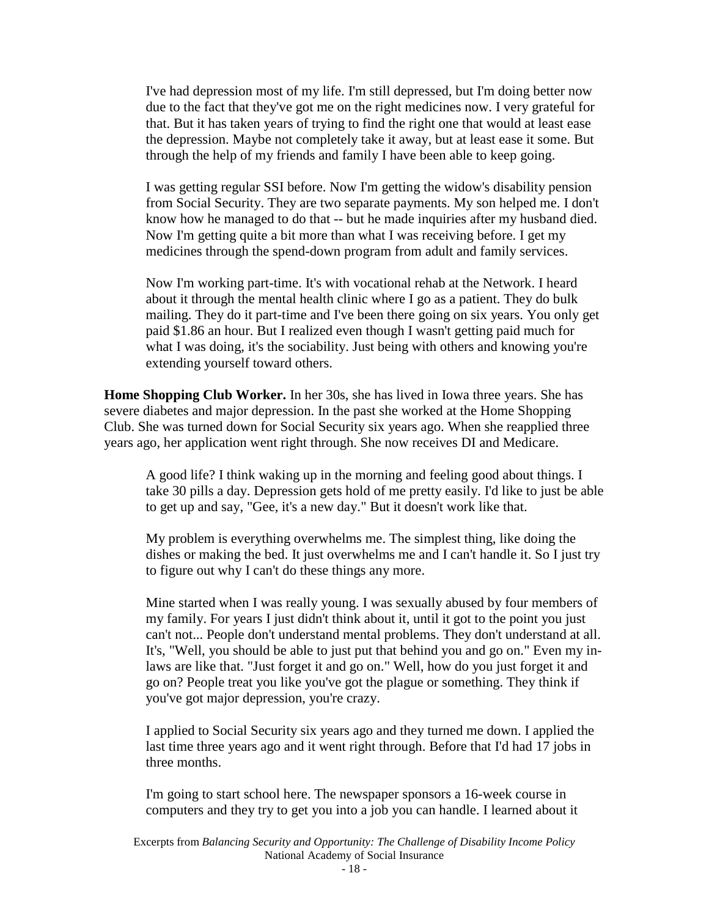> I've had depression most of my life. I'm still depressed, but I'm doing better now due to the fact that they've got me on the right medicines now. I very grateful for that. But it has taken years of trying to find the right one that would at least ease the depression. Maybe not completely take it away, but at least ease it some. But through the help of my friends and family I have been able to keep going.
>
> I was getting regular SSI before. Now I'm getting the widow's disability pension from Social Security. They are two separate payments. My son helped me. I don't know how he managed to do that -- but he made inquiries after my husband died. Now I'm getting quite a bit more than what I was receiving before. I get my medicines through the spend-down program from adult and family services.
>
> Now I'm working part-time. It's with vocational rehab at the Network. I heard about it through the mental health clinic where I go as a patient. They do bulk mailing. They do it part-time and I've been there going on six years. You only get paid $1.86 an hour. But I realized even though I wasn't getting paid much for what I was doing, it's the sociability. Just being with others and knowing you're extending yourself toward others.

**Home Shopping Club Worker.** In her 30s, she has lived in Iowa three years. She has severe diabetes and major depression. In the past she worked at the Home Shopping Club. She was turned down for Social Security six years ago. When she reapplied three years ago, her application went right through. She now receives DI and Medicare.

> A good life? I think waking up in the morning and feeling good about things. I take 30 pills a day. Depression gets hold of me pretty easily. I'd like to just be able to get up and say, "Gee, it's a new day." But it doesn't work like that.
>
> My problem is everything overwhelms me. The simplest thing, like doing the dishes or making the bed. It just overwhelms me and I can't handle it. So I just try to figure out why I can't do these things any more.
>
> Mine started when I was really young. I was sexually abused by four members of my family. For years I just didn't think about it, until it got to the point you just can't not... People don't understand mental problems. They don't understand at all. It's, "Well, you should be able to just put that behind you and go on." Even my in-laws are like that. "Just forget it and go on." Well, how do you just forget it and go on? People treat you like you've got the plague or something. They think if you've got major depression, you're crazy.
>
> I applied to Social Security six years ago and they turned me down. I applied the last time three years ago and it went right through. Before that I'd had 17 jobs in three months.
>
> I'm going to start school here. The newspaper sponsors a 16-week course in computers and they try to get you into a job you can handle. I learned about it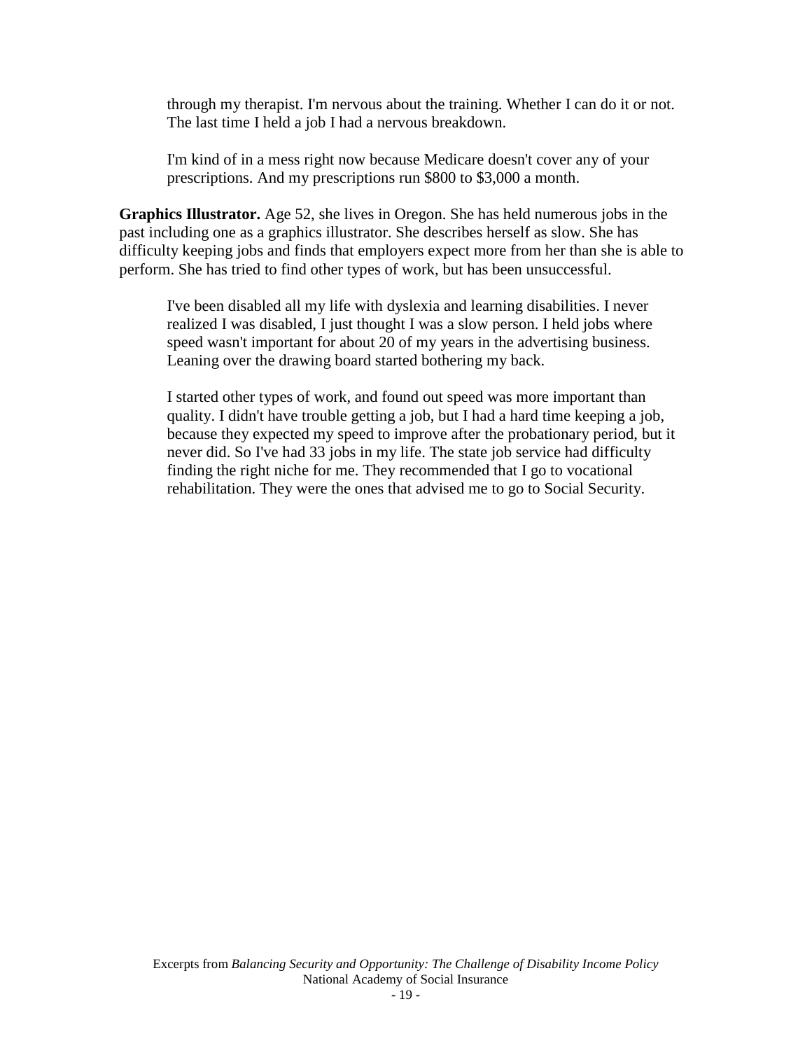> through my therapist. I'm nervous about the training. Whether I can do it or not. The last time I held a job I had a nervous breakdown.
>
> I'm kind of in a mess right now because Medicare doesn't cover any of your prescriptions. And my prescriptions run $800 to $3,000 a month.

**Graphics Illustrator.** Age 52, she lives in Oregon. She has held numerous jobs in the past including one as a graphics illustrator. She describes herself as slow. She has difficulty keeping jobs and finds that employers expect more from her than she is able to perform. She has tried to find other types of work, but has been unsuccessful.

> I've been disabled all my life with dyslexia and learning disabilities. I never realized I was disabled, I just thought I was a slow person. I held jobs where speed wasn't important for about 20 of my years in the advertising business. Leaning over the drawing board started bothering my back.
>
> I started other types of work, and found out speed was more important than quality. I didn't have trouble getting a job, but I had a hard time keeping a job, because they expected my speed to improve after the probationary period, but it never did. So I've had 33 jobs in my life. The state job service had difficulty finding the right niche for me. They recommended that I go to vocational rehabilitation. They were the ones that advised me to go to Social Security.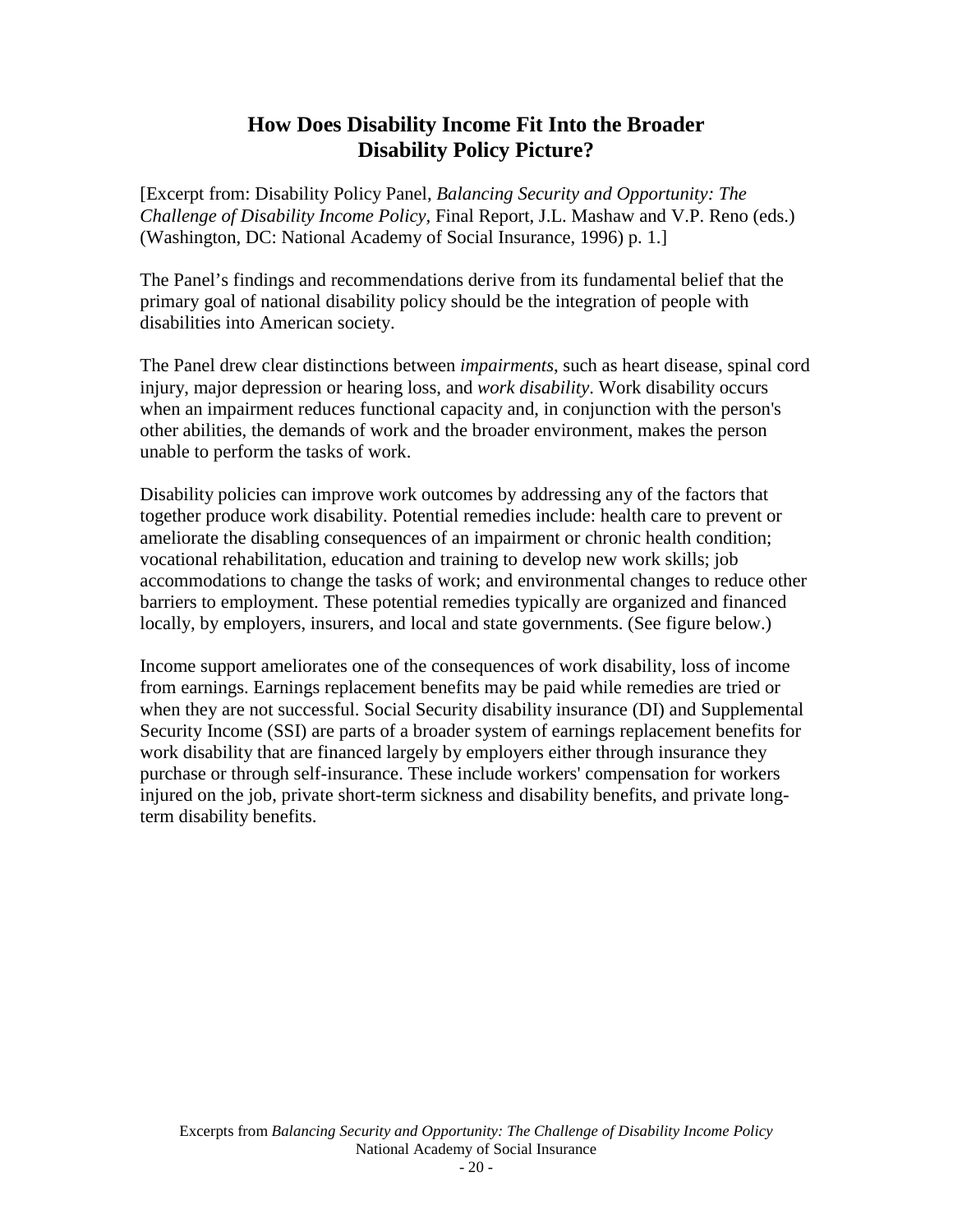## How Does Disability Income Fit Into the Broader Disability Policy Picture?

[Excerpt from: Disability Policy Panel, *Balancing Security and Opportunity: The Challenge of Disability Income Policy*, Final Report, J.L. Mashaw and V.P. Reno (eds.) (Washington, DC: National Academy of Social Insurance, 1996) p. 1.]

The Panel's findings and recommendations derive from its fundamental belief that the primary goal of national disability policy should be the integration of people with disabilities into American society.

The Panel drew clear distinctions between *impairments*, such as heart disease, spinal cord injury, major depression or hearing loss, and *work disability*. Work disability occurs when an impairment reduces functional capacity and, in conjunction with the person's other abilities, the demands of work and the broader environment, makes the person unable to perform the tasks of work.

Disability policies can improve work outcomes by addressing any of the factors that together produce work disability. Potential remedies include: health care to prevent or ameliorate the disabling consequences of an impairment or chronic health condition; vocational rehabilitation, education and training to develop new work skills; job accommodations to change the tasks of work; and environmental changes to reduce other barriers to employment. These potential remedies typically are organized and financed locally, by employers, insurers, and local and state governments. (See figure below.)

Income support ameliorates one of the consequences of work disability, loss of income from earnings. Earnings replacement benefits may be paid while remedies are tried or when they are not successful. Social Security disability insurance (DI) and Supplemental Security Income (SSI) are parts of a broader system of earnings replacement benefits for work disability that are financed largely by employers either through insurance they purchase or through self-insurance. These include workers' compensation for workers injured on the job, private short-term sickness and disability benefits, and private long-term disability benefits.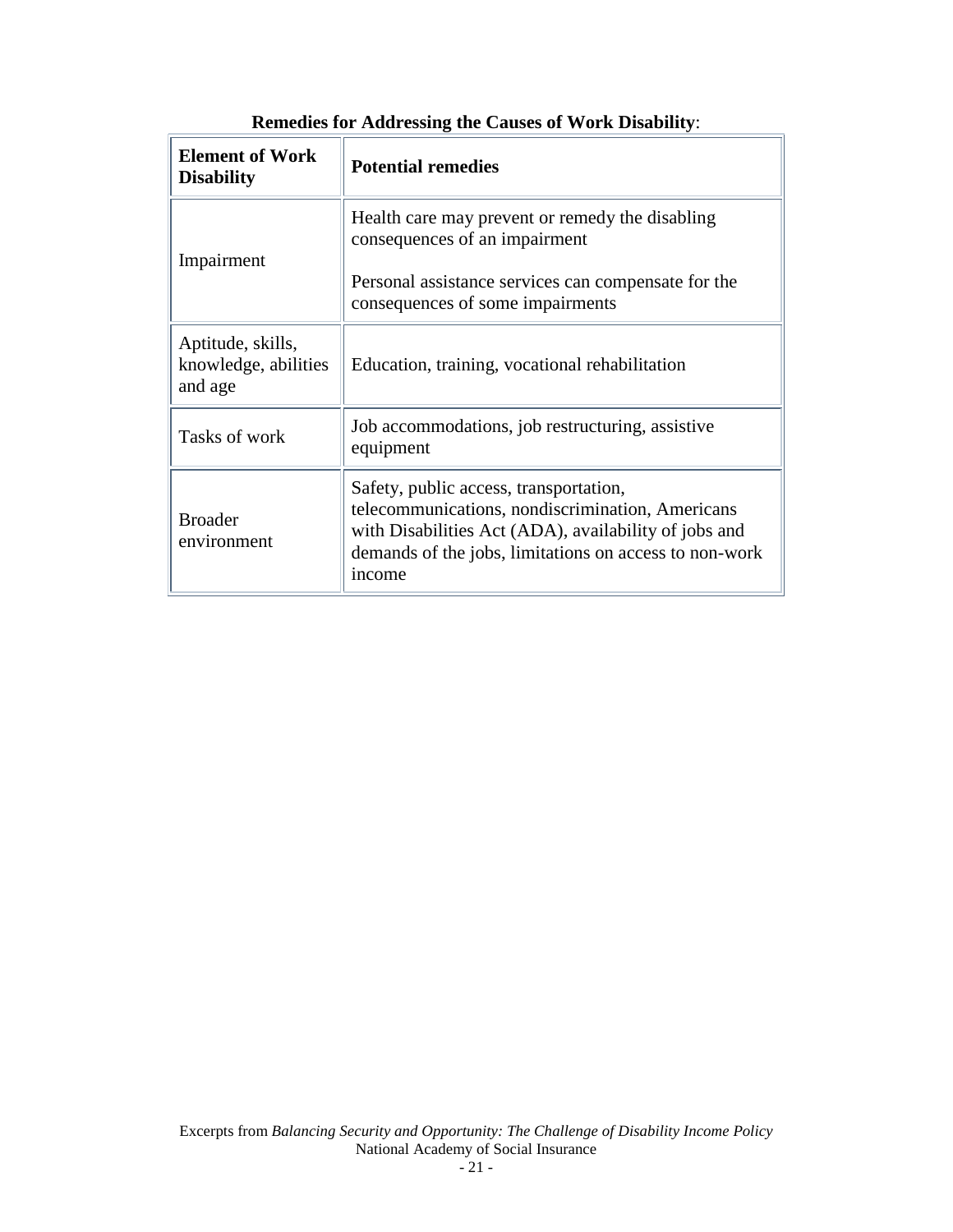**Remedies for Addressing the Causes of Work Disability**:

| **Element of Work Disability** | **Potential remedies** |
|---|---|
| Impairment | Health care may prevent or remedy the disabling consequences of an impairment<br><br>Personal assistance services can compensate for the consequences of some impairments |
| Aptitude, skills, knowledge, abilities and age | Education, training, vocational rehabilitation |
| Tasks of work | Job accommodations, job restructuring, assistive equipment |
| Broader environment | Safety, public access, transportation, telecommunications, nondiscrimination, Americans with Disabilities Act (ADA), availability of jobs and demands of the jobs, limitations on access to non-work income |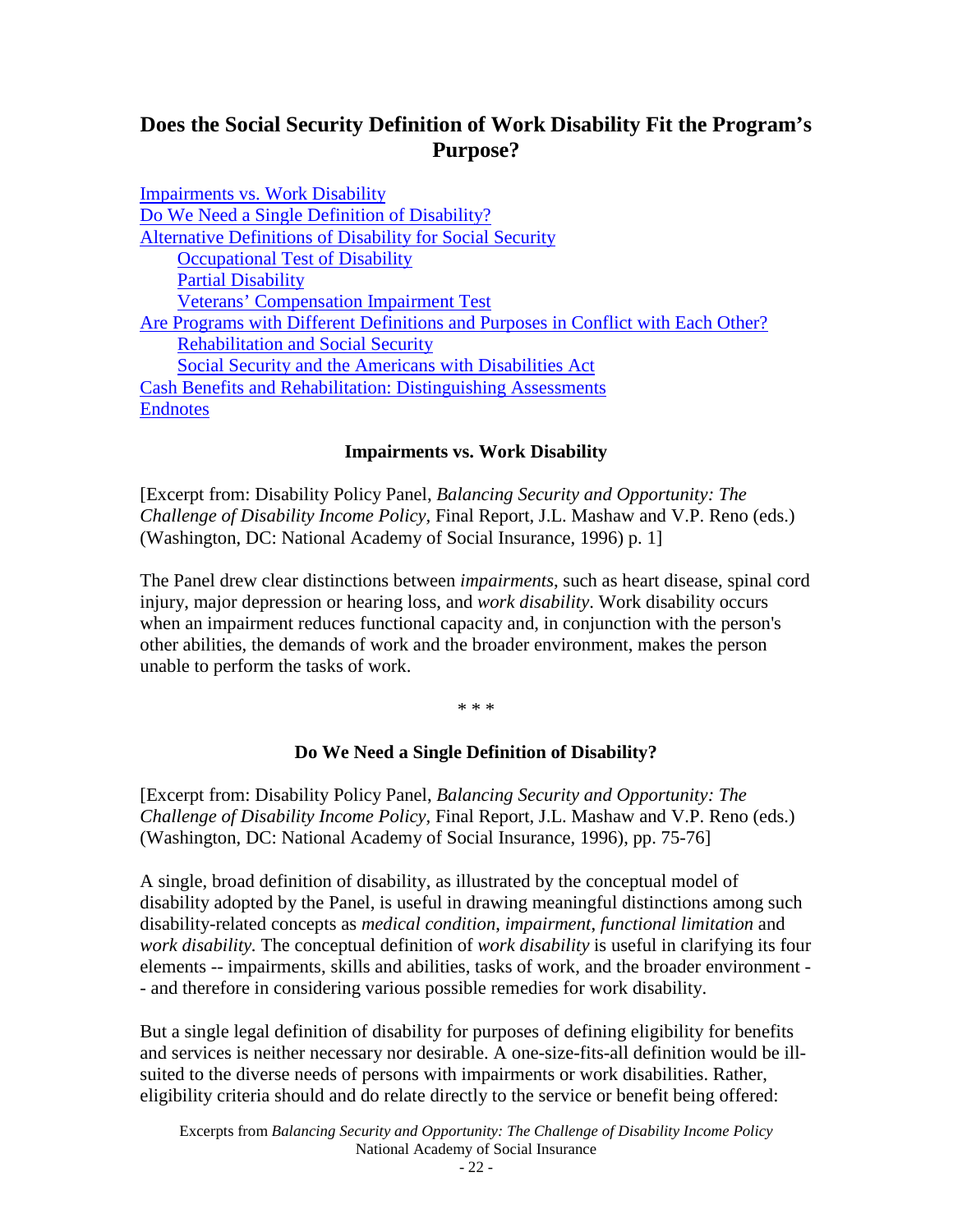# Does the Social Security Definition of Work Disability Fit the Program's Purpose?

[Impairments vs. Work Disability](#)
[Do We Need a Single Definition of Disability?](#)
[Alternative Definitions of Disability for Social Security](#)
    [Occupational Test of Disability](#)
    [Partial Disability](#)
    [Veterans' Compensation Impairment Test](#)
[Are Programs with Different Definitions and Purposes in Conflict with Each Other?](#)
    [Rehabilitation and Social Security](#)
    [Social Security and the Americans with Disabilities Act](#)
[Cash Benefits and Rehabilitation: Distinguishing Assessments](#)
[Endnotes](#)

### Impairments vs. Work Disability

[Excerpt from: Disability Policy Panel, *Balancing Security and Opportunity: The Challenge of Disability Income Policy*, Final Report, J.L. Mashaw and V.P. Reno (eds.) (Washington, DC: National Academy of Social Insurance, 1996) p. 1]

The Panel drew clear distinctions between *impairments*, such as heart disease, spinal cord injury, major depression or hearing loss, and *work disability*. Work disability occurs when an impairment reduces functional capacity and, in conjunction with the person's other abilities, the demands of work and the broader environment, makes the person unable to perform the tasks of work.

\* \* \*

### Do We Need a Single Definition of Disability?

[Excerpt from: Disability Policy Panel, *Balancing Security and Opportunity: The Challenge of Disability Income Policy*, Final Report, J.L. Mashaw and V.P. Reno (eds.) (Washington, DC: National Academy of Social Insurance, 1996), pp. 75-76]

A single, broad definition of disability, as illustrated by the conceptual model of disability adopted by the Panel, is useful in drawing meaningful distinctions among such disability-related concepts as *medical condition*, *impairment*, *functional limitation* and *work disability.* The conceptual definition of *work disability* is useful in clarifying its four elements -- impairments, skills and abilities, tasks of work, and the broader environment -- and therefore in considering various possible remedies for work disability.

But a single legal definition of disability for purposes of defining eligibility for benefits and services is neither necessary nor desirable. A one-size-fits-all definition would be ill-suited to the diverse needs of persons with impairments or work disabilities. Rather, eligibility criteria should and do relate directly to the service or benefit being offered: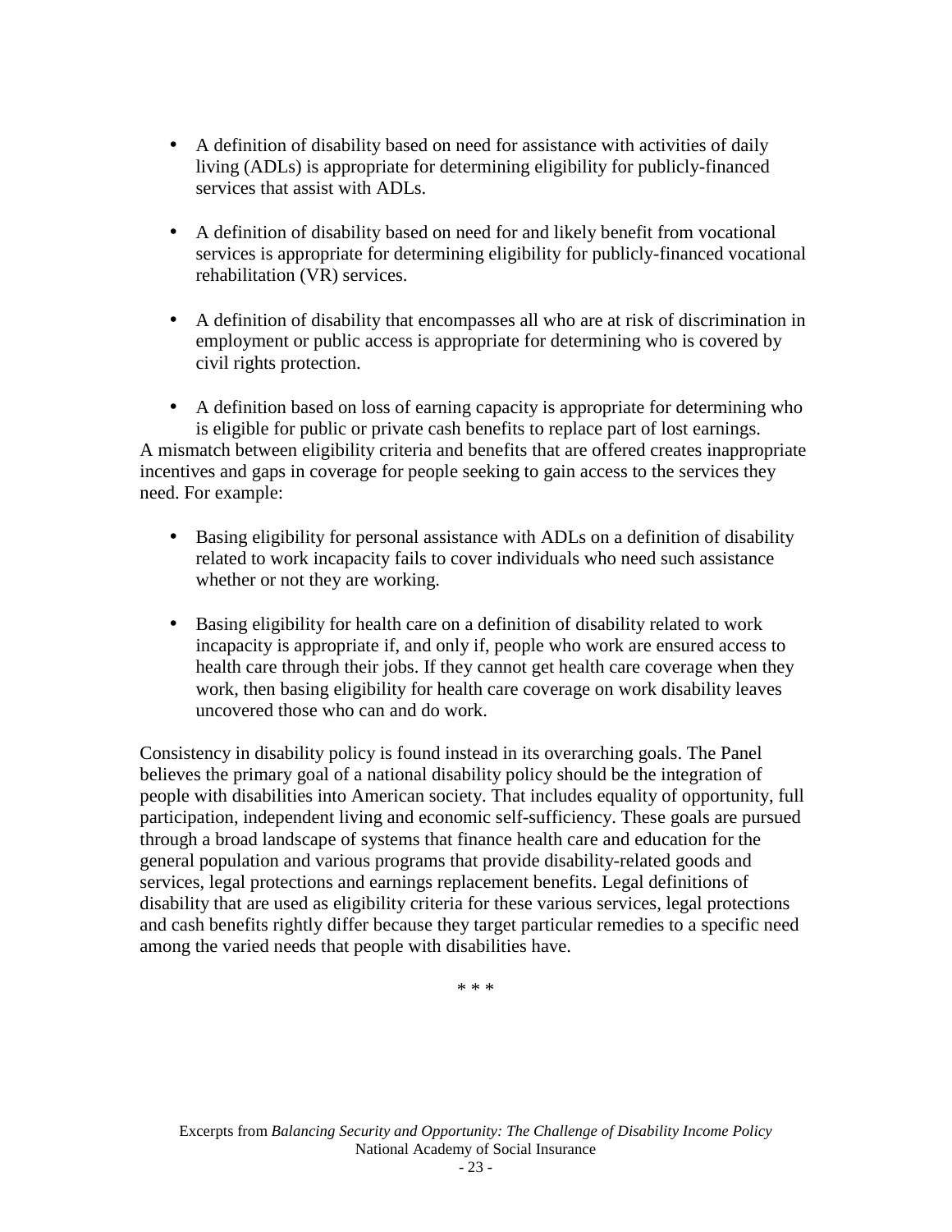- A definition of disability based on need for assistance with activities of daily living (ADLs) is appropriate for determining eligibility for publicly-financed services that assist with ADLs.

- A definition of disability based on need for and likely benefit from vocational services is appropriate for determining eligibility for publicly-financed vocational rehabilitation (VR) services.

- A definition of disability that encompasses all who are at risk of discrimination in employment or public access is appropriate for determining who is covered by civil rights protection.

- A definition based on loss of earning capacity is appropriate for determining who is eligible for public or private cash benefits to replace part of lost earnings.

A mismatch between eligibility criteria and benefits that are offered creates inappropriate incentives and gaps in coverage for people seeking to gain access to the services they need. For example:

- Basing eligibility for personal assistance with ADLs on a definition of disability related to work incapacity fails to cover individuals who need such assistance whether or not they are working.

- Basing eligibility for health care on a definition of disability related to work incapacity is appropriate if, and only if, people who work are ensured access to health care through their jobs. If they cannot get health care coverage when they work, then basing eligibility for health care coverage on work disability leaves uncovered those who can and do work.

Consistency in disability policy is found instead in its overarching goals. The Panel believes the primary goal of a national disability policy should be the integration of people with disabilities into American society. That includes equality of opportunity, full participation, independent living and economic self-sufficiency. These goals are pursued through a broad landscape of systems that finance health care and education for the general population and various programs that provide disability-related goods and services, legal protections and earnings replacement benefits. Legal definitions of disability that are used as eligibility criteria for these various services, legal protections and cash benefits rightly differ because they target particular remedies to a specific need among the varied needs that people with disabilities have.

* * *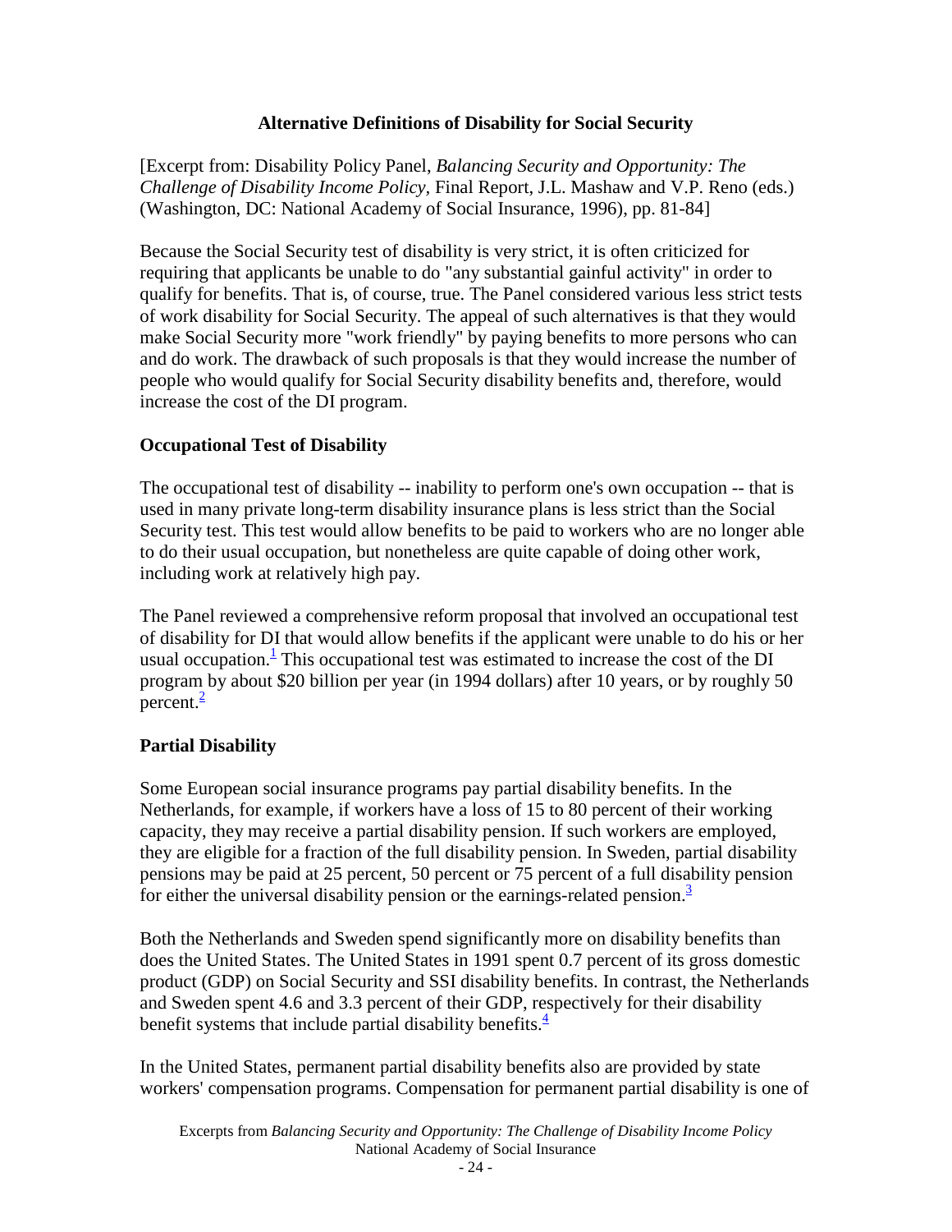## Alternative Definitions of Disability for Social Security

[Excerpt from: Disability Policy Panel, *Balancing Security and Opportunity: The Challenge of Disability Income Policy,* Final Report, J.L. Mashaw and V.P. Reno (eds.) (Washington, DC: National Academy of Social Insurance, 1996), pp. 81-84]

Because the Social Security test of disability is very strict, it is often criticized for requiring that applicants be unable to do "any substantial gainful activity" in order to qualify for benefits. That is, of course, true. The Panel considered various less strict tests of work disability for Social Security. The appeal of such alternatives is that they would make Social Security more "work friendly" by paying benefits to more persons who can and do work. The drawback of such proposals is that they would increase the number of people who would qualify for Social Security disability benefits and, therefore, would increase the cost of the DI program.

### Occupational Test of Disability

The occupational test of disability -- inability to perform one's own occupation -- that is used in many private long-term disability insurance plans is less strict than the Social Security test. This test would allow benefits to be paid to workers who are no longer able to do their usual occupation, but nonetheless are quite capable of doing other work, including work at relatively high pay.

The Panel reviewed a comprehensive reform proposal that involved an occupational test of disability for DI that would allow benefits if the applicant were unable to do his or her usual occupation.[1] This occupational test was estimated to increase the cost of the DI program by about $20 billion per year (in 1994 dollars) after 10 years, or by roughly 50 percent.[2]

### Partial Disability

Some European social insurance programs pay partial disability benefits. In the Netherlands, for example, if workers have a loss of 15 to 80 percent of their working capacity, they may receive a partial disability pension. If such workers are employed, they are eligible for a fraction of the full disability pension. In Sweden, partial disability pensions may be paid at 25 percent, 50 percent or 75 percent of a full disability pension for either the universal disability pension or the earnings-related pension.[3]

Both the Netherlands and Sweden spend significantly more on disability benefits than does the United States. The United States in 1991 spent 0.7 percent of its gross domestic product (GDP) on Social Security and SSI disability benefits. In contrast, the Netherlands and Sweden spent 4.6 and 3.3 percent of their GDP, respectively for their disability benefit systems that include partial disability benefits.[4]

In the United States, permanent partial disability benefits also are provided by state workers' compensation programs. Compensation for permanent partial disability is one of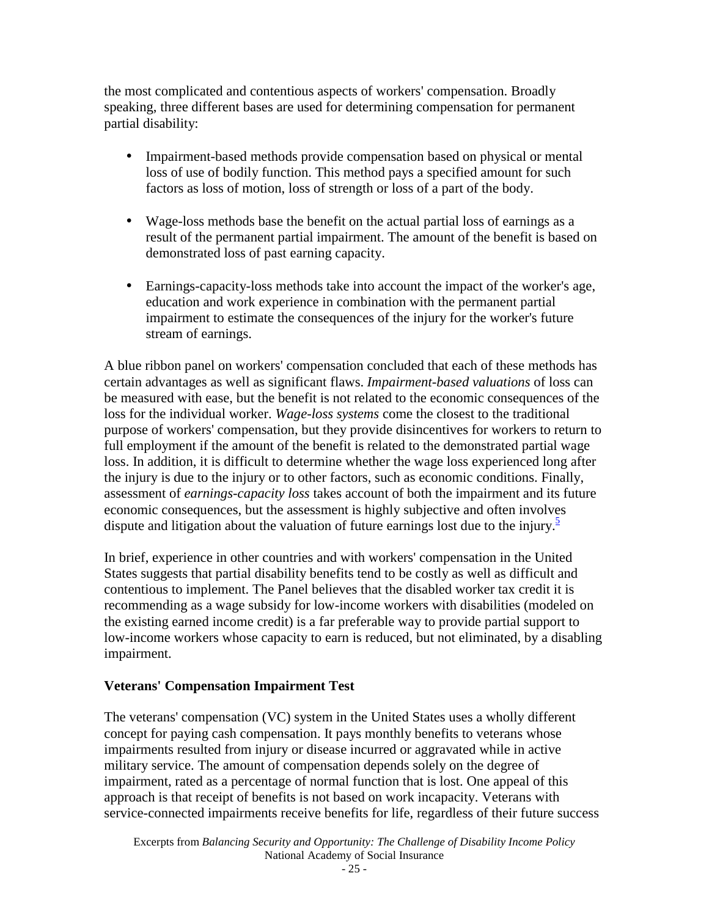the most complicated and contentious aspects of workers' compensation. Broadly speaking, three different bases are used for determining compensation for permanent partial disability:

- Impairment-based methods provide compensation based on physical or mental loss of use of bodily function. This method pays a specified amount for such factors as loss of motion, loss of strength or loss of a part of the body.
- Wage-loss methods base the benefit on the actual partial loss of earnings as a result of the permanent partial impairment. The amount of the benefit is based on demonstrated loss of past earning capacity.
- Earnings-capacity-loss methods take into account the impact of the worker's age, education and work experience in combination with the permanent partial impairment to estimate the consequences of the injury for the worker's future stream of earnings.

A blue ribbon panel on workers' compensation concluded that each of these methods has certain advantages as well as significant flaws. *Impairment-based valuations* of loss can be measured with ease, but the benefit is not related to the economic consequences of the loss for the individual worker. *Wage-loss systems* come the closest to the traditional purpose of workers' compensation, but they provide disincentives for workers to return to full employment if the amount of the benefit is related to the demonstrated partial wage loss. In addition, it is difficult to determine whether the wage loss experienced long after the injury is due to the injury or to other factors, such as economic conditions. Finally, assessment of *earnings-capacity loss* takes account of both the impairment and its future economic consequences, but the assessment is highly subjective and often involves dispute and litigation about the valuation of future earnings lost due to the injury.[5]

In brief, experience in other countries and with workers' compensation in the United States suggests that partial disability benefits tend to be costly as well as difficult and contentious to implement. The Panel believes that the disabled worker tax credit it is recommending as a wage subsidy for low-income workers with disabilities (modeled on the existing earned income credit) is a far preferable way to provide partial support to low-income workers whose capacity to earn is reduced, but not eliminated, by a disabling impairment.

### Veterans' Compensation Impairment Test

The veterans' compensation (VC) system in the United States uses a wholly different concept for paying cash compensation. It pays monthly benefits to veterans whose impairments resulted from injury or disease incurred or aggravated while in active military service. The amount of compensation depends solely on the degree of impairment, rated as a percentage of normal function that is lost. One appeal of this approach is that receipt of benefits is not based on work incapacity. Veterans with service-connected impairments receive benefits for life, regardless of their future success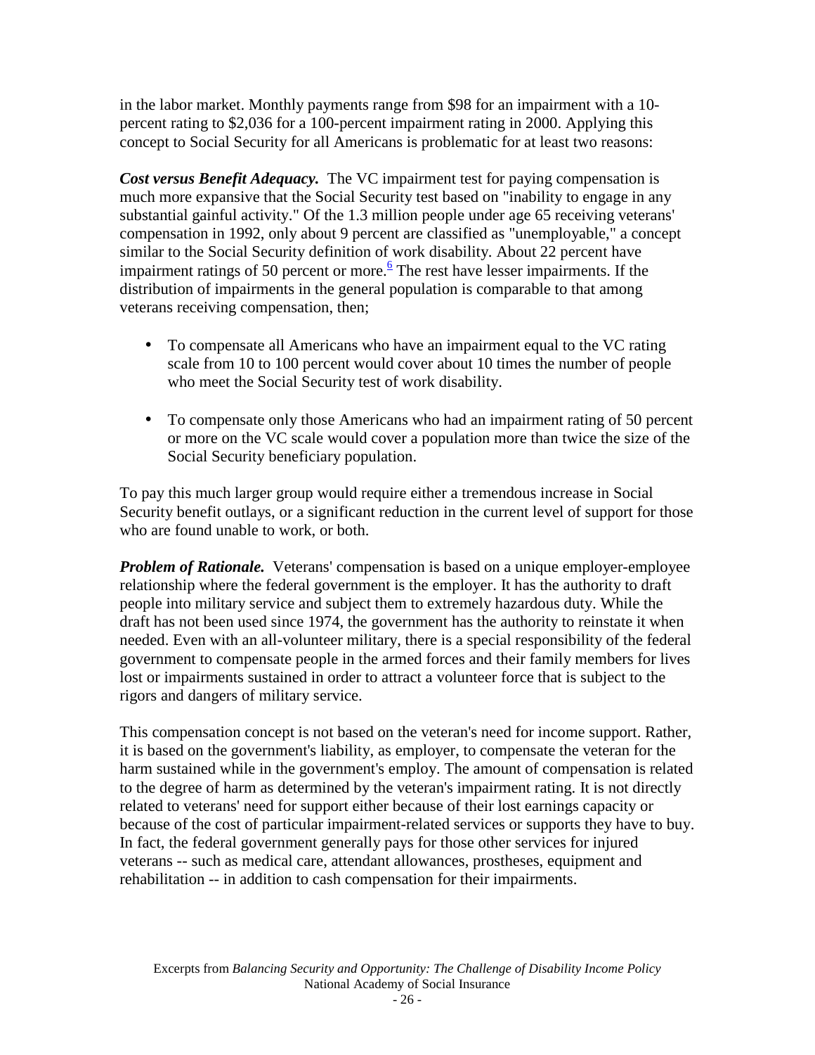in the labor market. Monthly payments range from $98 for an impairment with a 10-percent rating to $2,036 for a 100-percent impairment rating in 2000. Applying this concept to Social Security for all Americans is problematic for at least two reasons:

***Cost versus Benefit Adequacy.*** The VC impairment test for paying compensation is much more expansive that the Social Security test based on "inability to engage in any substantial gainful activity." Of the 1.3 million people under age 65 receiving veterans' compensation in 1992, only about 9 percent are classified as "unemployable," a concept similar to the Social Security definition of work disability. About 22 percent have impairment ratings of 50 percent or more.[6] The rest have lesser impairments. If the distribution of impairments in the general population is comparable to that among veterans receiving compensation, then;

- To compensate all Americans who have an impairment equal to the VC rating scale from 10 to 100 percent would cover about 10 times the number of people who meet the Social Security test of work disability.
- To compensate only those Americans who had an impairment rating of 50 percent or more on the VC scale would cover a population more than twice the size of the Social Security beneficiary population.

To pay this much larger group would require either a tremendous increase in Social Security benefit outlays, or a significant reduction in the current level of support for those who are found unable to work, or both.

***Problem of Rationale.*** Veterans' compensation is based on a unique employer-employee relationship where the federal government is the employer. It has the authority to draft people into military service and subject them to extremely hazardous duty. While the draft has not been used since 1974, the government has the authority to reinstate it when needed. Even with an all-volunteer military, there is a special responsibility of the federal government to compensate people in the armed forces and their family members for lives lost or impairments sustained in order to attract a volunteer force that is subject to the rigors and dangers of military service.

This compensation concept is not based on the veteran's need for income support. Rather, it is based on the government's liability, as employer, to compensate the veteran for the harm sustained while in the government's employ. The amount of compensation is related to the degree of harm as determined by the veteran's impairment rating. It is not directly related to veterans' need for support either because of their lost earnings capacity or because of the cost of particular impairment-related services or supports they have to buy. In fact, the federal government generally pays for those other services for injured veterans -- such as medical care, attendant allowances, prostheses, equipment and rehabilitation -- in addition to cash compensation for their impairments.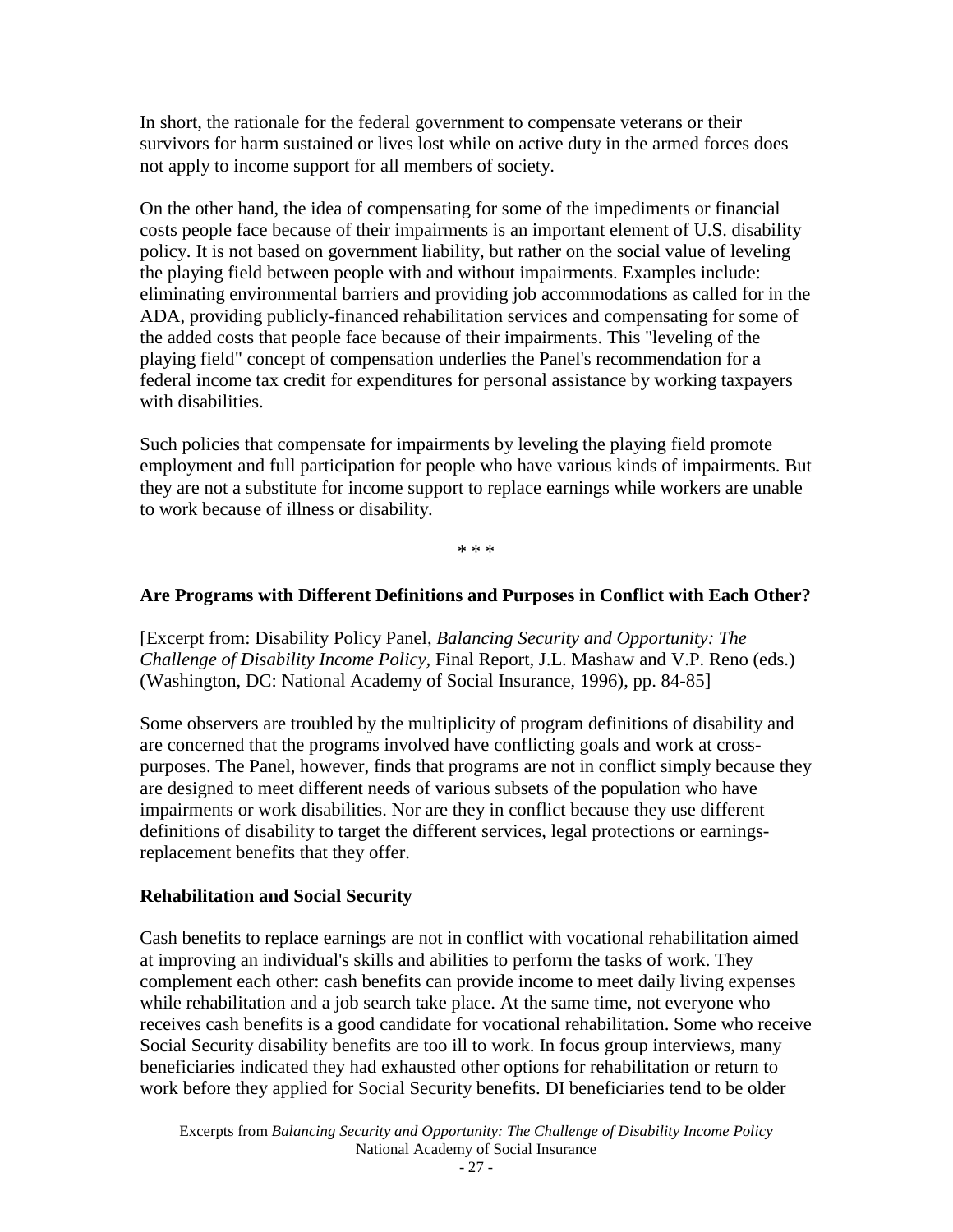In short, the rationale for the federal government to compensate veterans or their survivors for harm sustained or lives lost while on active duty in the armed forces does not apply to income support for all members of society.

On the other hand, the idea of compensating for some of the impediments or financial costs people face because of their impairments is an important element of U.S. disability policy. It is not based on government liability, but rather on the social value of leveling the playing field between people with and without impairments. Examples include: eliminating environmental barriers and providing job accommodations as called for in the ADA, providing publicly-financed rehabilitation services and compensating for some of the added costs that people face because of their impairments. This "leveling of the playing field" concept of compensation underlies the Panel's recommendation for a federal income tax credit for expenditures for personal assistance by working taxpayers with disabilities.

Such policies that compensate for impairments by leveling the playing field promote employment and full participation for people who have various kinds of impairments. But they are not a substitute for income support to replace earnings while workers are unable to work because of illness or disability.

\* \* \*

### Are Programs with Different Definitions and Purposes in Conflict with Each Other?

[Excerpt from: Disability Policy Panel, *Balancing Security and Opportunity: The Challenge of Disability Income Policy*, Final Report, J.L. Mashaw and V.P. Reno (eds.) (Washington, DC: National Academy of Social Insurance, 1996), pp. 84-85]

Some observers are troubled by the multiplicity of program definitions of disability and are concerned that the programs involved have conflicting goals and work at cross-purposes. The Panel, however, finds that programs are not in conflict simply because they are designed to meet different needs of various subsets of the population who have impairments or work disabilities. Nor are they in conflict because they use different definitions of disability to target the different services, legal protections or earnings-replacement benefits that they offer.

### Rehabilitation and Social Security

Cash benefits to replace earnings are not in conflict with vocational rehabilitation aimed at improving an individual's skills and abilities to perform the tasks of work. They complement each other: cash benefits can provide income to meet daily living expenses while rehabilitation and a job search take place. At the same time, not everyone who receives cash benefits is a good candidate for vocational rehabilitation. Some who receive Social Security disability benefits are too ill to work. In focus group interviews, many beneficiaries indicated they had exhausted other options for rehabilitation or return to work before they applied for Social Security benefits. DI beneficiaries tend to be older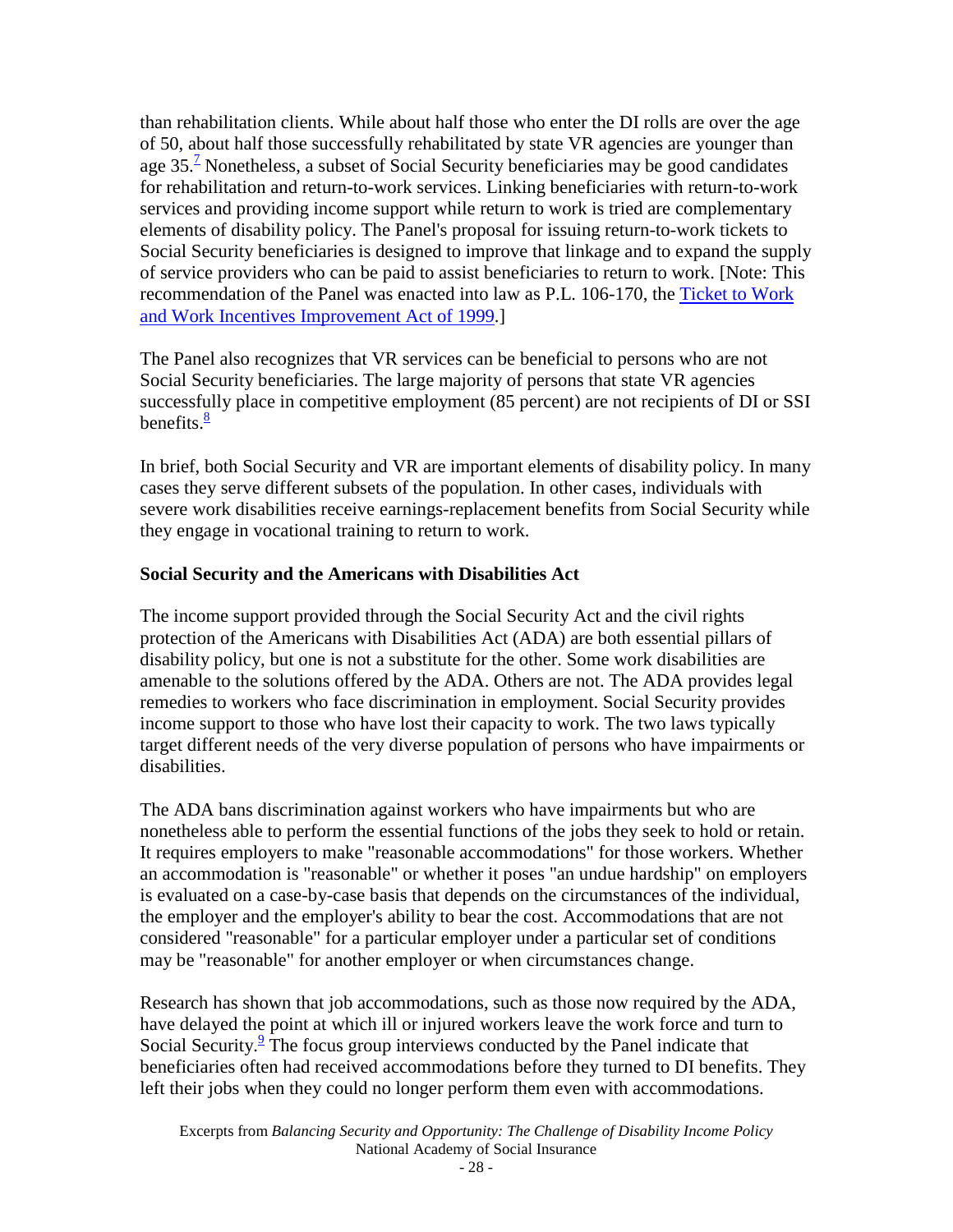than rehabilitation clients. While about half those who enter the DI rolls are over the age of 50, about half those successfully rehabilitated by state VR agencies are younger than age 35.[7] Nonetheless, a subset of Social Security beneficiaries may be good candidates for rehabilitation and return-to-work services. Linking beneficiaries with return-to-work services and providing income support while return to work is tried are complementary elements of disability policy. The Panel's proposal for issuing return-to-work tickets to Social Security beneficiaries is designed to improve that linkage and to expand the supply of service providers who can be paid to assist beneficiaries to return to work. [Note: This recommendation of the Panel was enacted into law as P.L. 106-170, the Ticket to Work and Work Incentives Improvement Act of 1999.]

The Panel also recognizes that VR services can be beneficial to persons who are not Social Security beneficiaries. The large majority of persons that state VR agencies successfully place in competitive employment (85 percent) are not recipients of DI or SSI benefits.[8]

In brief, both Social Security and VR are important elements of disability policy. In many cases they serve different subsets of the population. In other cases, individuals with severe work disabilities receive earnings-replacement benefits from Social Security while they engage in vocational training to return to work.

**Social Security and the Americans with Disabilities Act**

The income support provided through the Social Security Act and the civil rights protection of the Americans with Disabilities Act (ADA) are both essential pillars of disability policy, but one is not a substitute for the other. Some work disabilities are amenable to the solutions offered by the ADA. Others are not. The ADA provides legal remedies to workers who face discrimination in employment. Social Security provides income support to those who have lost their capacity to work. The two laws typically target different needs of the very diverse population of persons who have impairments or disabilities.

The ADA bans discrimination against workers who have impairments but who are nonetheless able to perform the essential functions of the jobs they seek to hold or retain. It requires employers to make "reasonable accommodations" for those workers. Whether an accommodation is "reasonable" or whether it poses "an undue hardship" on employers is evaluated on a case-by-case basis that depends on the circumstances of the individual, the employer and the employer's ability to bear the cost. Accommodations that are not considered "reasonable" for a particular employer under a particular set of conditions may be "reasonable" for another employer or when circumstances change.

Research has shown that job accommodations, such as those now required by the ADA, have delayed the point at which ill or injured workers leave the work force and turn to Social Security.[9] The focus group interviews conducted by the Panel indicate that beneficiaries often had received accommodations before they turned to DI benefits. They left their jobs when they could no longer perform them even with accommodations.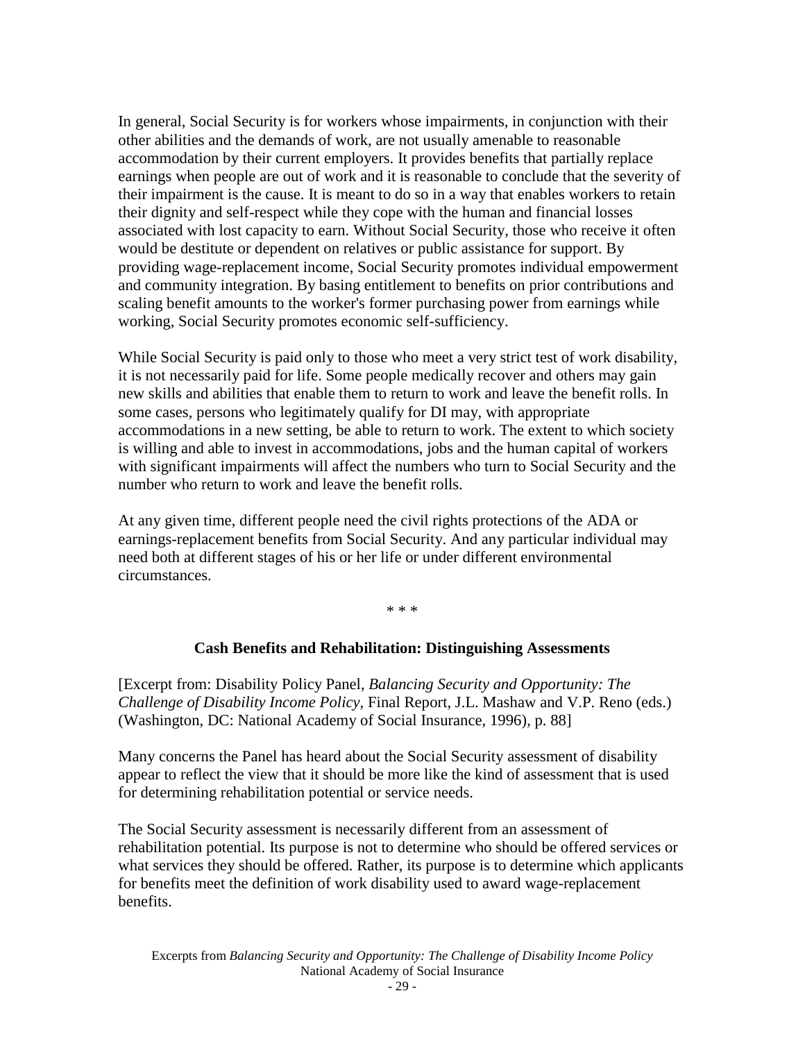In general, Social Security is for workers whose impairments, in conjunction with their other abilities and the demands of work, are not usually amenable to reasonable accommodation by their current employers. It provides benefits that partially replace earnings when people are out of work and it is reasonable to conclude that the severity of their impairment is the cause. It is meant to do so in a way that enables workers to retain their dignity and self-respect while they cope with the human and financial losses associated with lost capacity to earn. Without Social Security, those who receive it often would be destitute or dependent on relatives or public assistance for support. By providing wage-replacement income, Social Security promotes individual empowerment and community integration. By basing entitlement to benefits on prior contributions and scaling benefit amounts to the worker's former purchasing power from earnings while working, Social Security promotes economic self-sufficiency.

While Social Security is paid only to those who meet a very strict test of work disability, it is not necessarily paid for life. Some people medically recover and others may gain new skills and abilities that enable them to return to work and leave the benefit rolls. In some cases, persons who legitimately qualify for DI may, with appropriate accommodations in a new setting, be able to return to work. The extent to which society is willing and able to invest in accommodations, jobs and the human capital of workers with significant impairments will affect the numbers who turn to Social Security and the number who return to work and leave the benefit rolls.

At any given time, different people need the civil rights protections of the ADA or earnings-replacement benefits from Social Security. And any particular individual may need both at different stages of his or her life or under different environmental circumstances.

\* \* \*

### Cash Benefits and Rehabilitation: Distinguishing Assessments

[Excerpt from: Disability Policy Panel, *Balancing Security and Opportunity: The Challenge of Disability Income Policy,* Final Report, J.L. Mashaw and V.P. Reno (eds.) (Washington, DC: National Academy of Social Insurance, 1996), p. 88]

Many concerns the Panel has heard about the Social Security assessment of disability appear to reflect the view that it should be more like the kind of assessment that is used for determining rehabilitation potential or service needs.

The Social Security assessment is necessarily different from an assessment of rehabilitation potential. Its purpose is not to determine who should be offered services or what services they should be offered. Rather, its purpose is to determine which applicants for benefits meet the definition of work disability used to award wage-replacement benefits.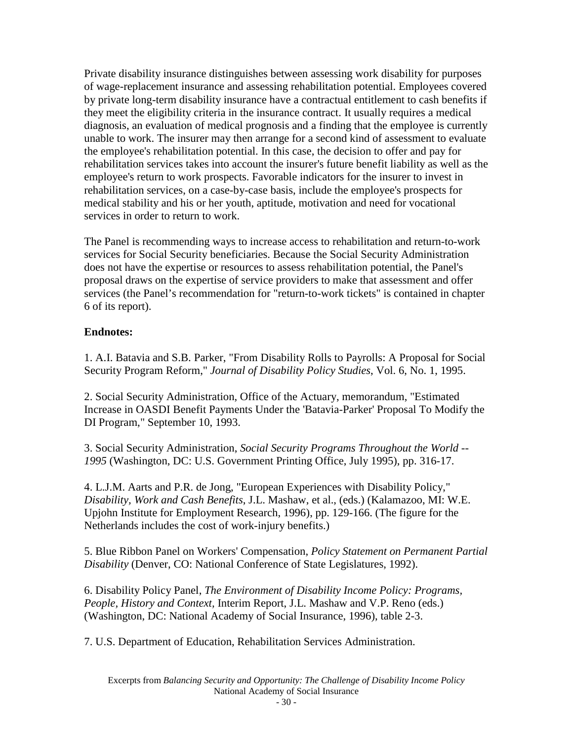Private disability insurance distinguishes between assessing work disability for purposes of wage-replacement insurance and assessing rehabilitation potential. Employees covered by private long-term disability insurance have a contractual entitlement to cash benefits if they meet the eligibility criteria in the insurance contract. It usually requires a medical diagnosis, an evaluation of medical prognosis and a finding that the employee is currently unable to work. The insurer may then arrange for a second kind of assessment to evaluate the employee's rehabilitation potential. In this case, the decision to offer and pay for rehabilitation services takes into account the insurer's future benefit liability as well as the employee's return to work prospects. Favorable indicators for the insurer to invest in rehabilitation services, on a case-by-case basis, include the employee's prospects for medical stability and his or her youth, aptitude, motivation and need for vocational services in order to return to work.

The Panel is recommending ways to increase access to rehabilitation and return-to-work services for Social Security beneficiaries. Because the Social Security Administration does not have the expertise or resources to assess rehabilitation potential, the Panel's proposal draws on the expertise of service providers to make that assessment and offer services (the Panel's recommendation for "return-to-work tickets" is contained in chapter 6 of its report).

**Endnotes:**

1. A.I. Batavia and S.B. Parker, "From Disability Rolls to Payrolls: A Proposal for Social Security Program Reform," *Journal of Disability Policy Studies*, Vol. 6, No. 1, 1995.

2. Social Security Administration, Office of the Actuary, memorandum, "Estimated Increase in OASDI Benefit Payments Under the 'Batavia-Parker' Proposal To Modify the DI Program," September 10, 1993.

3. Social Security Administration, *Social Security Programs Throughout the World -- 1995* (Washington, DC: U.S. Government Printing Office, July 1995), pp. 316-17.

4. L.J.M. Aarts and P.R. de Jong, "European Experiences with Disability Policy," *Disability, Work and Cash Benefits*, J.L. Mashaw, et al., (eds.) (Kalamazoo, MI: W.E. Upjohn Institute for Employment Research, 1996), pp. 129-166. (The figure for the Netherlands includes the cost of work-injury benefits.)

5. Blue Ribbon Panel on Workers' Compensation, *Policy Statement on Permanent Partial Disability* (Denver, CO: National Conference of State Legislatures, 1992).

6. Disability Policy Panel, *The Environment of Disability Income Policy: Programs, People, History and Context*, Interim Report, J.L. Mashaw and V.P. Reno (eds.) (Washington, DC: National Academy of Social Insurance, 1996), table 2-3.

7. U.S. Department of Education, Rehabilitation Services Administration.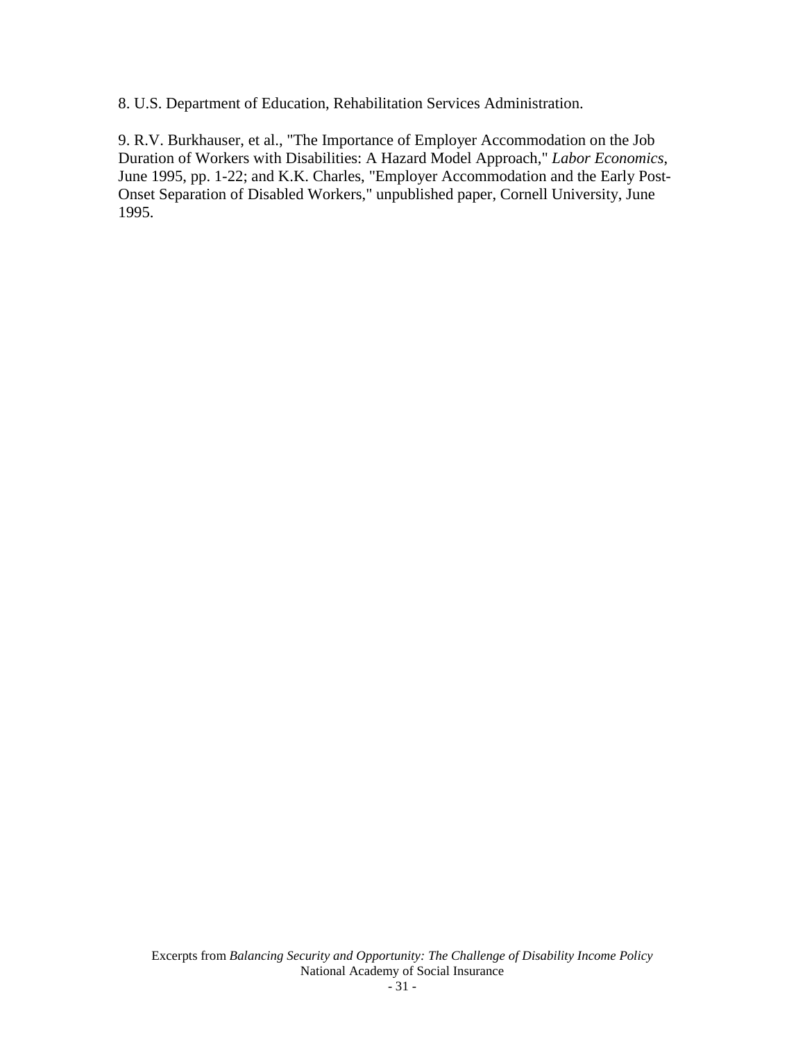8. U.S. Department of Education, Rehabilitation Services Administration.

9. R.V. Burkhauser, et al., "The Importance of Employer Accommodation on the Job Duration of Workers with Disabilities: A Hazard Model Approach," *Labor Economics*, June 1995, pp. 1-22; and K.K. Charles, "Employer Accommodation and the Early Post-Onset Separation of Disabled Workers," unpublished paper, Cornell University, June 1995.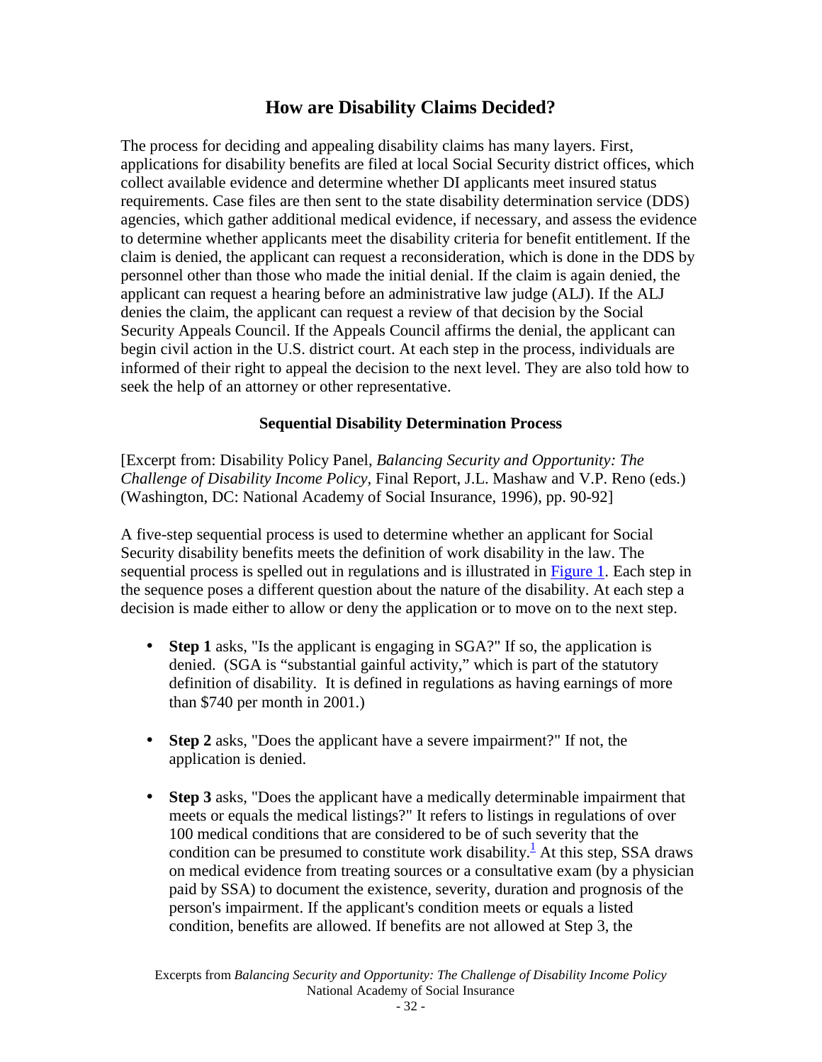## How are Disability Claims Decided?

The process for deciding and appealing disability claims has many layers. First, applications for disability benefits are filed at local Social Security district offices, which collect available evidence and determine whether DI applicants meet insured status requirements. Case files are then sent to the state disability determination service (DDS) agencies, which gather additional medical evidence, if necessary, and assess the evidence to determine whether applicants meet the disability criteria for benefit entitlement. If the claim is denied, the applicant can request a reconsideration, which is done in the DDS by personnel other than those who made the initial denial. If the claim is again denied, the applicant can request a hearing before an administrative law judge (ALJ). If the ALJ denies the claim, the applicant can request a review of that decision by the Social Security Appeals Council. If the Appeals Council affirms the denial, the applicant can begin civil action in the U.S. district court. At each step in the process, individuals are informed of their right to appeal the decision to the next level. They are also told how to seek the help of an attorney or other representative.

### Sequential Disability Determination Process

[Excerpt from: Disability Policy Panel, *Balancing Security and Opportunity: The Challenge of Disability Income Policy,* Final Report, J.L. Mashaw and V.P. Reno (eds.) (Washington, DC: National Academy of Social Insurance, 1996), pp. 90-92]

A five-step sequential process is used to determine whether an applicant for Social Security disability benefits meets the definition of work disability in the law. The sequential process is spelled out in regulations and is illustrated in Figure 1. Each step in the sequence poses a different question about the nature of the disability. At each step a decision is made either to allow or deny the application or to move on to the next step.

- **Step 1** asks, "Is the applicant is engaging in SGA?" If so, the application is denied. (SGA is "substantial gainful activity," which is part of the statutory definition of disability. It is defined in regulations as having earnings of more than $740 per month in 2001.)

- **Step 2** asks, "Does the applicant have a severe impairment?" If not, the application is denied.

- **Step 3** asks, "Does the applicant have a medically determinable impairment that meets or equals the medical listings?" It refers to listings in regulations of over 100 medical conditions that are considered to be of such severity that the condition can be presumed to constitute work disability.[1] At this step, SSA draws on medical evidence from treating sources or a consultative exam (by a physician paid by SSA) to document the existence, severity, duration and prognosis of the person's impairment. If the applicant's condition meets or equals a listed condition, benefits are allowed. If benefits are not allowed at Step 3, the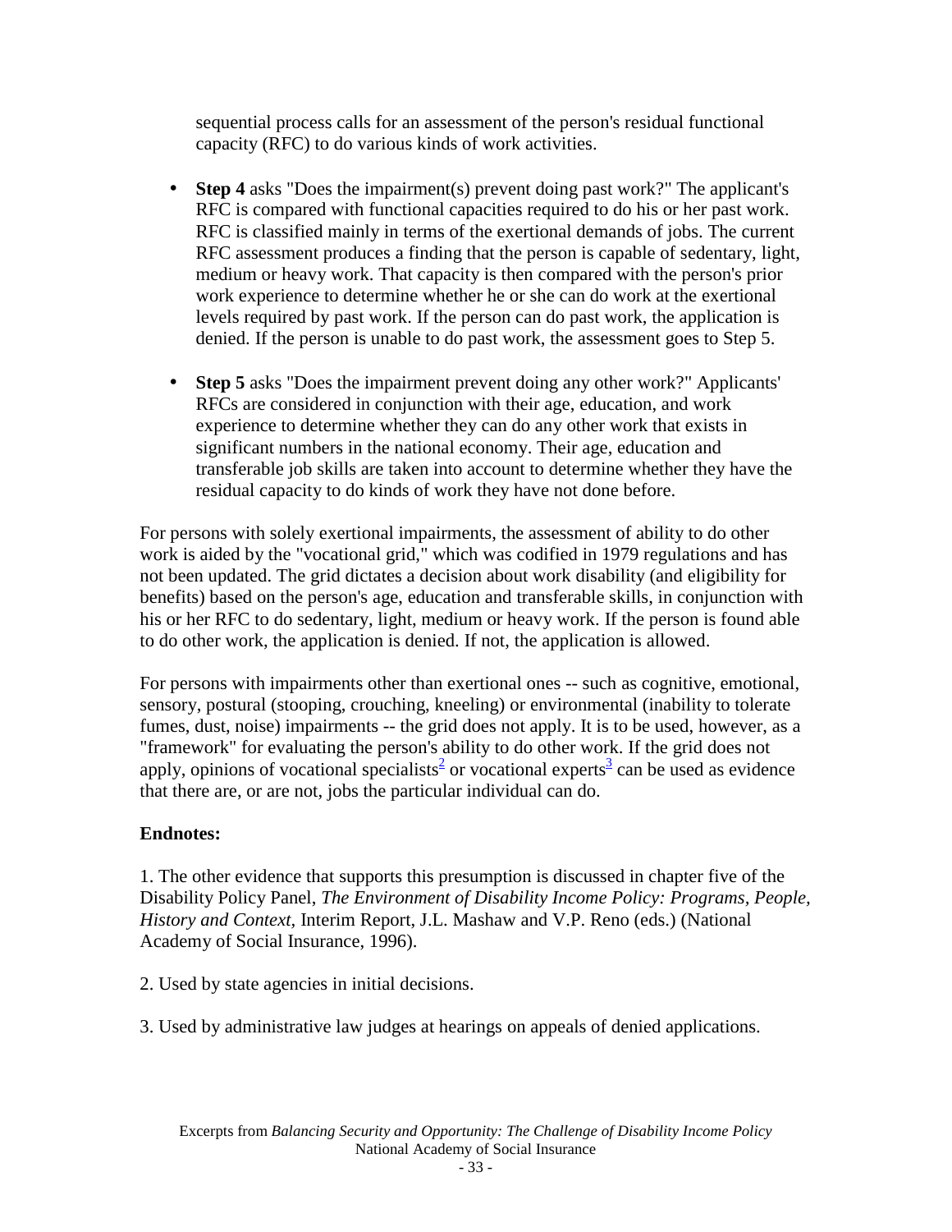sequential process calls for an assessment of the person's residual functional capacity (RFC) to do various kinds of work activities.

- **Step 4** asks "Does the impairment(s) prevent doing past work?" The applicant's RFC is compared with functional capacities required to do his or her past work. RFC is classified mainly in terms of the exertional demands of jobs. The current RFC assessment produces a finding that the person is capable of sedentary, light, medium or heavy work. That capacity is then compared with the person's prior work experience to determine whether he or she can do work at the exertional levels required by past work. If the person can do past work, the application is denied. If the person is unable to do past work, the assessment goes to Step 5.

- **Step 5** asks "Does the impairment prevent doing any other work?" Applicants' RFCs are considered in conjunction with their age, education, and work experience to determine whether they can do any other work that exists in significant numbers in the national economy. Their age, education and transferable job skills are taken into account to determine whether they have the residual capacity to do kinds of work they have not done before.

For persons with solely exertional impairments, the assessment of ability to do other work is aided by the "vocational grid," which was codified in 1979 regulations and has not been updated. The grid dictates a decision about work disability (and eligibility for benefits) based on the person's age, education and transferable skills, in conjunction with his or her RFC to do sedentary, light, medium or heavy work. If the person is found able to do other work, the application is denied. If not, the application is allowed.

For persons with impairments other than exertional ones -- such as cognitive, emotional, sensory, postural (stooping, crouching, kneeling) or environmental (inability to tolerate fumes, dust, noise) impairments -- the grid does not apply. It is to be used, however, as a "framework" for evaluating the person's ability to do other work. If the grid does not apply, opinions of vocational specialists[2] or vocational experts[3] can be used as evidence that there are, or are not, jobs the particular individual can do.

**Endnotes:**

1. The other evidence that supports this presumption is discussed in chapter five of the Disability Policy Panel, *The Environment of Disability Income Policy: Programs, People, History and Context,* Interim Report, J.L. Mashaw and V.P. Reno (eds.) (National Academy of Social Insurance, 1996).

2. Used by state agencies in initial decisions.

3. Used by administrative law judges at hearings on appeals of denied applications.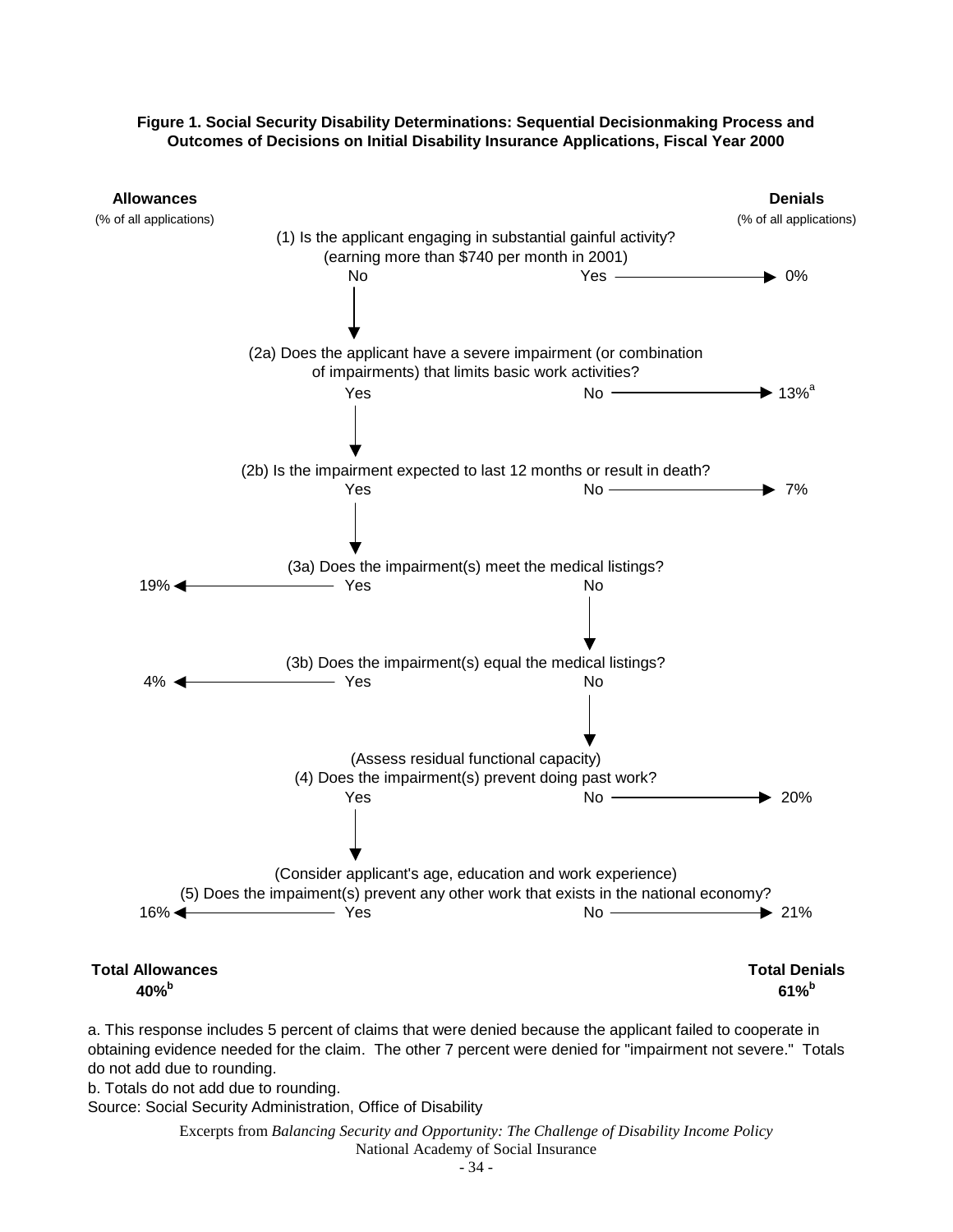**Figure 1. Social Security Disability Determinations: Sequential Decisionmaking Process and Outcomes of Decisions on Initial Disability Insurance Applications, Fiscal Year 2000**

| Allowances (% of all applications) | Question | Yes | No | Denials (% of all applications) |
|---|---|---|---|---|
| | (1) Is the applicant engaging in substantial gainful activity? (earning more than \$740 per month in 2001) | → Denial | ↓ Continue | 0% |
| | (2a) Does the applicant have a severe impairment (or combination of impairments) that limits basic work activities? | ↓ Continue | → Denial | 13%[a] |
| | (2b) Is the impairment expected to last 12 months or result in death? | ↓ Continue | → Denial | 7% |
| 19% | (3a) Does the impairment(s) meet the medical listings? | ← Allowance | ↓ Continue | |
| 4% | (3b) Does the impairment(s) equal the medical listings? | ← Allowance | ↓ Continue | |
| | (Assess residual functional capacity) (4) Does the impairment(s) prevent doing past work? | ↓ Continue | → Denial | 20% |
| 16% | (Consider applicant's age, education and work experience) (5) Does the impaiment(s) prevent any other work that exists in the national economy? | ← Allowance | → Denial | 21% |

**Total Allowances**
**40%[b]**

**Total Denials**
**61%[b]**

a. This response includes 5 percent of claims that were denied because the applicant failed to cooperate in obtaining evidence needed for the claim. The other 7 percent were denied for "impairment not severe." Totals do not add due to rounding.

b. Totals do not add due to rounding.

Source: Social Security Administration, Office of Disability

Excerpts from *Balancing Security and Opportunity: The Challenge of Disability Income Policy*
National Academy of Social Insurance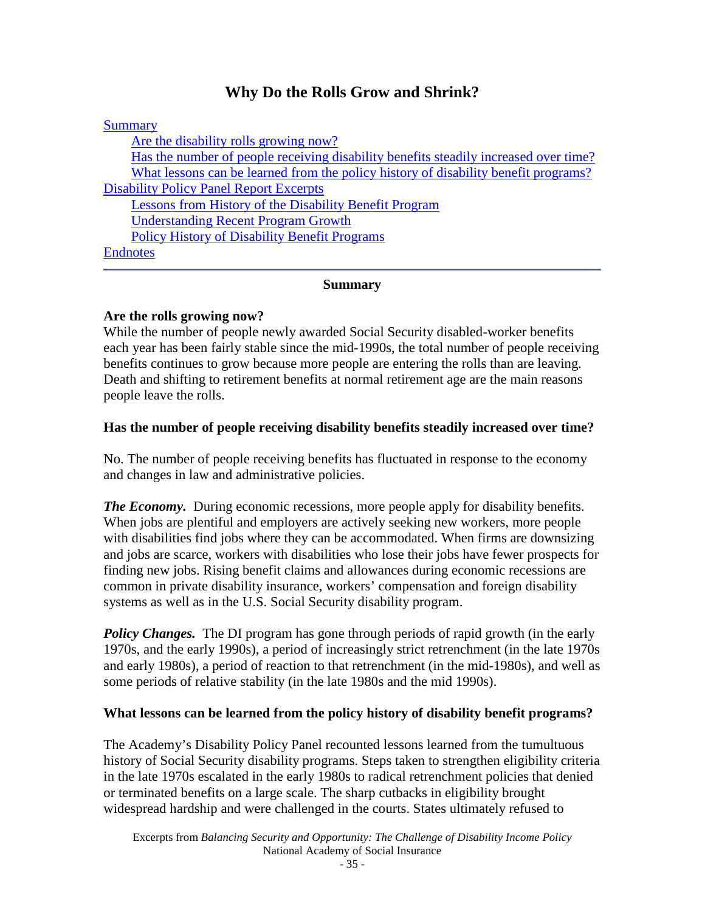# Why Do the Rolls Grow and Shrink?

[Summary](#)

- [Are the disability rolls growing now?](#)
- [Has the number of people receiving disability benefits steadily increased over time?](#)
- [What lessons can be learned from the policy history of disability benefit programs?](#)

[Disability Policy Panel Report Excerpts](#)

- [Lessons from History of the Disability Benefit Program](#)
- [Understanding Recent Program Growth](#)
- [Policy History of Disability Benefit Programs](#)

[Endnotes](#)

---

## Summary

**Are the rolls growing now?**
While the number of people newly awarded Social Security disabled-worker benefits each year has been fairly stable since the mid-1990s, the total number of people receiving benefits continues to grow because more people are entering the rolls than are leaving. Death and shifting to retirement benefits at normal retirement age are the main reasons people leave the rolls.

**Has the number of people receiving disability benefits steadily increased over time?**

No. The number of people receiving benefits has fluctuated in response to the economy and changes in law and administrative policies.

***The Economy.*** During economic recessions, more people apply for disability benefits. When jobs are plentiful and employers are actively seeking new workers, more people with disabilities find jobs where they can be accommodated. When firms are downsizing and jobs are scarce, workers with disabilities who lose their jobs have fewer prospects for finding new jobs. Rising benefit claims and allowances during economic recessions are common in private disability insurance, workers' compensation and foreign disability systems as well as in the U.S. Social Security disability program.

***Policy Changes.*** The DI program has gone through periods of rapid growth (in the early 1970s, and the early 1990s), a period of increasingly strict retrenchment (in the late 1970s and early 1980s), a period of reaction to that retrenchment (in the mid-1980s), and well as some periods of relative stability (in the late 1980s and the mid 1990s).

**What lessons can be learned from the policy history of disability benefit programs?**

The Academy's Disability Policy Panel recounted lessons learned from the tumultuous history of Social Security disability programs. Steps taken to strengthen eligibility criteria in the late 1970s escalated in the early 1980s to radical retrenchment policies that denied or terminated benefits on a large scale. The sharp cutbacks in eligibility brought widespread hardship and were challenged in the courts. States ultimately refused to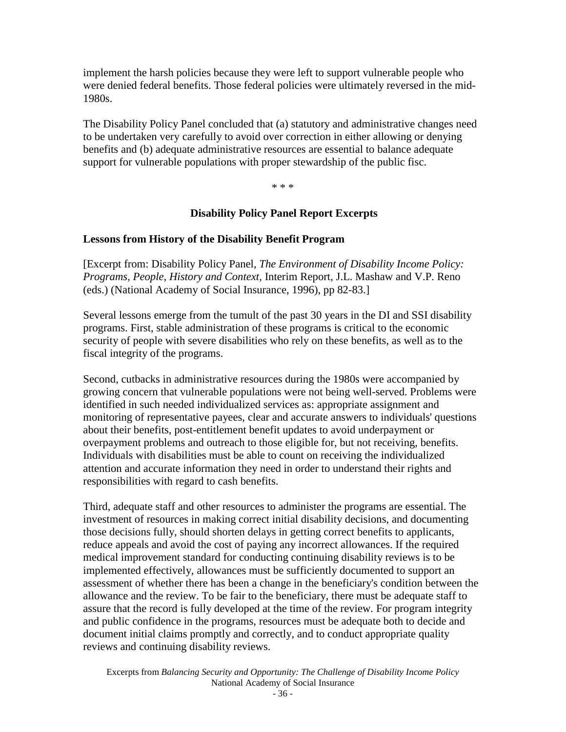implement the harsh policies because they were left to support vulnerable people who were denied federal benefits. Those federal policies were ultimately reversed in the mid-1980s.

The Disability Policy Panel concluded that (a) statutory and administrative changes need to be undertaken very carefully to avoid over correction in either allowing or denying benefits and (b) adequate administrative resources are essential to balance adequate support for vulnerable populations with proper stewardship of the public fisc.

\* \* \*

## Disability Policy Panel Report Excerpts

### Lessons from History of the Disability Benefit Program

[Excerpt from: Disability Policy Panel, *The Environment of Disability Income Policy: Programs, People, History and Context*, Interim Report, J.L. Mashaw and V.P. Reno (eds.) (National Academy of Social Insurance, 1996), pp 82-83.]

Several lessons emerge from the tumult of the past 30 years in the DI and SSI disability programs. First, stable administration of these programs is critical to the economic security of people with severe disabilities who rely on these benefits, as well as to the fiscal integrity of the programs.

Second, cutbacks in administrative resources during the 1980s were accompanied by growing concern that vulnerable populations were not being well-served. Problems were identified in such needed individualized services as: appropriate assignment and monitoring of representative payees, clear and accurate answers to individuals' questions about their benefits, post-entitlement benefit updates to avoid underpayment or overpayment problems and outreach to those eligible for, but not receiving, benefits. Individuals with disabilities must be able to count on receiving the individualized attention and accurate information they need in order to understand their rights and responsibilities with regard to cash benefits.

Third, adequate staff and other resources to administer the programs are essential. The investment of resources in making correct initial disability decisions, and documenting those decisions fully, should shorten delays in getting correct benefits to applicants, reduce appeals and avoid the cost of paying any incorrect allowances. If the required medical improvement standard for conducting continuing disability reviews is to be implemented effectively, allowances must be sufficiently documented to support an assessment of whether there has been a change in the beneficiary's condition between the allowance and the review. To be fair to the beneficiary, there must be adequate staff to assure that the record is fully developed at the time of the review. For program integrity and public confidence in the programs, resources must be adequate both to decide and document initial claims promptly and correctly, and to conduct appropriate quality reviews and continuing disability reviews.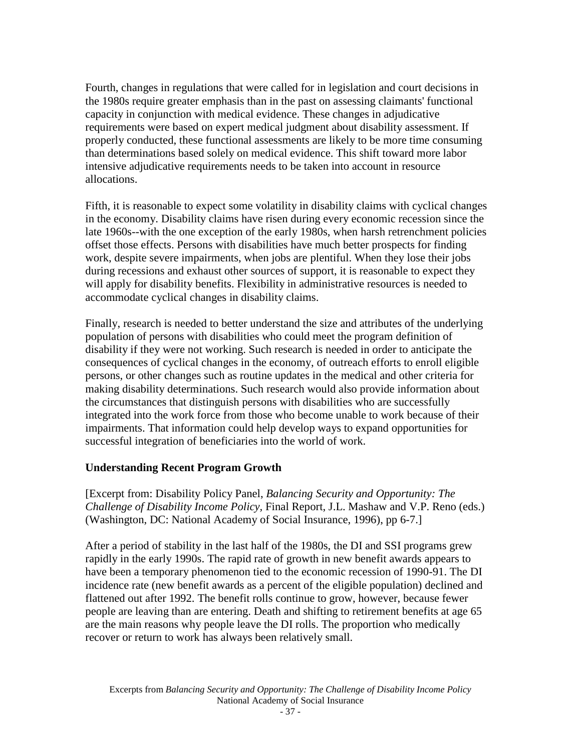Fourth, changes in regulations that were called for in legislation and court decisions in the 1980s require greater emphasis than in the past on assessing claimants' functional capacity in conjunction with medical evidence. These changes in adjudicative requirements were based on expert medical judgment about disability assessment. If properly conducted, these functional assessments are likely to be more time consuming than determinations based solely on medical evidence. This shift toward more labor intensive adjudicative requirements needs to be taken into account in resource allocations.

Fifth, it is reasonable to expect some volatility in disability claims with cyclical changes in the economy. Disability claims have risen during every economic recession since the late 1960s--with the one exception of the early 1980s, when harsh retrenchment policies offset those effects. Persons with disabilities have much better prospects for finding work, despite severe impairments, when jobs are plentiful. When they lose their jobs during recessions and exhaust other sources of support, it is reasonable to expect they will apply for disability benefits. Flexibility in administrative resources is needed to accommodate cyclical changes in disability claims.

Finally, research is needed to better understand the size and attributes of the underlying population of persons with disabilities who could meet the program definition of disability if they were not working. Such research is needed in order to anticipate the consequences of cyclical changes in the economy, of outreach efforts to enroll eligible persons, or other changes such as routine updates in the medical and other criteria for making disability determinations. Such research would also provide information about the circumstances that distinguish persons with disabilities who are successfully integrated into the work force from those who become unable to work because of their impairments. That information could help develop ways to expand opportunities for successful integration of beneficiaries into the world of work.

### Understanding Recent Program Growth

[Excerpt from: Disability Policy Panel, *Balancing Security and Opportunity: The Challenge of Disability Income Policy,* Final Report, J.L. Mashaw and V.P. Reno (eds.) (Washington, DC: National Academy of Social Insurance, 1996), pp 6-7.]

After a period of stability in the last half of the 1980s, the DI and SSI programs grew rapidly in the early 1990s. The rapid rate of growth in new benefit awards appears to have been a temporary phenomenon tied to the economic recession of 1990-91. The DI incidence rate (new benefit awards as a percent of the eligible population) declined and flattened out after 1992. The benefit rolls continue to grow, however, because fewer people are leaving than are entering. Death and shifting to retirement benefits at age 65 are the main reasons why people leave the DI rolls. The proportion who medically recover or return to work has always been relatively small.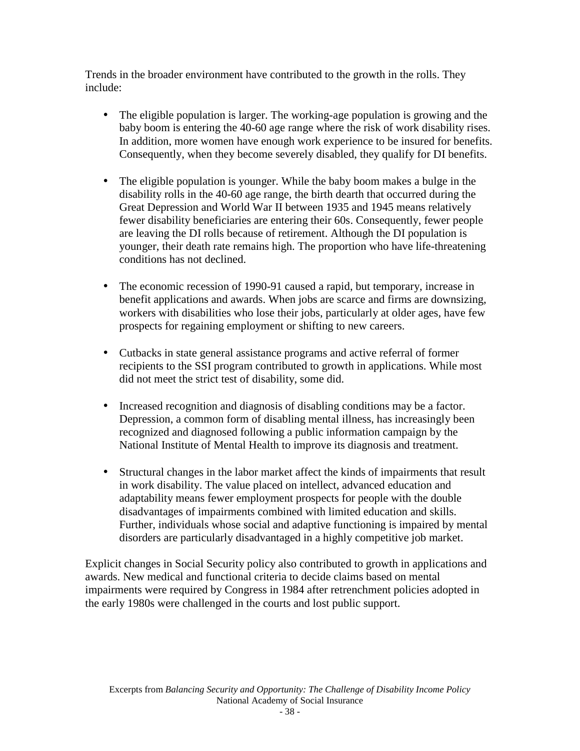Trends in the broader environment have contributed to the growth in the rolls. They include:

- The eligible population is larger. The working-age population is growing and the baby boom is entering the 40-60 age range where the risk of work disability rises. In addition, more women have enough work experience to be insured for benefits. Consequently, when they become severely disabled, they qualify for DI benefits.

- The eligible population is younger. While the baby boom makes a bulge in the disability rolls in the 40-60 age range, the birth dearth that occurred during the Great Depression and World War II between 1935 and 1945 means relatively fewer disability beneficiaries are entering their 60s. Consequently, fewer people are leaving the DI rolls because of retirement. Although the DI population is younger, their death rate remains high. The proportion who have life-threatening conditions has not declined.

- The economic recession of 1990-91 caused a rapid, but temporary, increase in benefit applications and awards. When jobs are scarce and firms are downsizing, workers with disabilities who lose their jobs, particularly at older ages, have few prospects for regaining employment or shifting to new careers.

- Cutbacks in state general assistance programs and active referral of former recipients to the SSI program contributed to growth in applications. While most did not meet the strict test of disability, some did.

- Increased recognition and diagnosis of disabling conditions may be a factor. Depression, a common form of disabling mental illness, has increasingly been recognized and diagnosed following a public information campaign by the National Institute of Mental Health to improve its diagnosis and treatment.

- Structural changes in the labor market affect the kinds of impairments that result in work disability. The value placed on intellect, advanced education and adaptability means fewer employment prospects for people with the double disadvantages of impairments combined with limited education and skills. Further, individuals whose social and adaptive functioning is impaired by mental disorders are particularly disadvantaged in a highly competitive job market.

Explicit changes in Social Security policy also contributed to growth in applications and awards. New medical and functional criteria to decide claims based on mental impairments were required by Congress in 1984 after retrenchment policies adopted in the early 1980s were challenged in the courts and lost public support.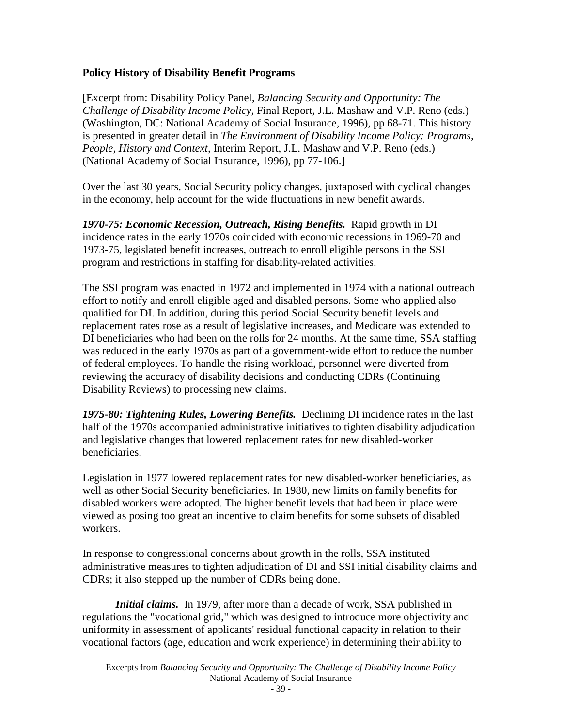**Policy History of Disability Benefit Programs**

[Excerpt from: Disability Policy Panel, *Balancing Security and Opportunity: The Challenge of Disability Income Policy,* Final Report, J.L. Mashaw and V.P. Reno (eds.) (Washington, DC: National Academy of Social Insurance, 1996), pp 68-71. This history is presented in greater detail in *The Environment of Disability Income Policy: Programs, People, History and Context,* Interim Report, J.L. Mashaw and V.P. Reno (eds.) (National Academy of Social Insurance, 1996), pp 77-106.]

Over the last 30 years, Social Security policy changes, juxtaposed with cyclical changes in the economy, help account for the wide fluctuations in new benefit awards.

***1970-75: Economic Recession, Outreach, Rising Benefits.*** Rapid growth in DI incidence rates in the early 1970s coincided with economic recessions in 1969-70 and 1973-75, legislated benefit increases, outreach to enroll eligible persons in the SSI program and restrictions in staffing for disability-related activities.

The SSI program was enacted in 1972 and implemented in 1974 with a national outreach effort to notify and enroll eligible aged and disabled persons. Some who applied also qualified for DI. In addition, during this period Social Security benefit levels and replacement rates rose as a result of legislative increases, and Medicare was extended to DI beneficiaries who had been on the rolls for 24 months. At the same time, SSA staffing was reduced in the early 1970s as part of a government-wide effort to reduce the number of federal employees. To handle the rising workload, personnel were diverted from reviewing the accuracy of disability decisions and conducting CDRs (Continuing Disability Reviews) to processing new claims.

***1975-80: Tightening Rules, Lowering Benefits.*** Declining DI incidence rates in the last half of the 1970s accompanied administrative initiatives to tighten disability adjudication and legislative changes that lowered replacement rates for new disabled-worker beneficiaries.

Legislation in 1977 lowered replacement rates for new disabled-worker beneficiaries, as well as other Social Security beneficiaries. In 1980, new limits on family benefits for disabled workers were adopted. The higher benefit levels that had been in place were viewed as posing too great an incentive to claim benefits for some subsets of disabled workers.

In response to congressional concerns about growth in the rolls, SSA instituted administrative measures to tighten adjudication of DI and SSI initial disability claims and CDRs; it also stepped up the number of CDRs being done.

***Initial claims.*** In 1979, after more than a decade of work, SSA published in regulations the "vocational grid," which was designed to introduce more objectivity and uniformity in assessment of applicants' residual functional capacity in relation to their vocational factors (age, education and work experience) in determining their ability to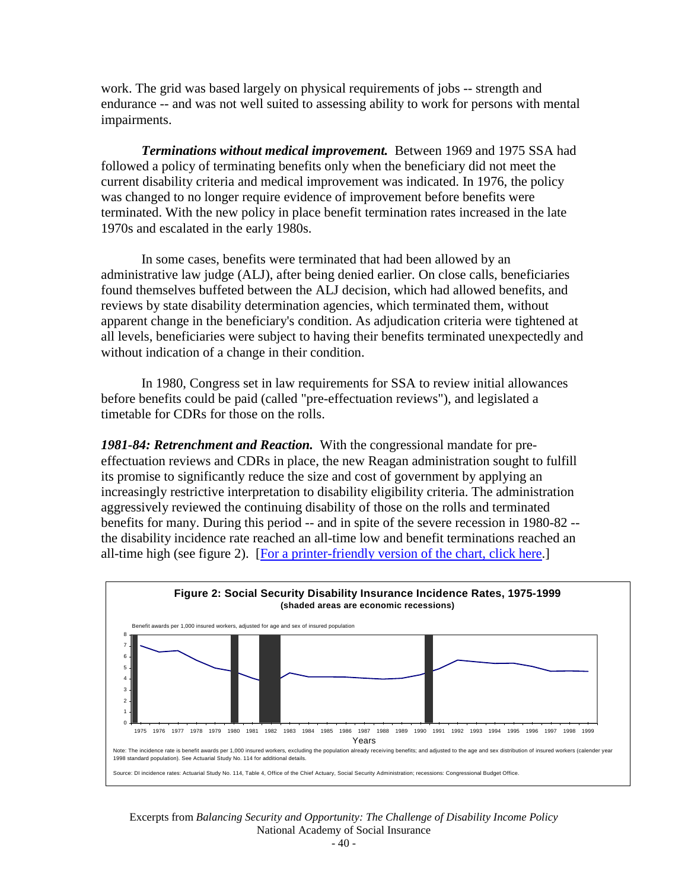work. The grid was based largely on physical requirements of jobs -- strength and endurance -- and was not well suited to assessing ability to work for persons with mental impairments.

***Terminations without medical improvement.*** Between 1969 and 1975 SSA had followed a policy of terminating benefits only when the beneficiary did not meet the current disability criteria and medical improvement was indicated. In 1976, the policy was changed to no longer require evidence of improvement before benefits were terminated. With the new policy in place benefit termination rates increased in the late 1970s and escalated in the early 1980s.

In some cases, benefits were terminated that had been allowed by an administrative law judge (ALJ), after being denied earlier. On close calls, beneficiaries found themselves buffeted between the ALJ decision, which had allowed benefits, and reviews by state disability determination agencies, which terminated them, without apparent change in the beneficiary's condition. As adjudication criteria were tightened at all levels, beneficiaries were subject to having their benefits terminated unexpectedly and without indication of a change in their condition.

In 1980, Congress set in law requirements for SSA to review initial allowances before benefits could be paid (called "pre-effectuation reviews"), and legislated a timetable for CDRs for those on the rolls.

***1981-84: Retrenchment and Reaction.*** With the congressional mandate for pre-effectuation reviews and CDRs in place, the new Reagan administration sought to fulfill its promise to significantly reduce the size and cost of government by applying an increasingly restrictive interpretation to disability eligibility criteria. The administration aggressively reviewed the continuing disability of those on the rolls and terminated benefits for many. During this period -- and in spite of the severe recession in 1980-82 -- the disability incidence rate reached an all-time low and benefit terminations reached an all-time high (see figure 2). [For a printer-friendly version of the chart, click here.]

**Figure 2: Social Security Disability Insurance Incidence Rates, 1975-1999**
**(shaded areas are economic recessions)**

Benefit awards per 1,000 insured workers, adjusted for age and sex of insured population

Note: The incidence rate is benefit awards per 1,000 insured workers, excluding the population already receiving benefits; and adjusted to the age and sex distribution of insured workers (calender year 1998 standard population). See Actuarial Study No. 114 for additional details.

Source: DI incidence rates: Actuarial Study No. 114, Table 4, Office of the Chief Actuary, Social Security Administration; recessions: Congressional Budget Office.

Excerpts from *Balancing Security and Opportunity: The Challenge of Disability Income Policy*
National Academy of Social Insurance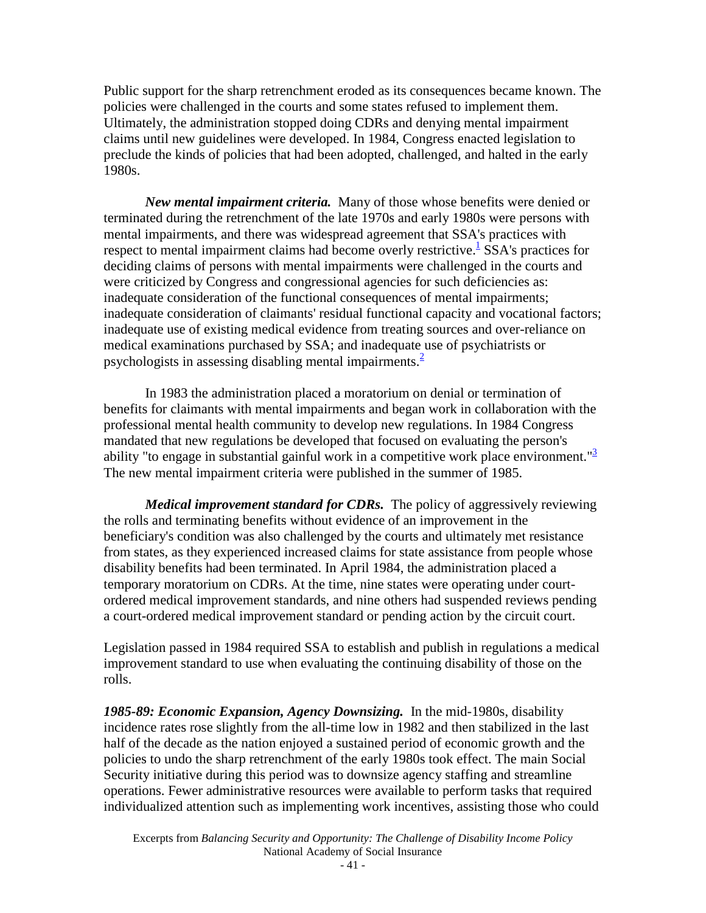Public support for the sharp retrenchment eroded as its consequences became known. The policies were challenged in the courts and some states refused to implement them. Ultimately, the administration stopped doing CDRs and denying mental impairment claims until new guidelines were developed. In 1984, Congress enacted legislation to preclude the kinds of policies that had been adopted, challenged, and halted in the early 1980s.

***New mental impairment criteria.*** Many of those whose benefits were denied or terminated during the retrenchment of the late 1970s and early 1980s were persons with mental impairments, and there was widespread agreement that SSA's practices with respect to mental impairment claims had become overly restrictive.[1] SSA's practices for deciding claims of persons with mental impairments were challenged in the courts and were criticized by Congress and congressional agencies for such deficiencies as: inadequate consideration of the functional consequences of mental impairments; inadequate consideration of claimants' residual functional capacity and vocational factors; inadequate use of existing medical evidence from treating sources and over-reliance on medical examinations purchased by SSA; and inadequate use of psychiatrists or psychologists in assessing disabling mental impairments.[2]

In 1983 the administration placed a moratorium on denial or termination of benefits for claimants with mental impairments and began work in collaboration with the professional mental health community to develop new regulations. In 1984 Congress mandated that new regulations be developed that focused on evaluating the person's ability "to engage in substantial gainful work in a competitive work place environment."[3] The new mental impairment criteria were published in the summer of 1985.

***Medical improvement standard for CDRs.*** The policy of aggressively reviewing the rolls and terminating benefits without evidence of an improvement in the beneficiary's condition was also challenged by the courts and ultimately met resistance from states, as they experienced increased claims for state assistance from people whose disability benefits had been terminated. In April 1984, the administration placed a temporary moratorium on CDRs. At the time, nine states were operating under court-ordered medical improvement standards, and nine others had suspended reviews pending a court-ordered medical improvement standard or pending action by the circuit court.

Legislation passed in 1984 required SSA to establish and publish in regulations a medical improvement standard to use when evaluating the continuing disability of those on the rolls.

***1985-89: Economic Expansion, Agency Downsizing.*** In the mid-1980s, disability incidence rates rose slightly from the all-time low in 1982 and then stabilized in the last half of the decade as the nation enjoyed a sustained period of economic growth and the policies to undo the sharp retrenchment of the early 1980s took effect. The main Social Security initiative during this period was to downsize agency staffing and streamline operations. Fewer administrative resources were available to perform tasks that required individualized attention such as implementing work incentives, assisting those who could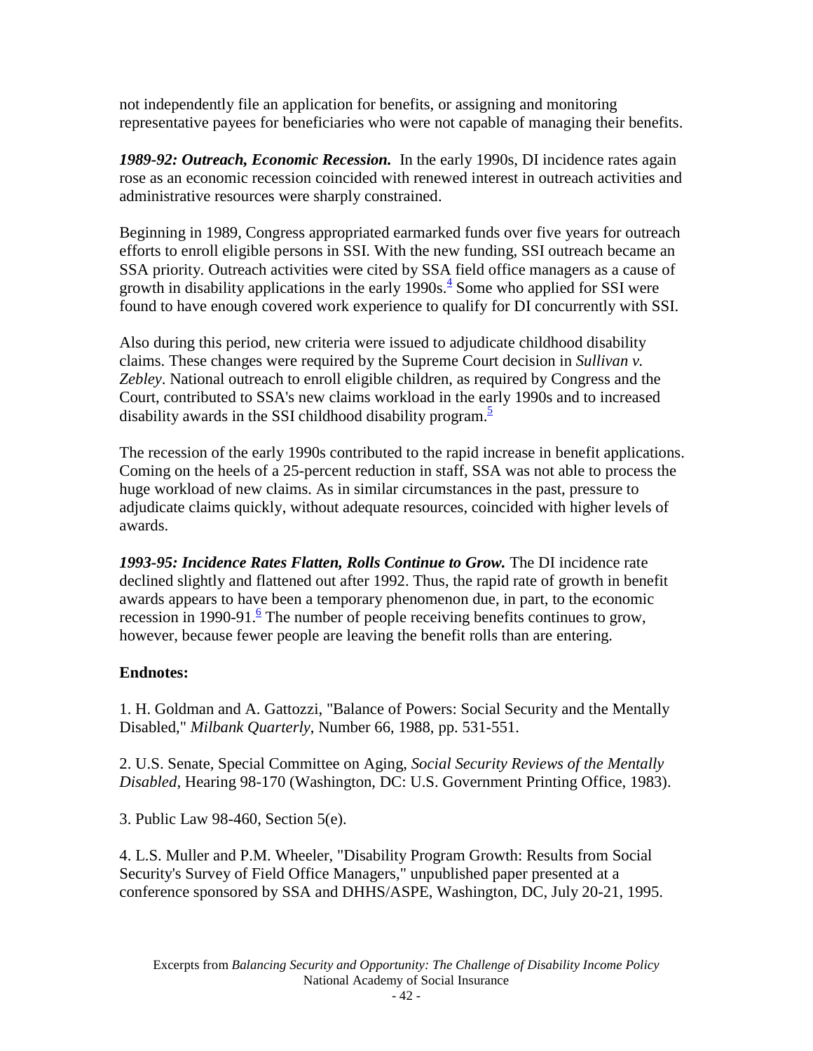not independently file an application for benefits, or assigning and monitoring representative payees for beneficiaries who were not capable of managing their benefits.

***1989-92: Outreach, Economic Recession.*** In the early 1990s, DI incidence rates again rose as an economic recession coincided with renewed interest in outreach activities and administrative resources were sharply constrained.

Beginning in 1989, Congress appropriated earmarked funds over five years for outreach efforts to enroll eligible persons in SSI. With the new funding, SSI outreach became an SSA priority. Outreach activities were cited by SSA field office managers as a cause of growth in disability applications in the early 1990s.[4] Some who applied for SSI were found to have enough covered work experience to qualify for DI concurrently with SSI.

Also during this period, new criteria were issued to adjudicate childhood disability claims. These changes were required by the Supreme Court decision in *Sullivan v. Zebley*. National outreach to enroll eligible children, as required by Congress and the Court, contributed to SSA's new claims workload in the early 1990s and to increased disability awards in the SSI childhood disability program.[5]

The recession of the early 1990s contributed to the rapid increase in benefit applications. Coming on the heels of a 25-percent reduction in staff, SSA was not able to process the huge workload of new claims. As in similar circumstances in the past, pressure to adjudicate claims quickly, without adequate resources, coincided with higher levels of awards.

***1993-95: Incidence Rates Flatten, Rolls Continue to Grow.*** The DI incidence rate declined slightly and flattened out after 1992. Thus, the rapid rate of growth in benefit awards appears to have been a temporary phenomenon due, in part, to the economic recession in 1990-91.[6] The number of people receiving benefits continues to grow, however, because fewer people are leaving the benefit rolls than are entering.

**Endnotes:**

1. H. Goldman and A. Gattozzi, "Balance of Powers: Social Security and the Mentally Disabled," *Milbank Quarterly*, Number 66, 1988, pp. 531-551.

2. U.S. Senate, Special Committee on Aging, *Social Security Reviews of the Mentally Disabled*, Hearing 98-170 (Washington, DC: U.S. Government Printing Office, 1983).

3. Public Law 98-460, Section 5(e).

4. L.S. Muller and P.M. Wheeler, "Disability Program Growth: Results from Social Security's Survey of Field Office Managers," unpublished paper presented at a conference sponsored by SSA and DHHS/ASPE, Washington, DC, July 20-21, 1995.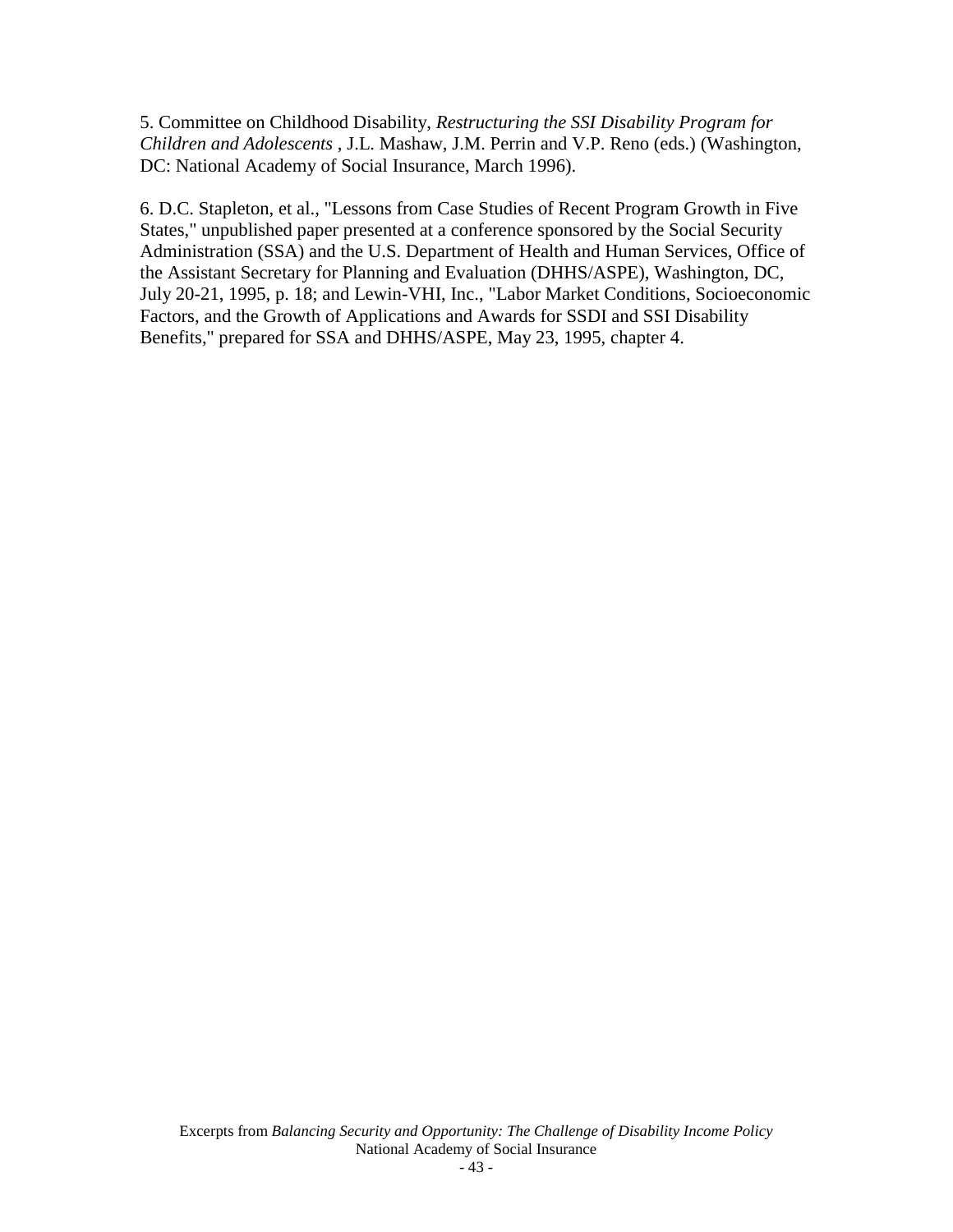5. Committee on Childhood Disability, *Restructuring the SSI Disability Program for Children and Adolescents* , J.L. Mashaw, J.M. Perrin and V.P. Reno (eds.) (Washington, DC: National Academy of Social Insurance, March 1996).

6. D.C. Stapleton, et al., "Lessons from Case Studies of Recent Program Growth in Five States," unpublished paper presented at a conference sponsored by the Social Security Administration (SSA) and the U.S. Department of Health and Human Services, Office of the Assistant Secretary for Planning and Evaluation (DHHS/ASPE), Washington, DC, July 20-21, 1995, p. 18; and Lewin-VHI, Inc., "Labor Market Conditions, Socioeconomic Factors, and the Growth of Applications and Awards for SSDI and SSI Disability Benefits," prepared for SSA and DHHS/ASPE, May 23, 1995, chapter 4.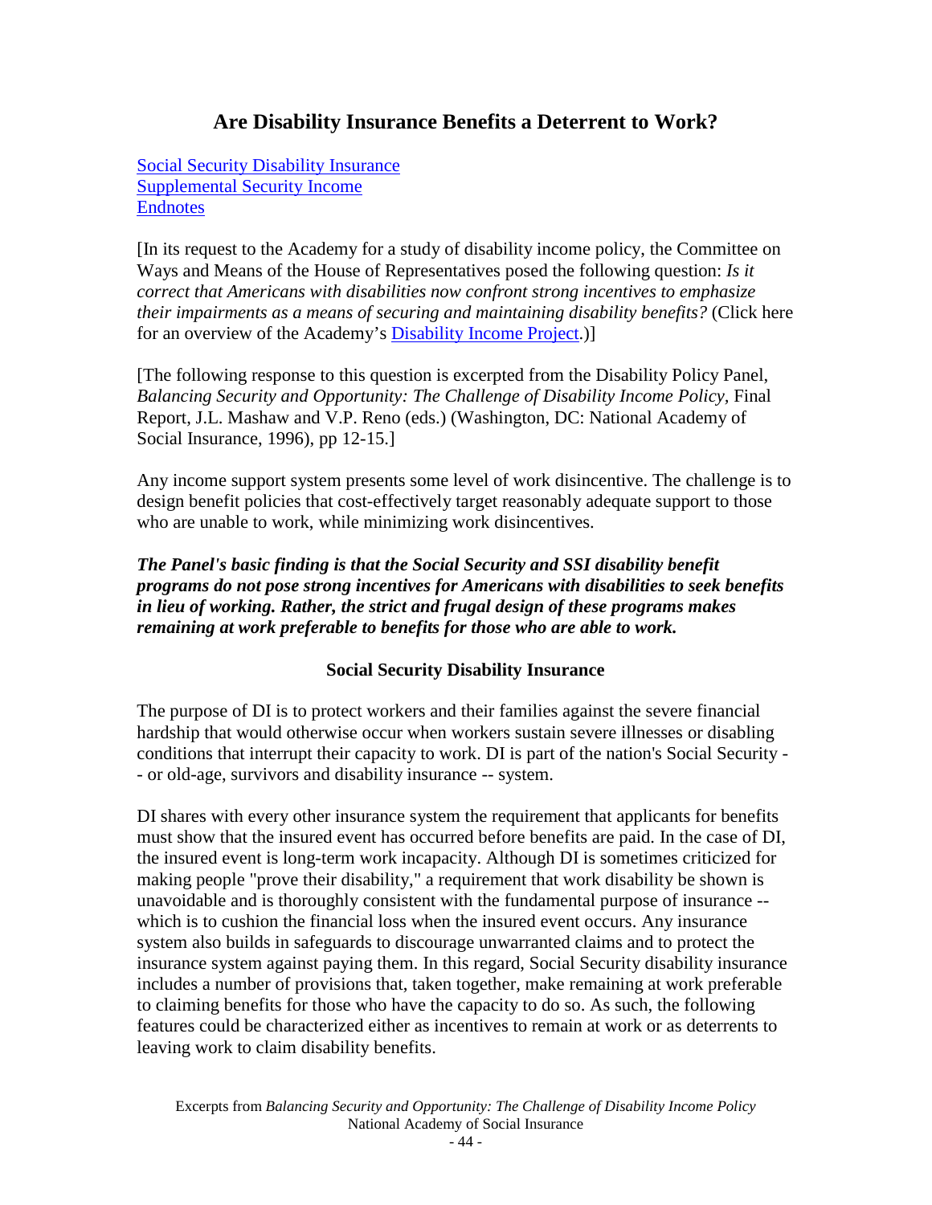## Are Disability Insurance Benefits a Deterrent to Work?

[Social Security Disability Insurance](#)
[Supplemental Security Income](#)
[Endnotes](#)

[In its request to the Academy for a study of disability income policy, the Committee on Ways and Means of the House of Representatives posed the following question: *Is it correct that Americans with disabilities now confront strong incentives to emphasize their impairments as a means of securing and maintaining disability benefits?* (Click here for an overview of the Academy's [Disability Income Project](#).)]

[The following response to this question is excerpted from the Disability Policy Panel, *Balancing Security and Opportunity: The Challenge of Disability Income Policy*, Final Report, J.L. Mashaw and V.P. Reno (eds.) (Washington, DC: National Academy of Social Insurance, 1996), pp 12-15.]

Any income support system presents some level of work disincentive. The challenge is to design benefit policies that cost-effectively target reasonably adequate support to those who are unable to work, while minimizing work disincentives.

***The Panel's basic finding is that the Social Security and SSI disability benefit programs do not pose strong incentives for Americans with disabilities to seek benefits in lieu of working. Rather, the strict and frugal design of these programs makes remaining at work preferable to benefits for those who are able to work.***

### Social Security Disability Insurance

The purpose of DI is to protect workers and their families against the severe financial hardship that would otherwise occur when workers sustain severe illnesses or disabling conditions that interrupt their capacity to work. DI is part of the nation's Social Security -- or old-age, survivors and disability insurance -- system.

DI shares with every other insurance system the requirement that applicants for benefits must show that the insured event has occurred before benefits are paid. In the case of DI, the insured event is long-term work incapacity. Although DI is sometimes criticized for making people "prove their disability," a requirement that work disability be shown is unavoidable and is thoroughly consistent with the fundamental purpose of insurance -- which is to cushion the financial loss when the insured event occurs. Any insurance system also builds in safeguards to discourage unwarranted claims and to protect the insurance system against paying them. In this regard, Social Security disability insurance includes a number of provisions that, taken together, make remaining at work preferable to claiming benefits for those who have the capacity to do so. As such, the following features could be characterized either as incentives to remain at work or as deterrents to leaving work to claim disability benefits.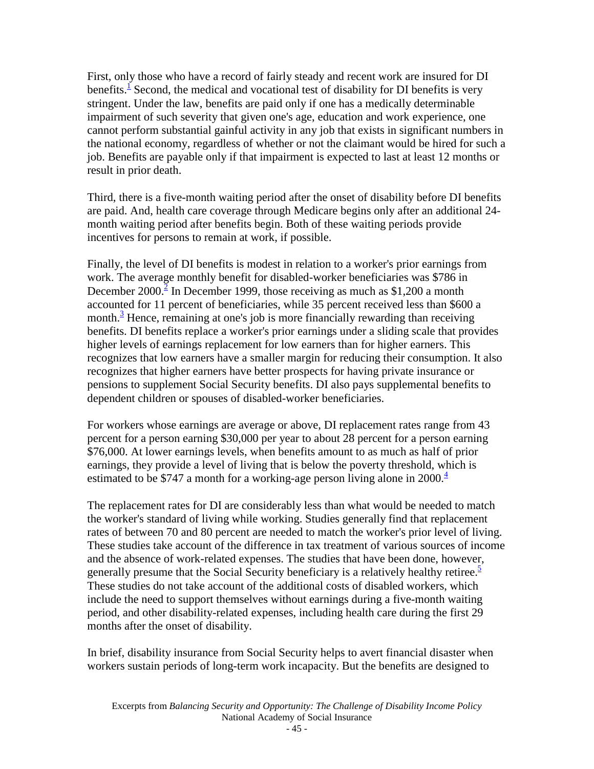First, only those who have a record of fairly steady and recent work are insured for DI benefits.[1] Second, the medical and vocational test of disability for DI benefits is very stringent. Under the law, benefits are paid only if one has a medically determinable impairment of such severity that given one's age, education and work experience, one cannot perform substantial gainful activity in any job that exists in significant numbers in the national economy, regardless of whether or not the claimant would be hired for such a job. Benefits are payable only if that impairment is expected to last at least 12 months or result in prior death.

Third, there is a five-month waiting period after the onset of disability before DI benefits are paid. And, health care coverage through Medicare begins only after an additional 24-month waiting period after benefits begin. Both of these waiting periods provide incentives for persons to remain at work, if possible.

Finally, the level of DI benefits is modest in relation to a worker's prior earnings from work. The average monthly benefit for disabled-worker beneficiaries was $786 in December 2000.[2] In December 1999, those receiving as much as $1,200 a month accounted for 11 percent of beneficiaries, while 35 percent received less than $600 a month.[3] Hence, remaining at one's job is more financially rewarding than receiving benefits. DI benefits replace a worker's prior earnings under a sliding scale that provides higher levels of earnings replacement for low earners than for higher earners. This recognizes that low earners have a smaller margin for reducing their consumption. It also recognizes that higher earners have better prospects for having private insurance or pensions to supplement Social Security benefits. DI also pays supplemental benefits to dependent children or spouses of disabled-worker beneficiaries.

For workers whose earnings are average or above, DI replacement rates range from 43 percent for a person earning $30,000 per year to about 28 percent for a person earning $76,000. At lower earnings levels, when benefits amount to as much as half of prior earnings, they provide a level of living that is below the poverty threshold, which is estimated to be $747 a month for a working-age person living alone in 2000.[4]

The replacement rates for DI are considerably less than what would be needed to match the worker's standard of living while working. Studies generally find that replacement rates of between 70 and 80 percent are needed to match the worker's prior level of living. These studies take account of the difference in tax treatment of various sources of income and the absence of work-related expenses. The studies that have been done, however, generally presume that the Social Security beneficiary is a relatively healthy retiree.[5] These studies do not take account of the additional costs of disabled workers, which include the need to support themselves without earnings during a five-month waiting period, and other disability-related expenses, including health care during the first 29 months after the onset of disability.

In brief, disability insurance from Social Security helps to avert financial disaster when workers sustain periods of long-term work incapacity. But the benefits are designed to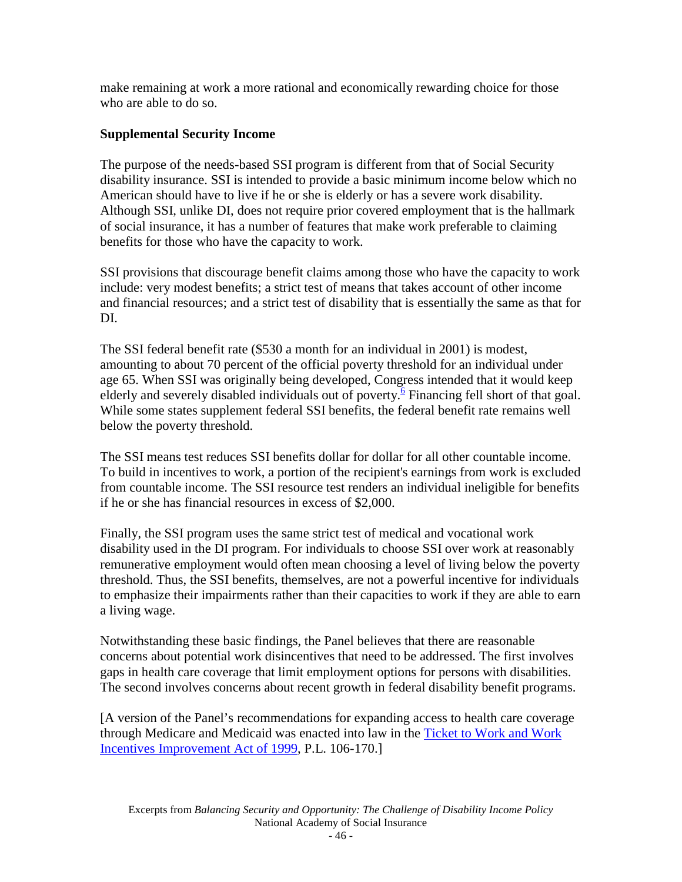make remaining at work a more rational and economically rewarding choice for those who are able to do so.

### Supplemental Security Income

The purpose of the needs-based SSI program is different from that of Social Security disability insurance. SSI is intended to provide a basic minimum income below which no American should have to live if he or she is elderly or has a severe work disability. Although SSI, unlike DI, does not require prior covered employment that is the hallmark of social insurance, it has a number of features that make work preferable to claiming benefits for those who have the capacity to work.

SSI provisions that discourage benefit claims among those who have the capacity to work include: very modest benefits; a strict test of means that takes account of other income and financial resources; and a strict test of disability that is essentially the same as that for DI.

The SSI federal benefit rate ($530 a month for an individual in 2001) is modest, amounting to about 70 percent of the official poverty threshold for an individual under age 65. When SSI was originally being developed, Congress intended that it would keep elderly and severely disabled individuals out of poverty.[6] Financing fell short of that goal. While some states supplement federal SSI benefits, the federal benefit rate remains well below the poverty threshold.

The SSI means test reduces SSI benefits dollar for dollar for all other countable income. To build in incentives to work, a portion of the recipient's earnings from work is excluded from countable income. The SSI resource test renders an individual ineligible for benefits if he or she has financial resources in excess of $2,000.

Finally, the SSI program uses the same strict test of medical and vocational work disability used in the DI program. For individuals to choose SSI over work at reasonably remunerative employment would often mean choosing a level of living below the poverty threshold. Thus, the SSI benefits, themselves, are not a powerful incentive for individuals to emphasize their impairments rather than their capacities to work if they are able to earn a living wage.

Notwithstanding these basic findings, the Panel believes that there are reasonable concerns about potential work disincentives that need to be addressed. The first involves gaps in health care coverage that limit employment options for persons with disabilities. The second involves concerns about recent growth in federal disability benefit programs.

[A version of the Panel's recommendations for expanding access to health care coverage through Medicare and Medicaid was enacted into law in the Ticket to Work and Work Incentives Improvement Act of 1999, P.L. 106-170.]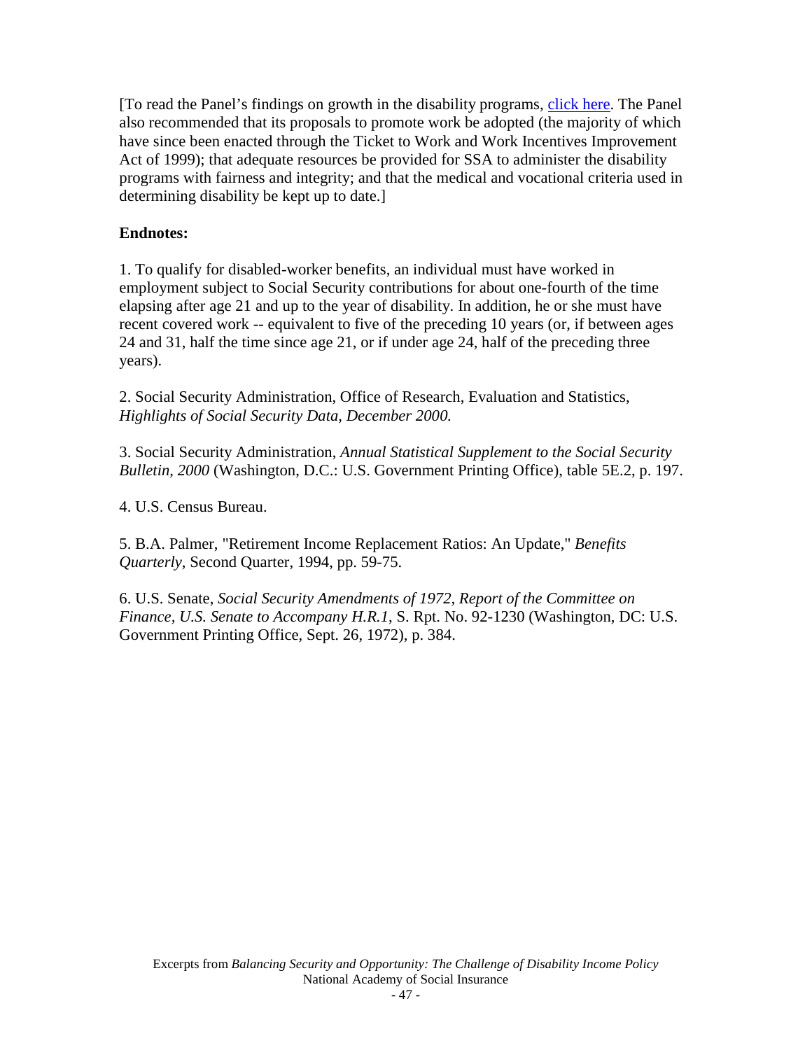[To read the Panel's findings on growth in the disability programs, click here. The Panel also recommended that its proposals to promote work be adopted (the majority of which have since been enacted through the Ticket to Work and Work Incentives Improvement Act of 1999); that adequate resources be provided for SSA to administer the disability programs with fairness and integrity; and that the medical and vocational criteria used in determining disability be kept up to date.]

**Endnotes:**

1. To qualify for disabled-worker benefits, an individual must have worked in employment subject to Social Security contributions for about one-fourth of the time elapsing after age 21 and up to the year of disability. In addition, he or she must have recent covered work -- equivalent to five of the preceding 10 years (or, if between ages 24 and 31, half the time since age 21, or if under age 24, half of the preceding three years).

2. Social Security Administration, Office of Research, Evaluation and Statistics, *Highlights of Social Security Data, December 2000.*

3. Social Security Administration, *Annual Statistical Supplement to the Social Security Bulletin, 2000* (Washington, D.C.: U.S. Government Printing Office), table 5E.2, p. 197.

4. U.S. Census Bureau.

5. B.A. Palmer, "Retirement Income Replacement Ratios: An Update," *Benefits Quarterly*, Second Quarter, 1994, pp. 59-75.

6. U.S. Senate, *Social Security Amendments of 1972, Report of the Committee on Finance, U.S. Senate to Accompany H.R.1*, S. Rpt. No. 92-1230 (Washington, DC: U.S. Government Printing Office, Sept. 26, 1972), p. 384.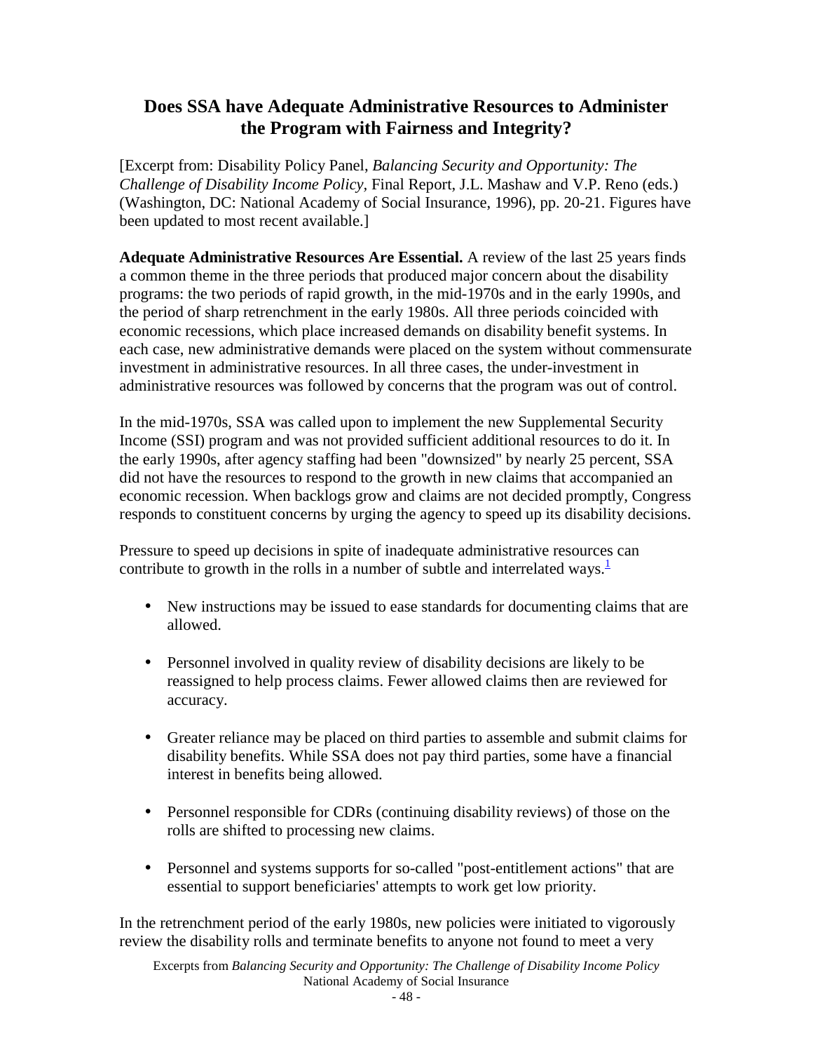## Does SSA have Adequate Administrative Resources to Administer the Program with Fairness and Integrity?

[Excerpt from: Disability Policy Panel, *Balancing Security and Opportunity: The Challenge of Disability Income Policy*, Final Report, J.L. Mashaw and V.P. Reno (eds.) (Washington, DC: National Academy of Social Insurance, 1996), pp. 20-21. Figures have been updated to most recent available.]

**Adequate Administrative Resources Are Essential.** A review of the last 25 years finds a common theme in the three periods that produced major concern about the disability programs: the two periods of rapid growth, in the mid-1970s and in the early 1990s, and the period of sharp retrenchment in the early 1980s. All three periods coincided with economic recessions, which place increased demands on disability benefit systems. In each case, new administrative demands were placed on the system without commensurate investment in administrative resources. In all three cases, the under-investment in administrative resources was followed by concerns that the program was out of control.

In the mid-1970s, SSA was called upon to implement the new Supplemental Security Income (SSI) program and was not provided sufficient additional resources to do it. In the early 1990s, after agency staffing had been "downsized" by nearly 25 percent, SSA did not have the resources to respond to the growth in new claims that accompanied an economic recession. When backlogs grow and claims are not decided promptly, Congress responds to constituent concerns by urging the agency to speed up its disability decisions.

Pressure to speed up decisions in spite of inadequate administrative resources can contribute to growth in the rolls in a number of subtle and interrelated ways.[1]

- New instructions may be issued to ease standards for documenting claims that are allowed.
- Personnel involved in quality review of disability decisions are likely to be reassigned to help process claims. Fewer allowed claims then are reviewed for accuracy.
- Greater reliance may be placed on third parties to assemble and submit claims for disability benefits. While SSA does not pay third parties, some have a financial interest in benefits being allowed.
- Personnel responsible for CDRs (continuing disability reviews) of those on the rolls are shifted to processing new claims.
- Personnel and systems supports for so-called "post-entitlement actions" that are essential to support beneficiaries' attempts to work get low priority.

In the retrenchment period of the early 1980s, new policies were initiated to vigorously review the disability rolls and terminate benefits to anyone not found to meet a very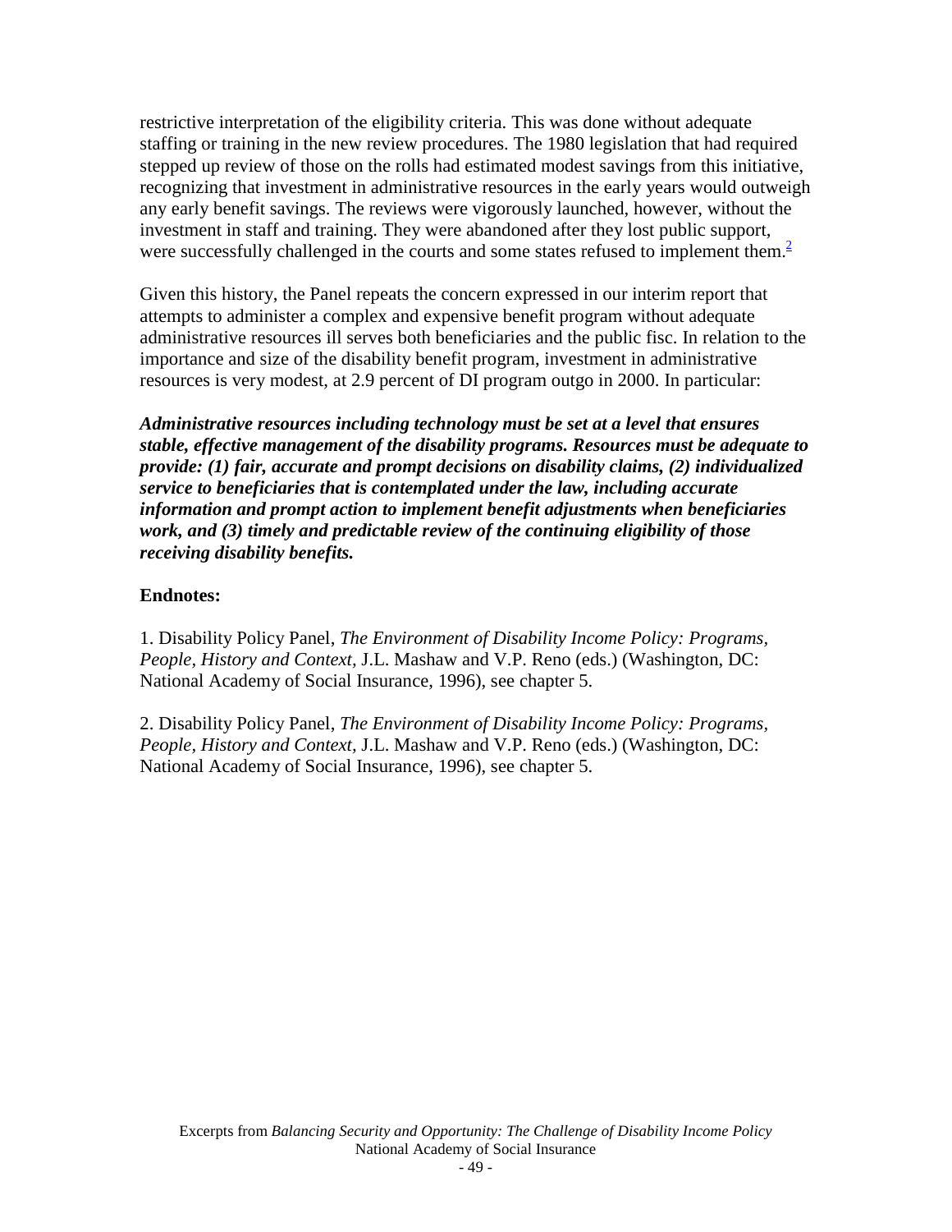restrictive interpretation of the eligibility criteria. This was done without adequate staffing or training in the new review procedures. The 1980 legislation that had required stepped up review of those on the rolls had estimated modest savings from this initiative, recognizing that investment in administrative resources in the early years would outweigh any early benefit savings. The reviews were vigorously launched, however, without the investment in staff and training. They were abandoned after they lost public support, were successfully challenged in the courts and some states refused to implement them.[2]

Given this history, the Panel repeats the concern expressed in our interim report that attempts to administer a complex and expensive benefit program without adequate administrative resources ill serves both beneficiaries and the public fisc. In relation to the importance and size of the disability benefit program, investment in administrative resources is very modest, at 2.9 percent of DI program outgo in 2000. In particular:

***Administrative resources including technology must be set at a level that ensures stable, effective management of the disability programs. Resources must be adequate to provide: (1) fair, accurate and prompt decisions on disability claims, (2) individualized service to beneficiaries that is contemplated under the law, including accurate information and prompt action to implement benefit adjustments when beneficiaries work, and (3) timely and predictable review of the continuing eligibility of those receiving disability benefits.***

**Endnotes:**

1. Disability Policy Panel, *The Environment of Disability Income Policy: Programs, People, History and Context*, J.L. Mashaw and V.P. Reno (eds.) (Washington, DC: National Academy of Social Insurance, 1996), see chapter 5.

2. Disability Policy Panel, *The Environment of Disability Income Policy: Programs, People, History and Context*, J.L. Mashaw and V.P. Reno (eds.) (Washington, DC: National Academy of Social Insurance, 1996), see chapter 5.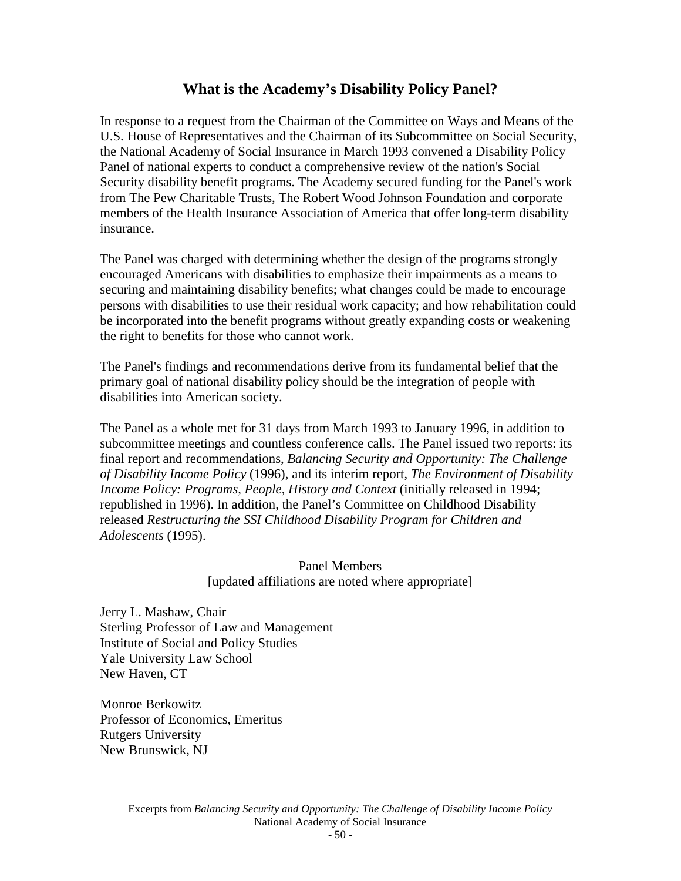## What is the Academy's Disability Policy Panel?

In response to a request from the Chairman of the Committee on Ways and Means of the U.S. House of Representatives and the Chairman of its Subcommittee on Social Security, the National Academy of Social Insurance in March 1993 convened a Disability Policy Panel of national experts to conduct a comprehensive review of the nation's Social Security disability benefit programs. The Academy secured funding for the Panel's work from The Pew Charitable Trusts, The Robert Wood Johnson Foundation and corporate members of the Health Insurance Association of America that offer long-term disability insurance.

The Panel was charged with determining whether the design of the programs strongly encouraged Americans with disabilities to emphasize their impairments as a means to securing and maintaining disability benefits; what changes could be made to encourage persons with disabilities to use their residual work capacity; and how rehabilitation could be incorporated into the benefit programs without greatly expanding costs or weakening the right to benefits for those who cannot work.

The Panel's findings and recommendations derive from its fundamental belief that the primary goal of national disability policy should be the integration of people with disabilities into American society.

The Panel as a whole met for 31 days from March 1993 to January 1996, in addition to subcommittee meetings and countless conference calls. The Panel issued two reports: its final report and recommendations, *Balancing Security and Opportunity: The Challenge of Disability Income Policy* (1996), and its interim report, *The Environment of Disability Income Policy: Programs, People, History and Context* (initially released in 1994; republished in 1996). In addition, the Panel's Committee on Childhood Disability released *Restructuring the SSI Childhood Disability Program for Children and Adolescents* (1995).

Panel Members
[updated affiliations are noted where appropriate]

Jerry L. Mashaw, Chair
Sterling Professor of Law and Management
Institute of Social and Policy Studies
Yale University Law School
New Haven, CT

Monroe Berkowitz
Professor of Economics, Emeritus
Rutgers University
New Brunswick, NJ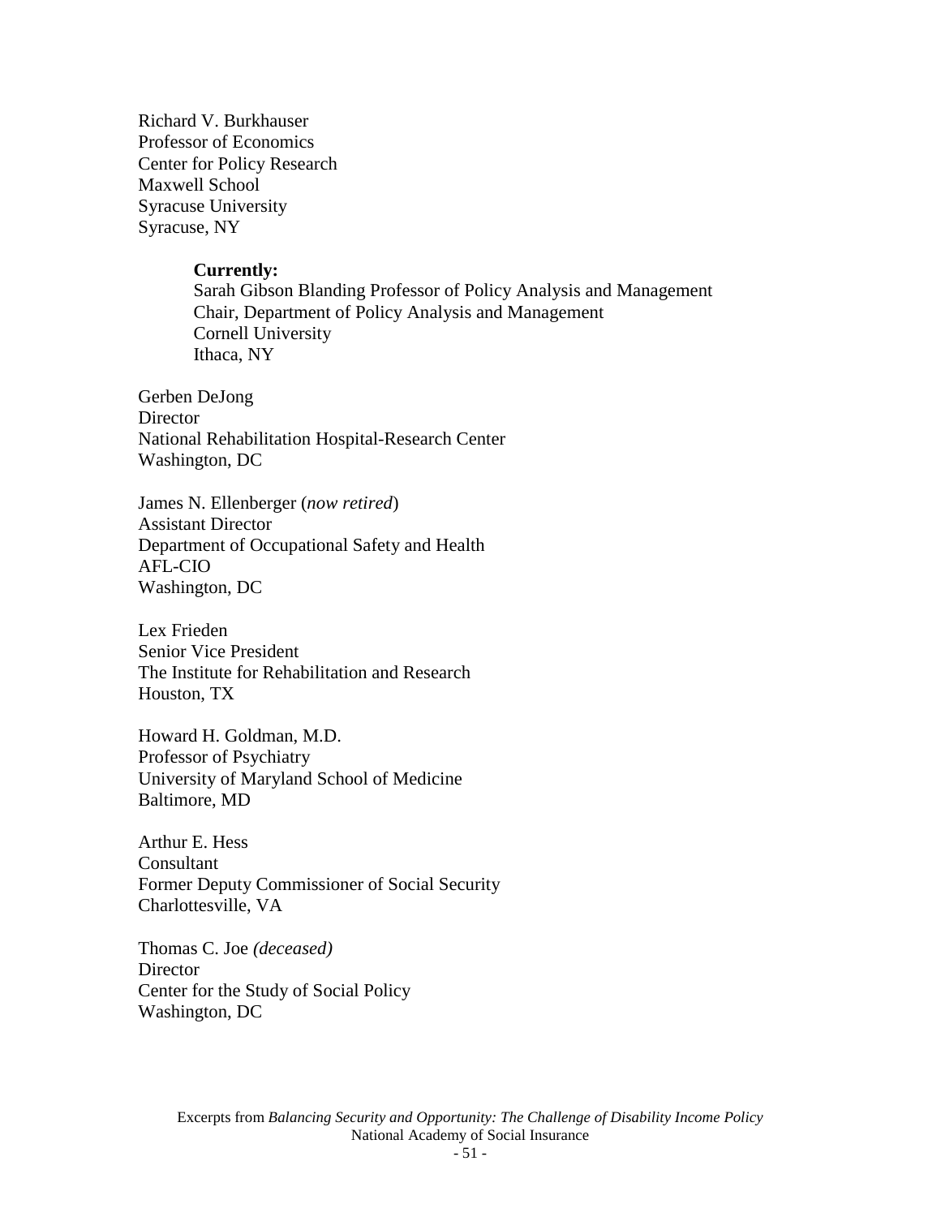Richard V. Burkhauser
Professor of Economics
Center for Policy Research
Maxwell School
Syracuse University
Syracuse, NY

> **Currently:**
> Sarah Gibson Blanding Professor of Policy Analysis and Management
> Chair, Department of Policy Analysis and Management
> Cornell University
> Ithaca, NY

Gerben DeJong
Director
National Rehabilitation Hospital-Research Center
Washington, DC

James N. Ellenberger (*now retired*)
Assistant Director
Department of Occupational Safety and Health
AFL-CIO
Washington, DC

Lex Frieden
Senior Vice President
The Institute for Rehabilitation and Research
Houston, TX

Howard H. Goldman, M.D.
Professor of Psychiatry
University of Maryland School of Medicine
Baltimore, MD

Arthur E. Hess
Consultant
Former Deputy Commissioner of Social Security
Charlottesville, VA

Thomas C. Joe *(deceased)*
Director
Center for the Study of Social Policy
Washington, DC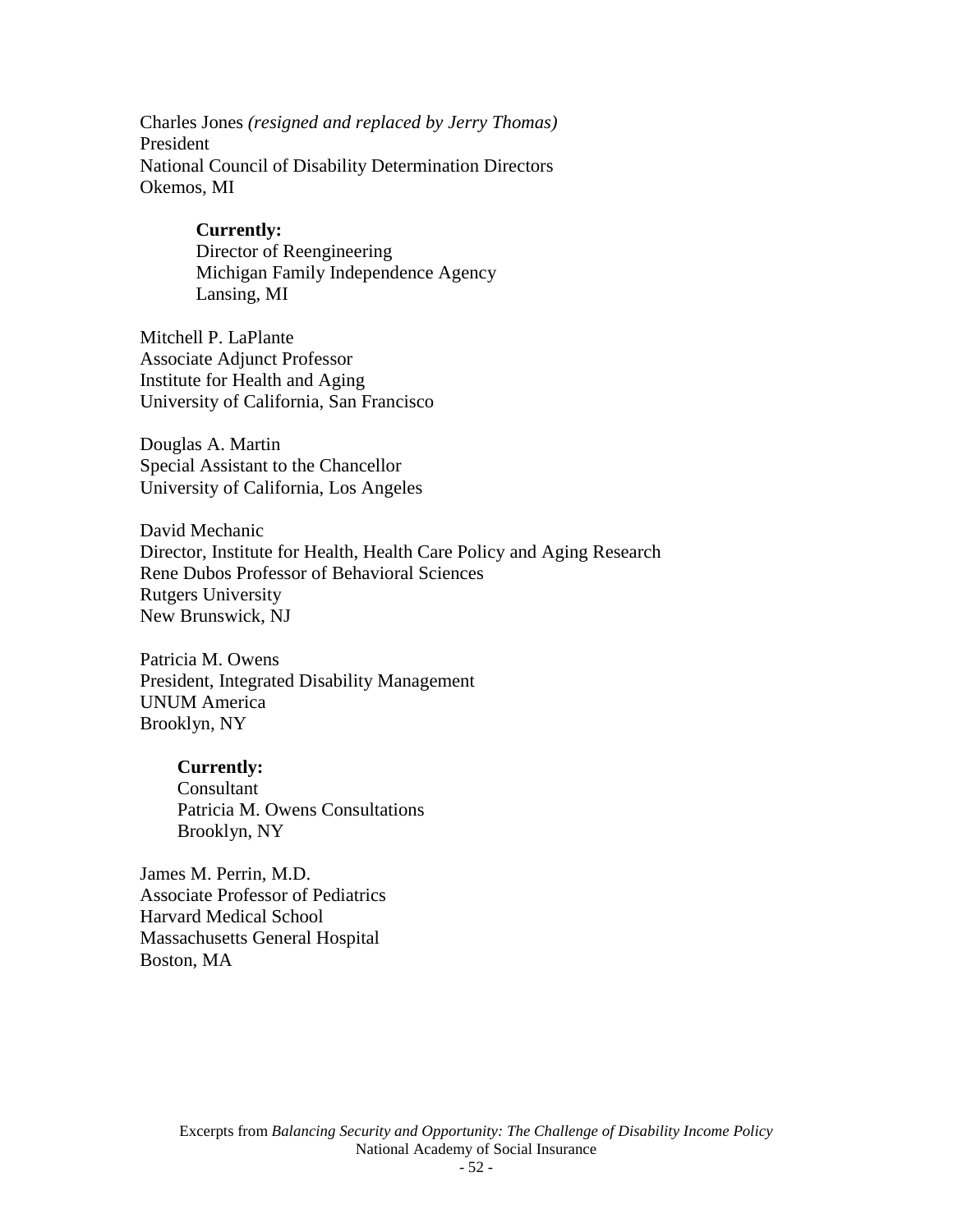Charles Jones *(resigned and replaced by Jerry Thomas)*
President
National Council of Disability Determination Directors
Okemos, MI

> **Currently:**
> Director of Reengineering
> Michigan Family Independence Agency
> Lansing, MI

Mitchell P. LaPlante
Associate Adjunct Professor
Institute for Health and Aging
University of California, San Francisco

Douglas A. Martin
Special Assistant to the Chancellor
University of California, Los Angeles

David Mechanic
Director, Institute for Health, Health Care Policy and Aging Research
Rene Dubos Professor of Behavioral Sciences
Rutgers University
New Brunswick, NJ

Patricia M. Owens
President, Integrated Disability Management
UNUM America
Brooklyn, NY

> **Currently:**
> Consultant
> Patricia M. Owens Consultations
> Brooklyn, NY

James M. Perrin, M.D.
Associate Professor of Pediatrics
Harvard Medical School
Massachusetts General Hospital
Boston, MA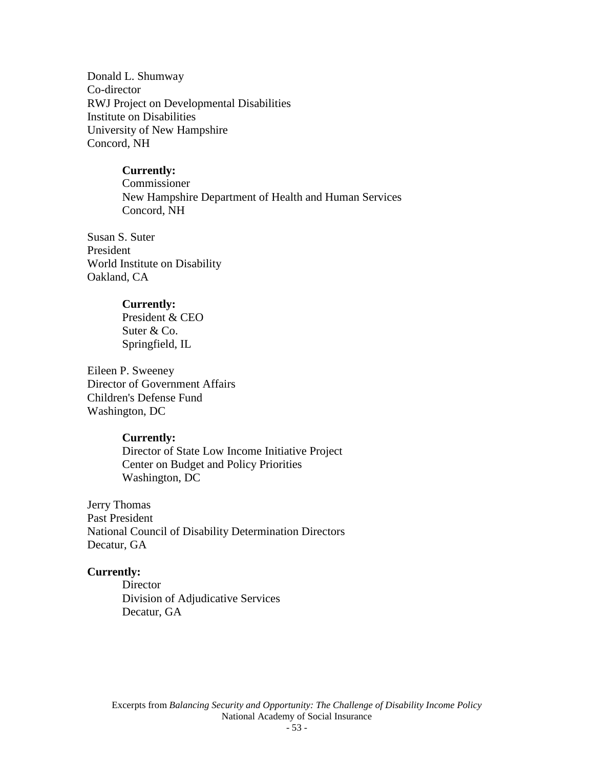Donald L. Shumway
Co-director
RWJ Project on Developmental Disabilities
Institute on Disabilities
University of New Hampshire
Concord, NH

> **Currently:**
> Commissioner
> New Hampshire Department of Health and Human Services
> Concord, NH

Susan S. Suter
President
World Institute on Disability
Oakland, CA

> **Currently:**
> President & CEO
> Suter & Co.
> Springfield, IL

Eileen P. Sweeney
Director of Government Affairs
Children's Defense Fund
Washington, DC

> **Currently:**
> Director of State Low Income Initiative Project
> Center on Budget and Policy Priorities
> Washington, DC

Jerry Thomas
Past President
National Council of Disability Determination Directors
Decatur, GA

**Currently:**
> Director
> Division of Adjudicative Services
> Decatur, GA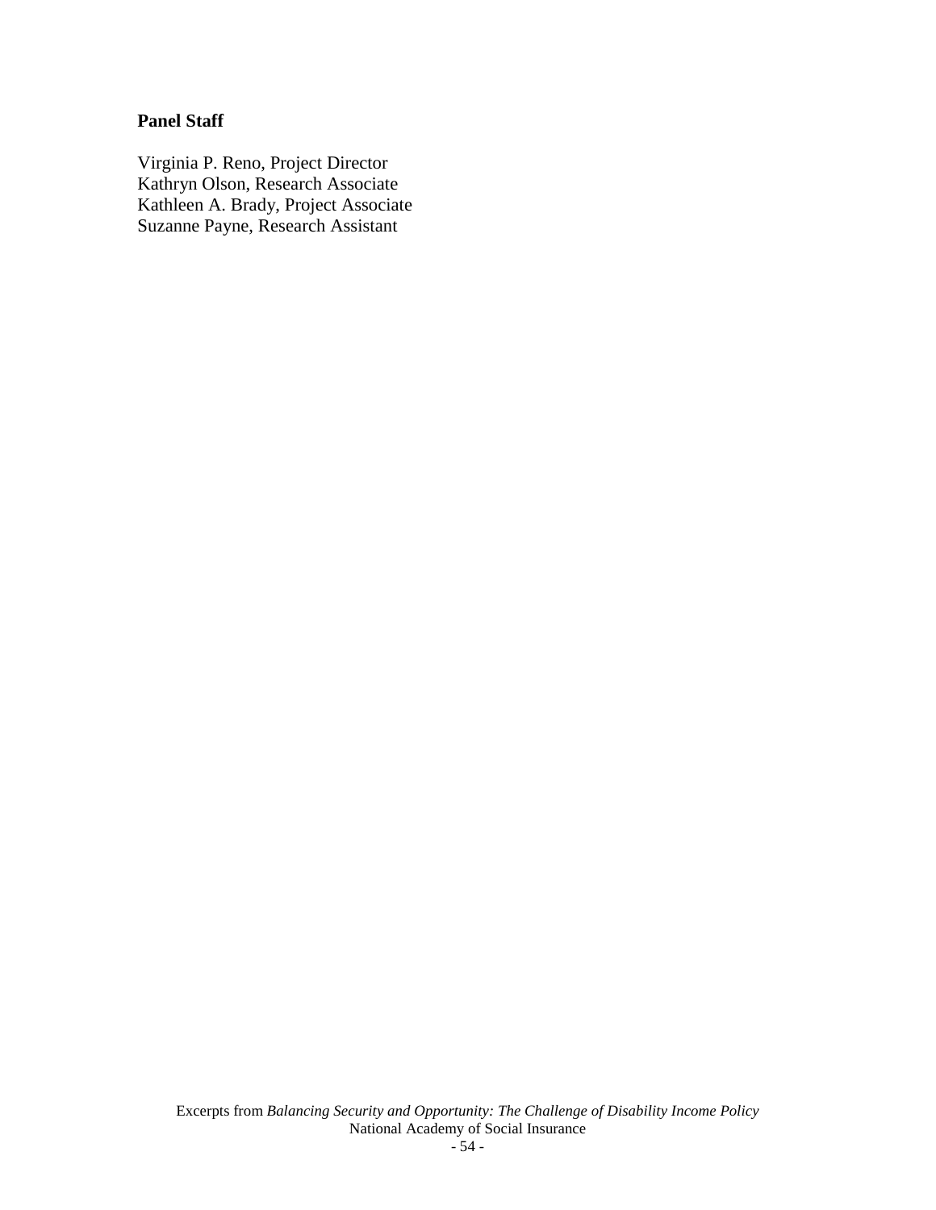**Panel Staff**

Virginia P. Reno, Project Director
Kathryn Olson, Research Associate
Kathleen A. Brady, Project Associate
Suzanne Payne, Research Assistant